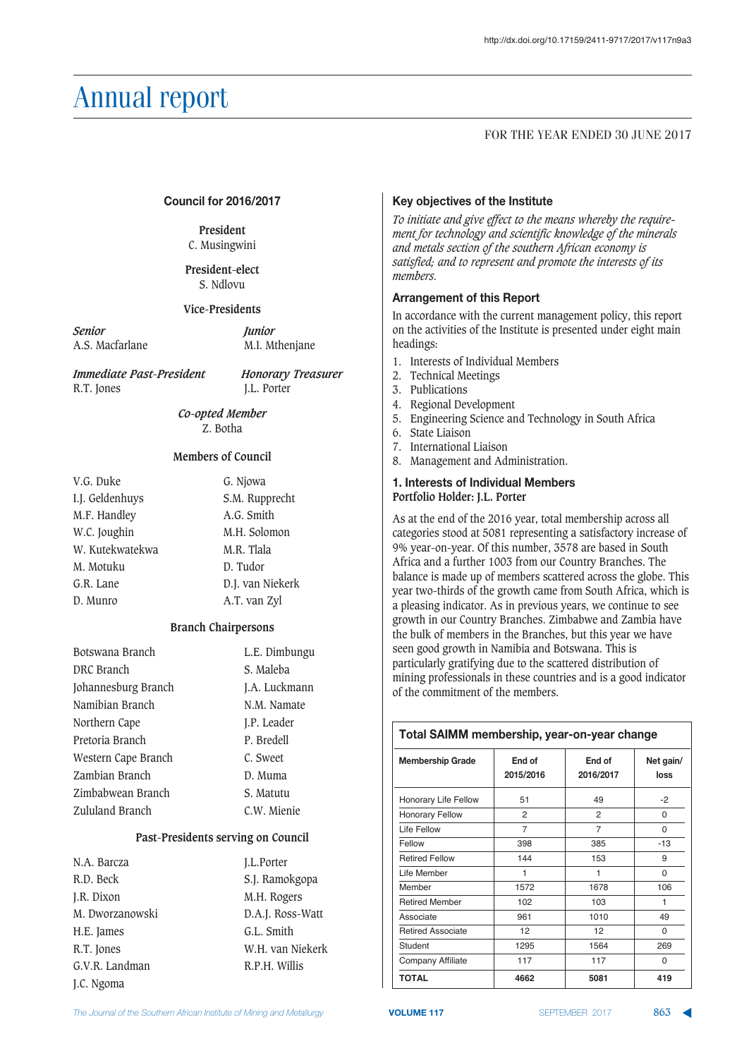# Annual report

FOR THE YEAR ENDED 30 JUNE 2017

## Council for 2016/2017

**President**
C. Musingwini

**President-elect**
S. Ndlovu

**Vice-Presidents**

*Senior*
A.S. Macfarlane

*Junior*
M.I. Mthenjane

*Immediate Past-President*
R.T. Jones

*Honorary Treasurer*
J.L. Porter

*Co-opted Member*
Z. Botha

**Members of Council**

V.G. Duke
I.J. Geldenhuys
M.F. Handley
W.C. Joughin
W. Kutekwatekwa
M. Motuku
G.R. Lane
D. Munro
G. Njowa
S.M. Rupprecht
A.G. Smith
M.H. Solomon
M.R. Tlala
D. Tudor
D.J. van Niekerk
A.T. van Zyl

**Branch Chairpersons**

| | |
|---|---|
| Botswana Branch | L.E. Dimbungu |
| DRC Branch | S. Maleba |
| Johannesburg Branch | J.A. Luckmann |
| Namibian Branch | N.M. Namate |
| Northern Cape | J.P. Leader |
| Pretoria Branch | P. Bredell |
| Western Cape Branch | C. Sweet |
| Zambian Branch | D. Muma |
| Zimbabwean Branch | S. Matutu |
| Zululand Branch | C.W. Mienie |

**Past-Presidents serving on Council**

N.A. Barcza
R.D. Beck
J.R. Dixon
M. Dworzanowski
H.E. James
R.T. Jones
G.V.R. Landman
J.C. Ngoma
J.L.Porter
S.J. Ramokgopa
M.H. Rogers
D.A.J. Ross-Watt
G.L. Smith
W.H. van Niekerk
R.P.H. Willis

## Key objectives of the Institute

*To initiate and give effect to the means whereby the requirement for technology and scientific knowledge of the minerals and metals section of the southern African economy is satisfied; and to represent and promote the interests of its members.*

## Arrangement of this Report

In accordance with the current management policy, this report on the activities of the Institute is presented under eight main headings:

1. Interests of Individual Members
2. Technical Meetings
3. Publications
4. Regional Development
5. Engineering Science and Technology in South Africa
6. State Liaison
7. International Liaison
8. Management and Administration.

## 1. Interests of Individual Members

**Portfolio Holder: J.L. Porter**

As at the end of the 2016 year, total membership across all categories stood at 5081 representing a satisfactory increase of 9% year-on-year. Of this number, 3578 are based in South Africa and a further 1003 from our Country Branches. The balance is made up of members scattered across the globe. This year two-thirds of the growth came from South Africa, which is a pleasing indicator. As in previous years, we continue to see growth in our Country Branches. Zimbabwe and Zambia have the bulk of members in the Branches, but this year we have seen good growth in Namibia and Botswana. This is particularly gratifying due to the scattered distribution of mining professionals in these countries and is a good indicator of the commitment of the members.

**Total SAIMM membership, year-on-year change**

| Membership Grade | End of 2015/2016 | End of 2016/2017 | Net gain/ loss |
|---|---|---|---|
| Honorary Life Fellow | 51 | 49 | -2 |
| Honorary Fellow | 2 | 2 | 0 |
| Life Fellow | 7 | 7 | 0 |
| Fellow | 398 | 385 | -13 |
| Retired Fellow | 144 | 153 | 9 |
| Life Member | 1 | 1 | 0 |
| Member | 1572 | 1678 | 106 |
| Retired Member | 102 | 103 | 1 |
| Associate | 961 | 1010 | 49 |
| Retired Associate | 12 | 12 | 0 |
| Student | 1295 | 1564 | 269 |
| Company Affiliate | 117 | 117 | 0 |
| **TOTAL** | **4662** | **5081** | **419** |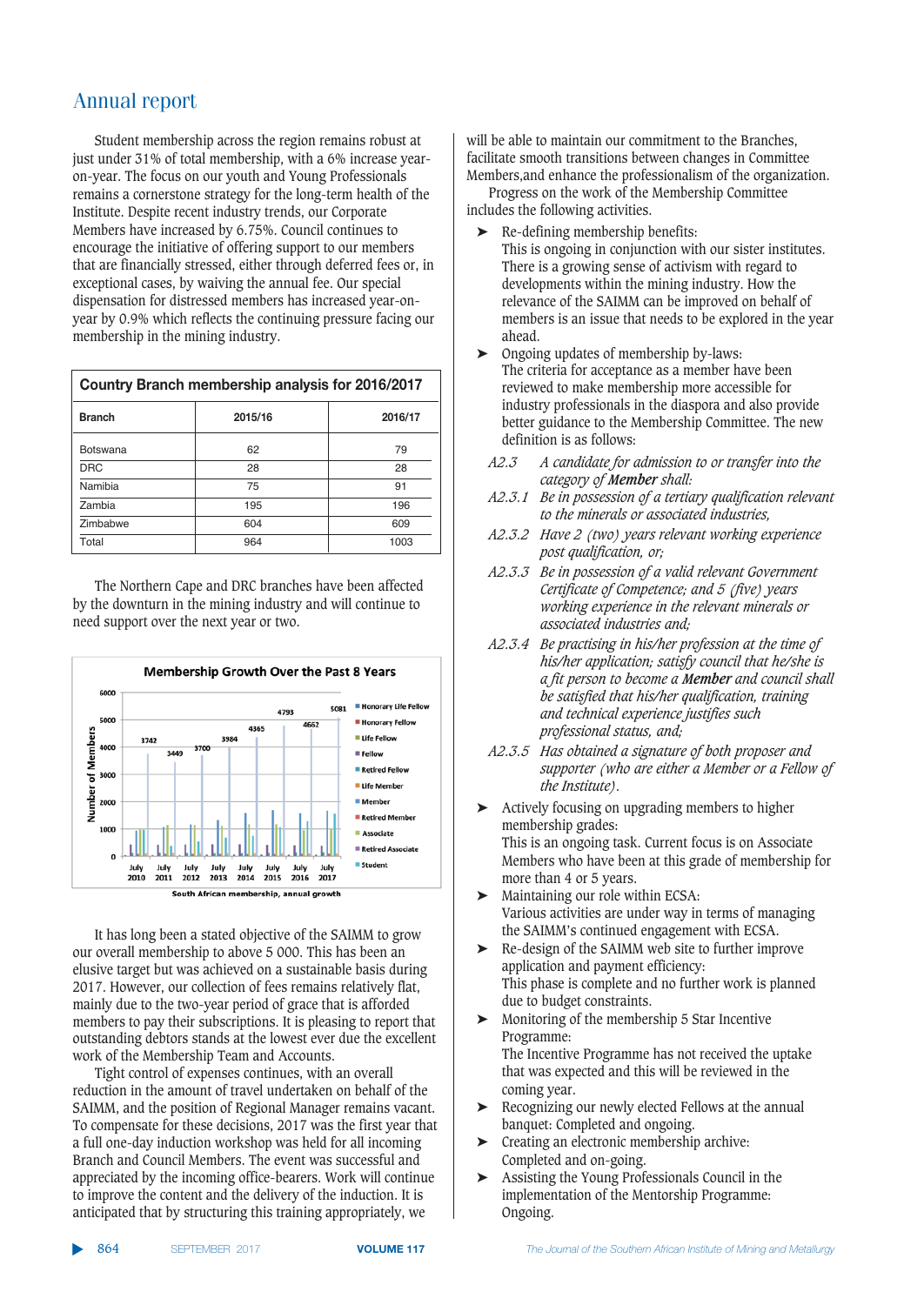# Annual report

Student membership across the region remains robust at just under 31% of total membership, with a 6% increase year-on-year. The focus on our youth and Young Professionals remains a cornerstone strategy for the long-term health of the Institute. Despite recent industry trends, our Corporate Members have increased by 6.75%. Council continues to encourage the initiative of offering support to our members that are financially stressed, either through deferred fees or, in exceptional cases, by waiving the annual fee. Our special dispensation for distressed members has increased year-on-year by 0.9% which reflects the continuing pressure facing our membership in the mining industry.

**Country Branch membership analysis for 2016/2017**

| Branch | 2015/16 | 2016/17 |
|---|---|---|
| Botswana | 62 | 79 |
| DRC | 28 | 28 |
| Namibia | 75 | 91 |
| Zambia | 195 | 196 |
| Zimbabwe | 604 | 609 |
| Total | 964 | 1003 |

The Northern Cape and DRC branches have been affected by the downturn in the mining industry and will continue to need support over the next year or two.

**Membership Growth Over the Past 8 Years**

South African membership, annual growth

It has long been a stated objective of the SAIMM to grow our overall membership to above 5 000. This has been an elusive target but was achieved on a sustainable basis during 2017. However, our collection of fees remains relatively flat, mainly due to the two-year period of grace that is afforded members to pay their subscriptions. It is pleasing to report that outstanding debtors stands at the lowest ever due the excellent work of the Membership Team and Accounts.

Tight control of expenses continues, with an overall reduction in the amount of travel undertaken on behalf of the SAIMM, and the position of Regional Manager remains vacant. To compensate for these decisions, 2017 was the first year that a full one-day induction workshop was held for all incoming Branch and Council Members. The event was successful and appreciated by the incoming office-bearers. Work will continue to improve the content and the delivery of the induction. It is anticipated that by structuring this training appropriately, we will be able to maintain our commitment to the Branches, facilitate smooth transitions between changes in Committee Members,and enhance the professionalism of the organization.

Progress on the work of the Membership Committee includes the following activities.

- Re-defining membership benefits:
  This is ongoing in conjunction with our sister institutes. There is a growing sense of activism with regard to developments within the mining industry. How the relevance of the SAIMM can be improved on behalf of members is an issue that needs to be explored in the year ahead.
- Ongoing updates of membership by-laws:
  The criteria for acceptance as a member have been reviewed to make membership more accessible for industry professionals in the diaspora and also provide better guidance to the Membership Committee. The new definition is as follows:

  *A2.3 A candidate for admission to or transfer into the category of **Member** shall:*

  *A2.3.1 Be in possession of a tertiary qualification relevant to the minerals or associated industries,*

  *A2.3.2 Have 2 (two) years relevant working experience post qualification, or;*

  *A2.3.3 Be in possession of a valid relevant Government Certificate of Competence; and 5 (five) years working experience in the relevant minerals or associated industries and;*

  *A2.3.4 Be practising in his/her profession at the time of his/her application; satisfy council that he/she is a fit person to become a **Member** and council shall be satisfied that his/her qualification, training and technical experience justifies such professional status, and;*

  *A2.3.5 Has obtained a signature of both proposer and supporter (who are either a Member or a Fellow of the Institute).*
- Actively focusing on upgrading members to higher membership grades:
  This is an ongoing task. Current focus is on Associate Members who have been at this grade of membership for more than 4 or 5 years.
- Maintaining our role within ECSA:
  Various activities are under way in terms of managing the SAIMM's continued engagement with ECSA.
- Re-design of the SAIMM web site to further improve application and payment efficiency:
  This phase is complete and no further work is planned due to budget constraints.
- Monitoring of the membership 5 Star Incentive Programme:
  The Incentive Programme has not received the uptake that was expected and this will be reviewed in the coming year.
- Recognizing our newly elected Fellows at the annual banquet: Completed and ongoing.
- Creating an electronic membership archive:
  Completed and on-going.
- Assisting the Young Professionals Council in the implementation of the Mentorship Programme:
  Ongoing.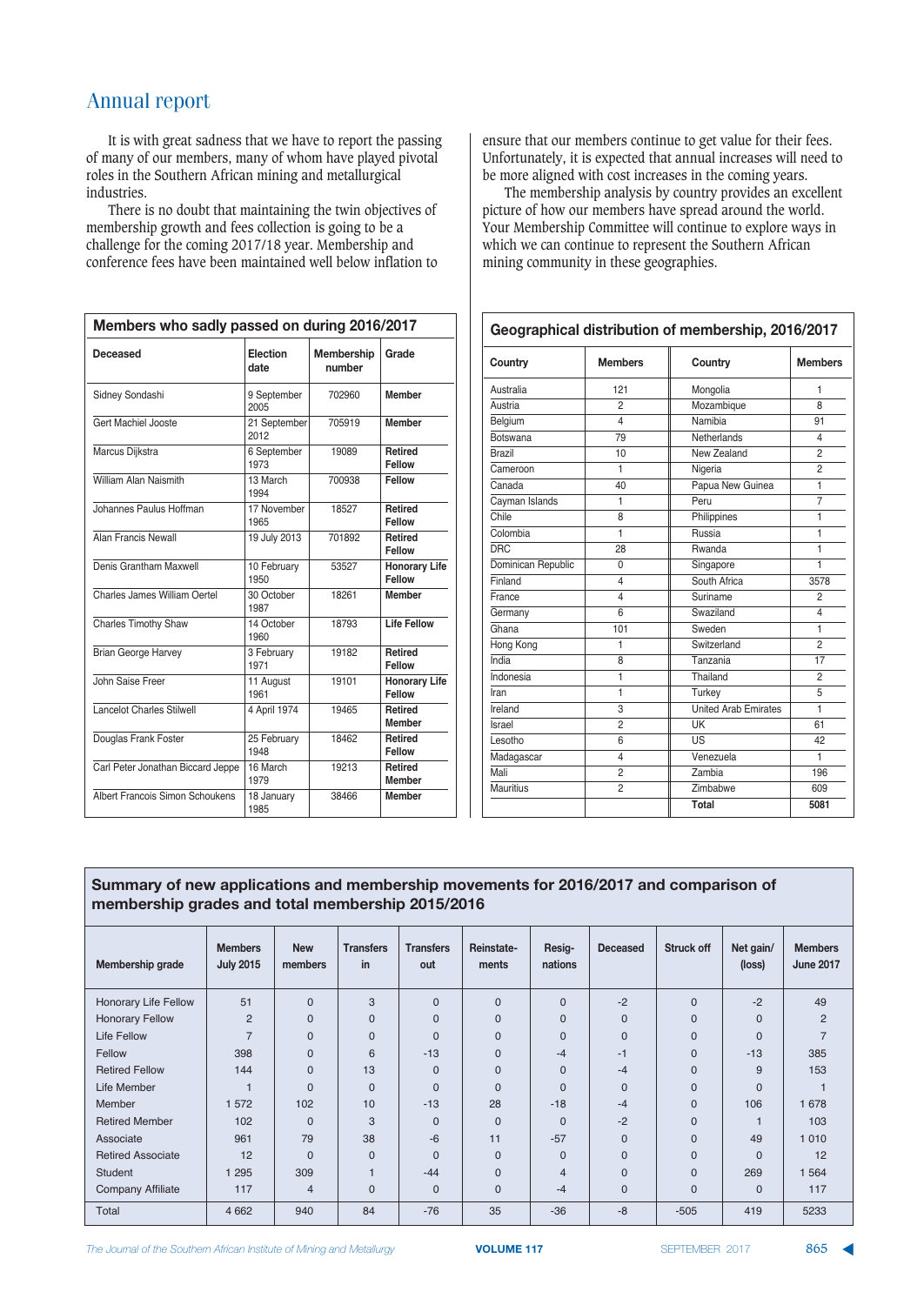## Annual report

It is with great sadness that we have to report the passing of many of our members, many of whom have played pivotal roles in the Southern African mining and metallurgical industries.

There is no doubt that maintaining the twin objectives of membership growth and fees collection is going to be a challenge for the coming 2017/18 year. Membership and conference fees have been maintained well below inflation to ensure that our members continue to get value for their fees. Unfortunately, it is expected that annual increases will need to be more aligned with cost increases in the coming years.

The membership analysis by country provides an excellent picture of how our members have spread around the world. Your Membership Committee will continue to explore ways in which we can continue to represent the Southern African mining community in these geographies.

**Members who sadly passed on during 2016/2017**

| Deceased | Election date | Membership number | Grade |
|---|---|---|---|
| Sidney Sondashi | 9 September 2005 | 702960 | **Member** |
| Gert Machiel Jooste | 21 September 2012 | 705919 | **Member** |
| Marcus Dijkstra | 6 September 1973 | 19089 | **Retired Fellow** |
| William Alan Naismith | 13 March 1994 | 700938 | **Fellow** |
| Johannes Paulus Hoffman | 17 November 1965 | 18527 | **Retired Fellow** |
| Alan Francis Newall | 19 July 2013 | 701892 | **Retired Fellow** |
| Denis Grantham Maxwell | 10 February 1950 | 53527 | **Honorary Life Fellow** |
| Charles James William Oertel | 30 October 1987 | 18261 | **Member** |
| Charles Timothy Shaw | 14 October 1960 | 18793 | **Life Fellow** |
| Brian George Harvey | 3 February 1971 | 19182 | **Retired Fellow** |
| John Saise Freer | 11 August 1961 | 19101 | **Honorary Life Fellow** |
| Lancelot Charles Stilwell | 4 April 1974 | 19465 | **Retired Member** |
| Douglas Frank Foster | 25 February 1948 | 18462 | **Retired Fellow** |
| Carl Peter Jonathan Biccard Jeppe | 16 March 1979 | 19213 | **Retired Member** |
| Albert Francois Simon Schoukens | 18 January 1985 | 38466 | **Member** |

**Geographical distribution of membership, 2016/2017**

| Country | Members | Country | Members |
|---|---|---|---|
| Australia | 121 | Mongolia | 1 |
| Austria | 2 | Mozambique | 8 |
| Belgium | 4 | Namibia | 91 |
| Botswana | 79 | Netherlands | 4 |
| Brazil | 10 | New Zealand | 2 |
| Cameroon | 1 | Nigeria | 2 |
| Canada | 40 | Papua New Guinea | 1 |
| Cayman Islands | 1 | Peru | 7 |
| Chile | 8 | Philippines | 1 |
| Colombia | 1 | Russia | 1 |
| DRC | 28 | Rwanda | 1 |
| Dominican Republic | 0 | Singapore | 1 |
| Finland | 4 | South Africa | 3578 |
| France | 4 | Suriname | 2 |
| Germany | 6 | Swaziland | 4 |
| Ghana | 101 | Sweden | 1 |
| Hong Kong | 1 | Switzerland | 2 |
| India | 8 | Tanzania | 17 |
| Indonesia | 1 | Thailand | 2 |
| Iran | 1 | Turkey | 5 |
| Ireland | 3 | United Arab Emirates | 1 |
| Israel | 2 | UK | 61 |
| Lesotho | 6 | US | 42 |
| Madagascar | 4 | Venezuela | 1 |
| Mali | 2 | Zambia | 196 |
| Mauritius | 2 | Zimbabwe | 609 |
| | | **Total** | **5081** |

**Summary of new applications and membership movements for 2016/2017 and comparison of membership grades and total membership 2015/2016**

| Membership grade | Members July 2015 | New members | Transfers in | Transfers out | Reinstate-ments | Resig-nations | Deceased | Struck off | Net gain/ (loss) | Members June 2017 |
|---|---|---|---|---|---|---|---|---|---|---|
| Honorary Life Fellow | 51 | 0 | 3 | 0 | 0 | 0 | -2 | 0 | -2 | 49 |
| Honorary Fellow | 2 | 0 | 0 | 0 | 0 | 0 | 0 | 0 | 0 | 2 |
| Life Fellow | 7 | 0 | 0 | 0 | 0 | 0 | 0 | 0 | 0 | 7 |
| Fellow | 398 | 0 | 6 | -13 | 0 | -4 | -1 | 0 | -13 | 385 |
| Retired Fellow | 144 | 0 | 13 | 0 | 0 | 0 | -4 | 0 | 9 | 153 |
| Life Member | 1 | 0 | 0 | 0 | 0 | 0 | 0 | 0 | 0 | 1 |
| Member | 1 572 | 102 | 10 | -13 | 28 | -18 | -4 | 0 | 106 | 1 678 |
| Retired Member | 102 | 0 | 3 | 0 | 0 | 0 | -2 | 0 | 1 | 103 |
| Associate | 961 | 79 | 38 | -6 | 11 | -57 | 0 | 0 | 49 | 1 010 |
| Retired Associate | 12 | 0 | 0 | 0 | 0 | 0 | 0 | 0 | 0 | 12 |
| Student | 1 295 | 309 | 1 | -44 | 0 | 4 | 0 | 0 | 269 | 1 564 |
| Company Affiliate | 117 | 4 | 0 | 0 | 0 | -4 | 0 | 0 | 0 | 117 |
| Total | 4 662 | 940 | 84 | -76 | 35 | -36 | -8 | -505 | 419 | 5233 |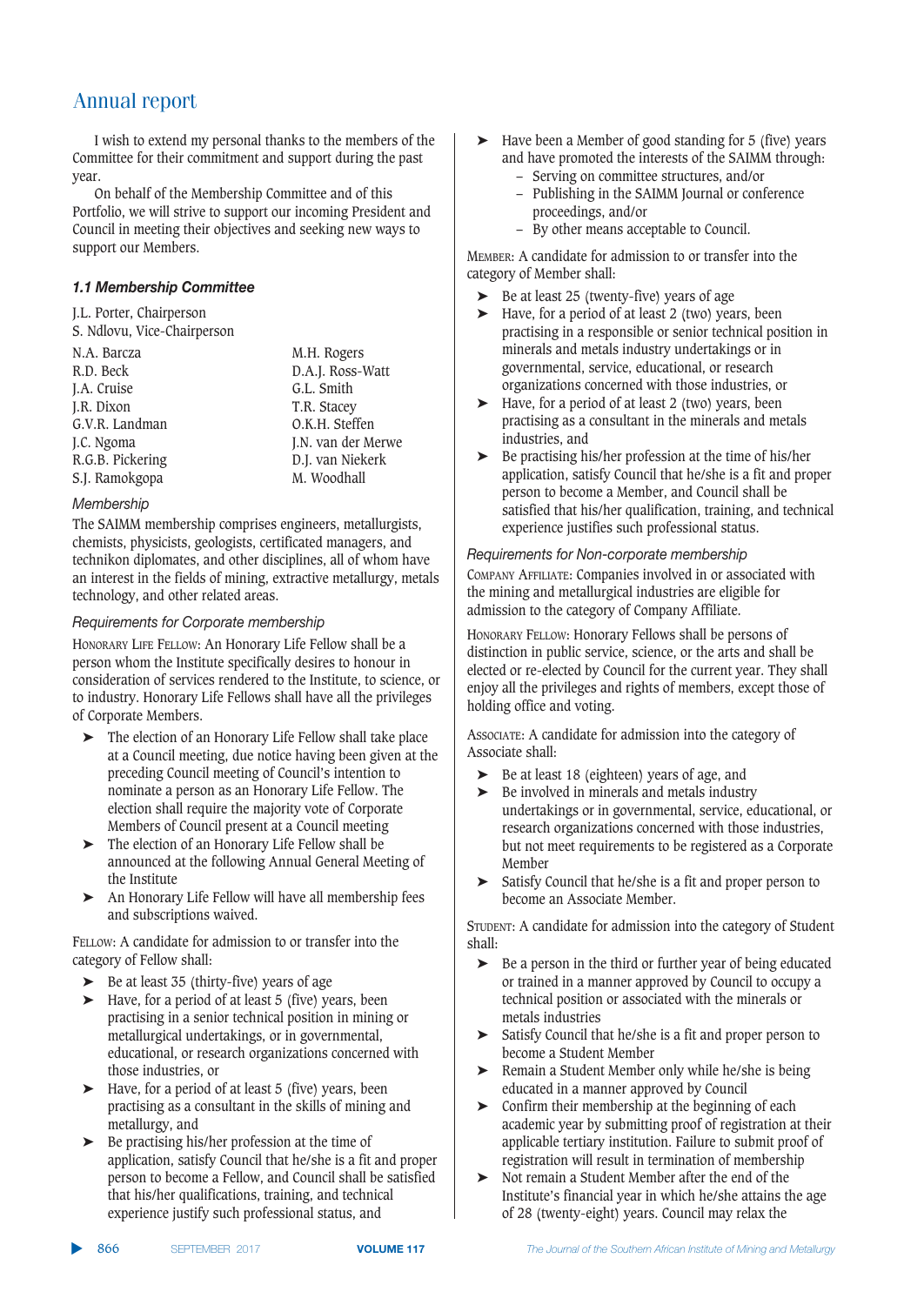# Annual report

I wish to extend my personal thanks to the members of the Committee for their commitment and support during the past year.

On behalf of the Membership Committee and of this Portfolio, we will strive to support our incoming President and Council in meeting their objectives and seeking new ways to support our Members.

### *1.1 Membership Committee*

J.L. Porter, Chairperson
S. Ndlovu, Vice-Chairperson

| | |
|---|---|
| N.A. Barcza | M.H. Rogers |
| R.D. Beck | D.A.J. Ross-Watt |
| J.A. Cruise | G.L. Smith |
| J.R. Dixon | T.R. Stacey |
| G.V.R. Landman | O.K.H. Steffen |
| J.C. Ngoma | J.N. van der Merwe |
| R.G.B. Pickering | D.J. van Niekerk |
| S.J. Ramokgopa | M. Woodhall |

*Membership*

The SAIMM membership comprises engineers, metallurgists, chemists, physicists, geologists, certificated managers, and technikon diplomates, and other disciplines, all of whom have an interest in the fields of mining, extractive metallurgy, metals technology, and other related areas.

*Requirements for Corporate membership*

Honorary Life Fellow: An Honorary Life Fellow shall be a person whom the Institute specifically desires to honour in consideration of services rendered to the Institute, to science, or to industry. Honorary Life Fellows shall have all the privileges of Corporate Members.

- The election of an Honorary Life Fellow shall take place at a Council meeting, due notice having been given at the preceding Council meeting of Council's intention to nominate a person as an Honorary Life Fellow. The election shall require the majority vote of Corporate Members of Council present at a Council meeting
- The election of an Honorary Life Fellow shall be announced at the following Annual General Meeting of the Institute
- An Honorary Life Fellow will have all membership fees and subscriptions waived.

Fellow: A candidate for admission to or transfer into the category of Fellow shall:

- Be at least 35 (thirty-five) years of age
- Have, for a period of at least 5 (five) years, been practising in a senior technical position in mining or metallurgical undertakings, or in governmental, educational, or research organizations concerned with those industries, or
- Have, for a period of at least 5 (five) years, been practising as a consultant in the skills of mining and metallurgy, and
- Be practising his/her profession at the time of application, satisfy Council that he/she is a fit and proper person to become a Fellow, and Council shall be satisfied that his/her qualifications, training, and technical experience justify such professional status, and
- Have been a Member of good standing for 5 (five) years and have promoted the interests of the SAIMM through:
  - Serving on committee structures, and/or
  - Publishing in the SAIMM Journal or conference proceedings, and/or
  - By other means acceptable to Council.

Member: A candidate for admission to or transfer into the category of Member shall:

- Be at least 25 (twenty-five) years of age
- Have, for a period of at least 2 (two) years, been practising in a responsible or senior technical position in minerals and metals industry undertakings or in governmental, service, educational, or research organizations concerned with those industries, or
- Have, for a period of at least 2 (two) years, been practising as a consultant in the minerals and metals industries, and
- Be practising his/her profession at the time of his/her application, satisfy Council that he/she is a fit and proper person to become a Member, and Council shall be satisfied that his/her qualification, training, and technical experience justifies such professional status.

*Requirements for Non-corporate membership*

Company Affiliate: Companies involved in or associated with the mining and metallurgical industries are eligible for admission to the category of Company Affiliate.

Honorary Fellow: Honorary Fellows shall be persons of distinction in public service, science, or the arts and shall be elected or re-elected by Council for the current year. They shall enjoy all the privileges and rights of members, except those of holding office and voting.

Associate: A candidate for admission into the category of Associate shall:

- Be at least 18 (eighteen) years of age, and
- Be involved in minerals and metals industry undertakings or in governmental, service, educational, or research organizations concerned with those industries, but not meet requirements to be registered as a Corporate Member
- Satisfy Council that he/she is a fit and proper person to become an Associate Member.

Student: A candidate for admission into the category of Student shall:

- Be a person in the third or further year of being educated or trained in a manner approved by Council to occupy a technical position or associated with the minerals or metals industries
- Satisfy Council that he/she is a fit and proper person to become a Student Member
- Remain a Student Member only while he/she is being educated in a manner approved by Council
- Confirm their membership at the beginning of each academic year by submitting proof of registration at their applicable tertiary institution. Failure to submit proof of registration will result in termination of membership
- Not remain a Student Member after the end of the Institute's financial year in which he/she attains the age of 28 (twenty-eight) years. Council may relax the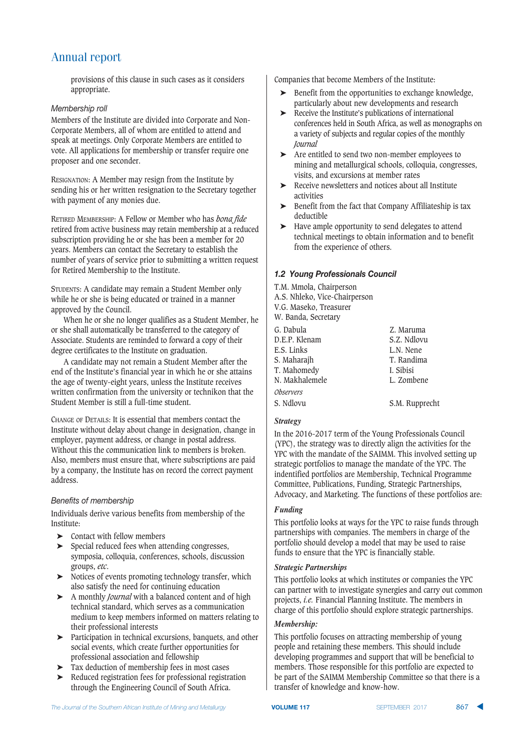provisions of this clause in such cases as it considers appropriate.

*Membership roll*

Members of the Institute are divided into Corporate and Non-Corporate Members, all of whom are entitled to attend and speak at meetings. Only Corporate Members are entitled to vote. All applications for membership or transfer require one proposer and one seconder.

RESIGNATION: A Member may resign from the Institute by sending his or her written resignation to the Secretary together with payment of any monies due.

RETIRED MEMBERSHIP: A Fellow or Member who has *bona fide* retired from active business may retain membership at a reduced subscription providing he or she has been a member for 20 years. Members can contact the Secretary to establish the number of years of service prior to submitting a written request for Retired Membership to the Institute.

STUDENTS: A candidate may remain a Student Member only while he or she is being educated or trained in a manner approved by the Council.

When he or she no longer qualifies as a Student Member, he or she shall automatically be transferred to the category of Associate. Students are reminded to forward a copy of their degree certificates to the Institute on graduation.

A candidate may not remain a Student Member after the end of the Institute's financial year in which he or she attains the age of twenty-eight years, unless the Institute receives written confirmation from the university or technikon that the Student Member is still a full-time student.

CHANGE OF DETAILS: It is essential that members contact the Institute without delay about change in designation, change in employer, payment address, or change in postal address. Without this the communication link to members is broken. Also, members must ensure that, where subscriptions are paid by a company, the Institute has on record the correct payment address.

*Benefits of membership*

Individuals derive various benefits from membership of the Institute:

- Contact with fellow members
- Special reduced fees when attending congresses, symposia, colloquia, conferences, schools, discussion groups, *etc*.
- Notices of events promoting technology transfer, which also satisfy the need for continuing education
- A monthly *Journal* with a balanced content and of high technical standard, which serves as a communication medium to keep members informed on matters relating to their professional interests
- Participation in technical excursions, banquets, and other social events, which create further opportunities for professional association and fellowship
- Tax deduction of membership fees in most cases
- Reduced registration fees for professional registration through the Engineering Council of South Africa.

Companies that become Members of the Institute:

- Benefit from the opportunities to exchange knowledge, particularly about new developments and research
- Receive the Institute's publications of international conferences held in South Africa, as well as monographs on a variety of subjects and regular copies of the monthly *Journal*
- Are entitled to send two non-member employees to mining and metallurgical schools, colloquia, congresses, visits, and excursions at member rates
- Receive newsletters and notices about all Institute activities
- Benefit from the fact that Company Affiliateship is tax deductible
- Have ample opportunity to send delegates to attend technical meetings to obtain information and to benefit from the experience of others.

### 1.2 Young Professionals Council

T.M. Mmola, Chairperson
A.S. Nhleko, Vice-Chairperson
V.G. Maseko, Treasurer
W. Banda, Secretary

| | |
|---|---|
| G. Dabula | Z. Maruma |
| D.E.P. Klenam | S.Z. Ndlovu |
| E.S. Links | L.N. Nene |
| S. Maharajh | T. Randima |
| T. Mahomedy | I. Sibisi |
| N. Makhalemele | L. Zombene |

*Observers*

| | |
|---|---|
| S. Ndlovu | S.M. Rupprecht |

**Strategy**

In the 2016-2017 term of the Young Professionals Council (YPC), the strategy was to directly align the activities for the YPC with the mandate of the SAIMM. This involved setting up strategic portfolios to manage the mandate of the YPC. The indentified portfolios are Membership, Technical Programme Committee, Publications, Funding, Strategic Partnerships, Advocacy, and Marketing. The functions of these portfolios are:

**Funding**

This portfolio looks at ways for the YPC to raise funds through partnerships with companies. The members in charge of the portfolio should develop a model that may be used to raise funds to ensure that the YPC is financially stable.

**Strategic Partnerships**

This portfolio looks at which institutes or companies the YPC can partner with to investigate synergies and carry out common projects, *i.e.* Financial Planning Institute. The members in charge of this portfolio should explore strategic partnerships.

**Membership:**

This portfolio focuses on attracting membership of young people and retaining these members. This should include developing programmes and support that will be beneficial to members. Those responsible for this portfolio are expected to be part of the SAIMM Membership Committee so that there is a transfer of knowledge and know-how.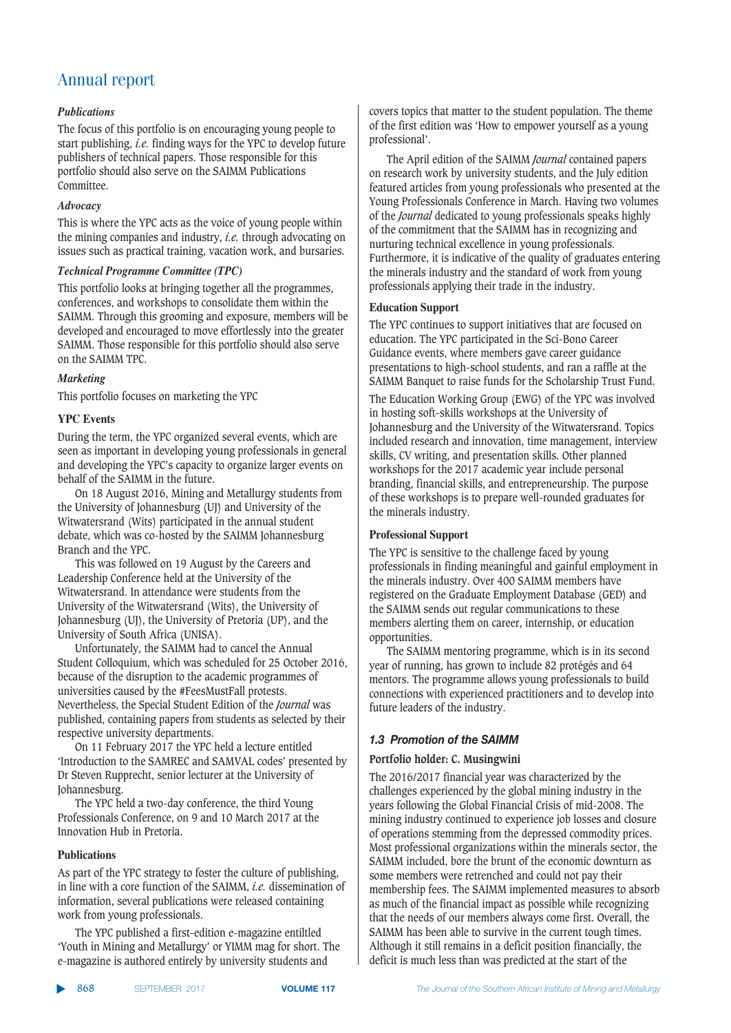*Publications*

The focus of this portfolio is on encouraging young people to start publishing, *i.e.* finding ways for the YPC to develop future publishers of technical papers. Those responsible for this portfolio should also serve on the SAIMM Publications Committee.

*Advocacy*

This is where the YPC acts as the voice of young people within the mining companies and industry, *i.e.* through advocating on issues such as practical training, vacation work, and bursaries.

*Technical Programme Committee (TPC)*

This portfolio looks at bringing together all the programmes, conferences, and workshops to consolidate them within the SAIMM. Through this grooming and exposure, members will be developed and encouraged to move effortlessly into the greater SAIMM. Those responsible for this portfolio should also serve on the SAIMM TPC.

*Marketing*

This portfolio focuses on marketing the YPC

**YPC Events**

During the term, the YPC organized several events, which are seen as important in developing young professionals in general and developing the YPC's capacity to organize larger events on behalf of the SAIMM in the future.

On 18 August 2016, Mining and Metallurgy students from the University of Johannesburg (UJ) and University of the Witwatersrand (Wits) participated in the annual student debate, which was co-hosted by the SAIMM Johannesburg Branch and the YPC.

This was followed on 19 August by the Careers and Leadership Conference held at the University of the Witwatersrand. In attendance were students from the University of the Witwatersrand (Wits), the University of Johannesburg (UJ), the University of Pretoria (UP), and the University of South Africa (UNISA).

Unfortunately, the SAIMM had to cancel the Annual Student Colloquium, which was scheduled for 25 October 2016, because of the disruption to the academic programmes of universities caused by the #FeesMustFall protests. Nevertheless, the Special Student Edition of the *Journal* was published, containing papers from students as selected by their respective university departments.

On 11 February 2017 the YPC held a lecture entitled 'Introduction to the SAMREC and SAMVAL codes' presented by Dr Steven Rupprecht, senior lecturer at the University of Johannesburg.

The YPC held a two-day conference, the third Young Professionals Conference, on 9 and 10 March 2017 at the Innovation Hub in Pretoria.

**Publications**

As part of the YPC strategy to foster the culture of publishing, in line with a core function of the SAIMM, *i.e.* dissemination of information, several publications were released containing work from young professionals.

The YPC published a first-edition e-magazine entiltled 'Youth in Mining and Metallurgy' or YIMM mag for short. The e-magazine is authored entirely by university students and covers topics that matter to the student population. The theme of the first edition was 'How to empower yourself as a young professional'.

The April edition of the SAIMM *Journal* contained papers on research work by university students, and the July edition featured articles from young professionals who presented at the Young Professionals Conference in March. Having two volumes of the *Journal* dedicated to young professionals speaks highly of the commitment that the SAIMM has in recognizing and nurturing technical excellence in young professionals. Furthermore, it is indicative of the quality of graduates entering the minerals industry and the standard of work from young professionals applying their trade in the industry.

**Education Support**

The YPC continues to support initiatives that are focused on education. The YPC participated in the Sci-Bono Career Guidance events, where members gave career guidance presentations to high-school students, and ran a raffle at the SAIMM Banquet to raise funds for the Scholarship Trust Fund.

The Education Working Group (EWG) of the YPC was involved in hosting soft-skills workshops at the University of Johannesburg and the University of the Witwatersrand. Topics included research and innovation, time management, interview skills, CV writing, and presentation skills. Other planned workshops for the 2017 academic year include personal branding, financial skills, and entrepreneurship. The purpose of these workshops is to prepare well-rounded graduates for the minerals industry.

**Professional Support**

The YPC is sensitive to the challenge faced by young professionals in finding meaningful and gainful employment in the minerals industry. Over 400 SAIMM members have registered on the Graduate Employment Database (GED) and the SAIMM sends out regular communications to these members alerting them on career, internship, or education opportunities.

The SAIMM mentoring programme, which is in its second year of running, has grown to include 82 protégés and 64 mentors. The programme allows young professionals to build connections with experienced practitioners and to develop into future leaders of the industry.

### *1.3 Promotion of the SAIMM*

**Portfolio holder: C. Musingwini**

The 2016/2017 financial year was characterized by the challenges experienced by the global mining industry in the years following the Global Financial Crisis of mid-2008. The mining industry continued to experience job losses and closure of operations stemming from the depressed commodity prices. Most professional organizations within the minerals sector, the SAIMM included, bore the brunt of the economic downturn as some members were retrenched and could not pay their membership fees. The SAIMM implemented measures to absorb as much of the financial impact as possible while recognizing that the needs of our members always come first. Overall, the SAIMM has been able to survive in the current tough times. Although it still remains in a deficit position financially, the deficit is much less than was predicted at the start of the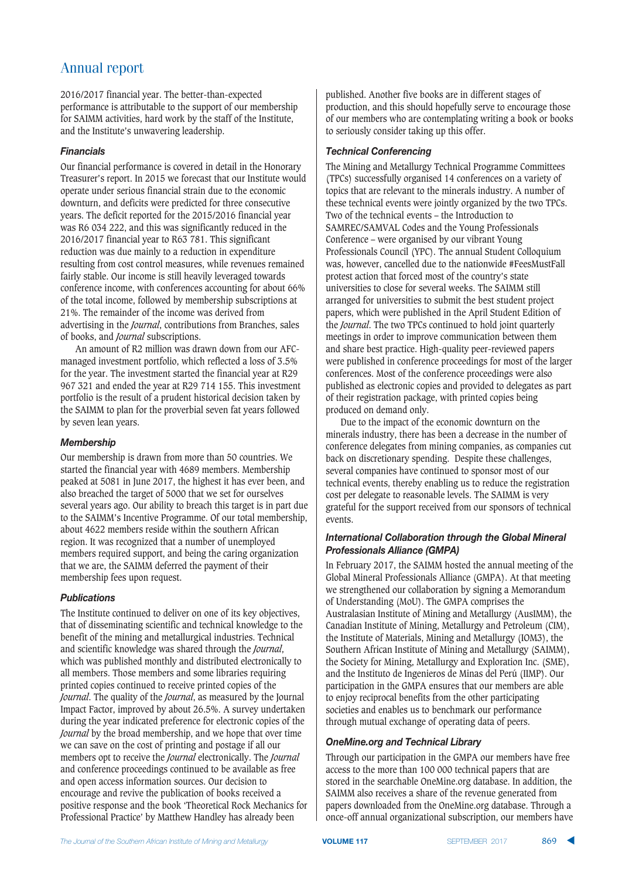2016/2017 financial year. The better-than-expected performance is attributable to the support of our membership for SAIMM activities, hard work by the staff of the Institute, and the Institute's unwavering leadership.

### *Financials*

Our financial performance is covered in detail in the Honorary Treasurer's report. In 2015 we forecast that our Institute would operate under serious financial strain due to the economic downturn, and deficits were predicted for three consecutive years. The deficit reported for the 2015/2016 financial year was R6 034 222, and this was significantly reduced in the 2016/2017 financial year to R63 781. This significant reduction was due mainly to a reduction in expenditure resulting from cost control measures, while revenues remained fairly stable. Our income is still heavily leveraged towards conference income, with conferences accounting for about 66% of the total income, followed by membership subscriptions at 21%. The remainder of the income was derived from advertising in the *Journal*, contributions from Branches, sales of books, and *Journal* subscriptions.

An amount of R2 million was drawn down from our AFC-managed investment portfolio, which reflected a loss of 3.5% for the year. The investment started the financial year at R29 967 321 and ended the year at R29 714 155. This investment portfolio is the result of a prudent historical decision taken by the SAIMM to plan for the proverbial seven fat years followed by seven lean years.

### *Membership*

Our membership is drawn from more than 50 countries. We started the financial year with 4689 members. Membership peaked at 5081 in June 2017, the highest it has ever been, and also breached the target of 5000 that we set for ourselves several years ago. Our ability to breach this target is in part due to the SAIMM's Incentive Programme. Of our total membership, about 4622 members reside within the southern African region. It was recognized that a number of unemployed members required support, and being the caring organization that we are, the SAIMM deferred the payment of their membership fees upon request.

### *Publications*

The Institute continued to deliver on one of its key objectives, that of disseminating scientific and technical knowledge to the benefit of the mining and metallurgical industries. Technical and scientific knowledge was shared through the *Journal*, which was published monthly and distributed electronically to all members. Those members and some libraries requiring printed copies continued to receive printed copies of the *Journal*. The quality of the *Journal*, as measured by the Journal Impact Factor, improved by about 26.5%. A survey undertaken during the year indicated preference for electronic copies of the *Journal* by the broad membership, and we hope that over time we can save on the cost of printing and postage if all our members opt to receive the *Journal* electronically. The *Journal* and conference proceedings continued to be available as free and open access information sources. Our decision to encourage and revive the publication of books received a positive response and the book 'Theoretical Rock Mechanics for Professional Practice' by Matthew Handley has already been published. Another five books are in different stages of production, and this should hopefully serve to encourage those of our members who are contemplating writing a book or books to seriously consider taking up this offer.

### *Technical Conferencing*

The Mining and Metallurgy Technical Programme Committees (TPCs) successfully organised 14 conferences on a variety of topics that are relevant to the minerals industry. A number of these technical events were jointly organized by the two TPCs. Two of the technical events – the Introduction to SAMREC/SAMVAL Codes and the Young Professionals Conference – were organised by our vibrant Young Professionals Council (YPC). The annual Student Colloquium was, however, cancelled due to the nationwide #FeesMustFall protest action that forced most of the country's state universities to close for several weeks. The SAIMM still arranged for universities to submit the best student project papers, which were published in the April Student Edition of the *Journal*. The two TPCs continued to hold joint quarterly meetings in order to improve communication between them and share best practice. High-quality peer-reviewed papers were published in conference proceedings for most of the larger conferences. Most of the conference proceedings were also published as electronic copies and provided to delegates as part of their registration package, with printed copies being produced on demand only.

Due to the impact of the economic downturn on the minerals industry, there has been a decrease in the number of conference delegates from mining companies, as companies cut back on discretionary spending. Despite these challenges, several companies have continued to sponsor most of our technical events, thereby enabling us to reduce the registration cost per delegate to reasonable levels. The SAIMM is very grateful for the support received from our sponsors of technical events.

### *International Collaboration through the Global Mineral Professionals Alliance (GMPA)*

In February 2017, the SAIMM hosted the annual meeting of the Global Mineral Professionals Alliance (GMPA). At that meeting we strengthened our collaboration by signing a Memorandum of Understanding (MoU). The GMPA comprises the Australasian Institute of Mining and Metallurgy (AusIMM), the Canadian Institute of Mining, Metallurgy and Petroleum (CIM), the Institute of Materials, Mining and Metallurgy (IOM3), the Southern African Institute of Mining and Metallurgy (SAIMM), the Society for Mining, Metallurgy and Exploration Inc. (SME), and the Instituto de Ingenieros de Minas del Perú (IIMP). Our participation in the GMPA ensures that our members are able to enjoy reciprocal benefits from the other participating societies and enables us to benchmark our performance through mutual exchange of operating data of peers.

### *OneMine.org and Technical Library*

Through our participation in the GMPA our members have free access to the more than 100 000 technical papers that are stored in the searchable OneMine.org database. In addition, the SAIMM also receives a share of the revenue generated from papers downloaded from the OneMine.org database. Through a once-off annual organizational subscription, our members have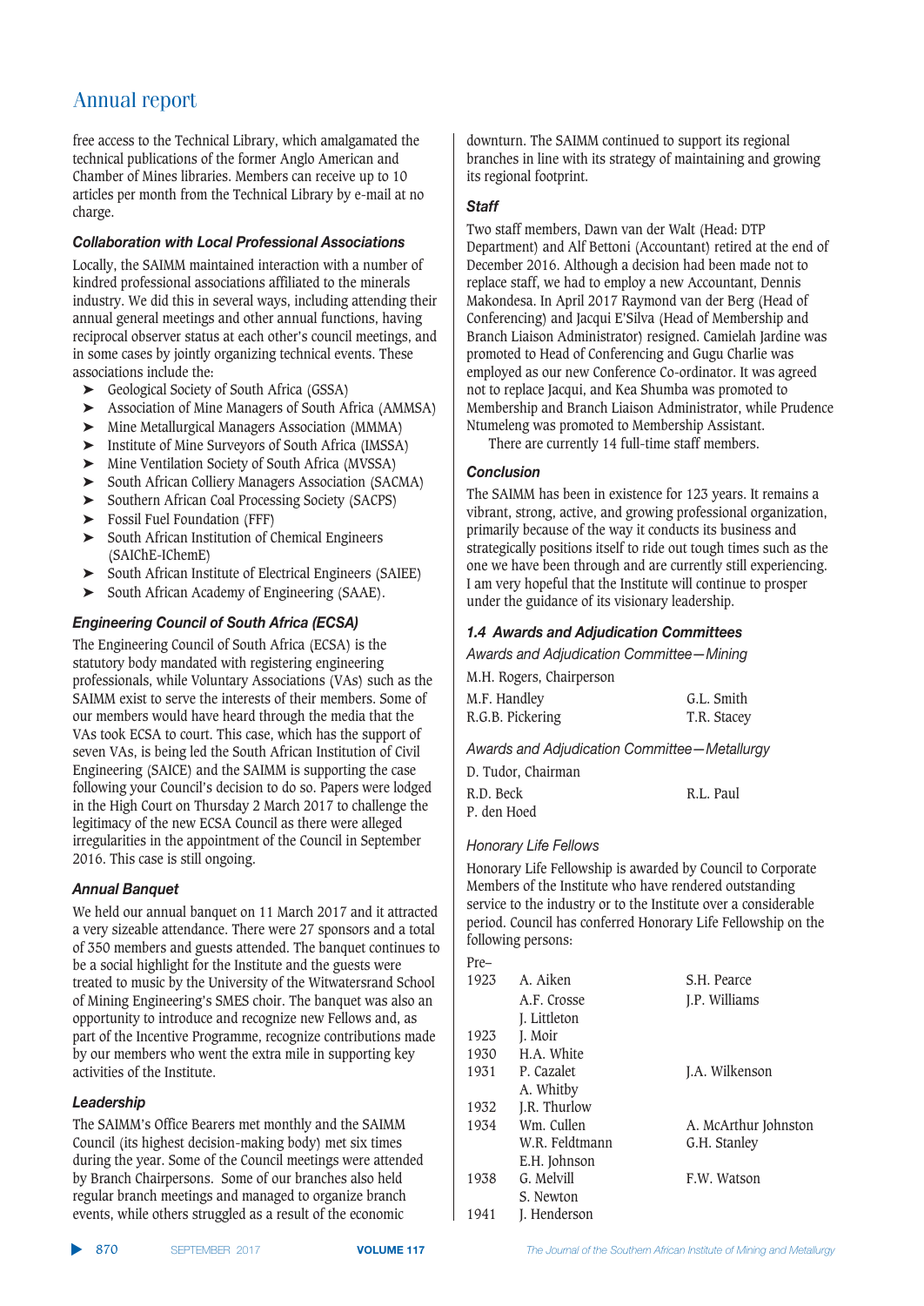free access to the Technical Library, which amalgamated the technical publications of the former Anglo American and Chamber of Mines libraries. Members can receive up to 10 articles per month from the Technical Library by e-mail at no charge.

### Collaboration with Local Professional Associations

Locally, the SAIMM maintained interaction with a number of kindred professional associations affiliated to the minerals industry. We did this in several ways, including attending their annual general meetings and other annual functions, having reciprocal observer status at each other's council meetings, and in some cases by jointly organizing technical events. These associations include the:

- Geological Society of South Africa (GSSA)
- Association of Mine Managers of South Africa (AMMSA)
- Mine Metallurgical Managers Association (MMMA)
- Institute of Mine Surveyors of South Africa (IMSSA)
- Mine Ventilation Society of South Africa (MVSSA)
- South African Colliery Managers Association (SACMA)
- Southern African Coal Processing Society (SACPS)
- Fossil Fuel Foundation (FFF)
- South African Institution of Chemical Engineers (SAIChE-IChemE)
- South African Institute of Electrical Engineers (SAIEE)
- South African Academy of Engineering (SAAE).

### Engineering Council of South Africa (ECSA)

The Engineering Council of South Africa (ECSA) is the statutory body mandated with registering engineering professionals, while Voluntary Associations (VAs) such as the SAIMM exist to serve the interests of their members. Some of our members would have heard through the media that the VAs took ECSA to court. This case, which has the support of seven VAs, is being led the South African Institution of Civil Engineering (SAICE) and the SAIMM is supporting the case following your Council's decision to do so. Papers were lodged in the High Court on Thursday 2 March 2017 to challenge the legitimacy of the new ECSA Council as there were alleged irregularities in the appointment of the Council in September 2016. This case is still ongoing.

### Annual Banquet

We held our annual banquet on 11 March 2017 and it attracted a very sizeable attendance. There were 27 sponsors and a total of 350 members and guests attended. The banquet continues to be a social highlight for the Institute and the guests were treated to music by the University of the Witwatersrand School of Mining Engineering's SMES choir. The banquet was also an opportunity to introduce and recognize new Fellows and, as part of the Incentive Programme, recognize contributions made by our members who went the extra mile in supporting key activities of the Institute.

### Leadership

The SAIMM's Office Bearers met monthly and the SAIMM Council (its highest decision-making body) met six times during the year. Some of the Council meetings were attended by Branch Chairpersons. Some of our branches also held regular branch meetings and managed to organize branch events, while others struggled as a result of the economic downturn. The SAIMM continued to support its regional branches in line with its strategy of maintaining and growing its regional footprint.

### Staff

Two staff members, Dawn van der Walt (Head: DTP Department) and Alf Bettoni (Accountant) retired at the end of December 2016. Although a decision had been made not to replace staff, we had to employ a new Accountant, Dennis Makondesa. In April 2017 Raymond van der Berg (Head of Conferencing) and Jacqui E'Silva (Head of Membership and Branch Liaison Administrator) resigned. Camielah Jardine was promoted to Head of Conferencing and Gugu Charlie was employed as our new Conference Co-ordinator. It was agreed not to replace Jacqui, and Kea Shumba was promoted to Membership and Branch Liaison Administrator, while Prudence Ntumeleng was promoted to Membership Assistant.

There are currently 14 full-time staff members.

### Conclusion

The SAIMM has been in existence for 123 years. It remains a vibrant, strong, active, and growing professional organization, primarily because of the way it conducts its business and strategically positions itself to ride out tough times such as the one we have been through and are currently still experiencing. I am very hopeful that the Institute will continue to prosper under the guidance of its visionary leadership.

### 1.4 Awards and Adjudication Committees

*Awards and Adjudication Committee—Mining*

M.H. Rogers, Chairperson

M.F. Handley — G.L. Smith
R.G.B. Pickering — T.R. Stacey

*Awards and Adjudication Committee—Metallurgy*

D. Tudor, Chairman

R.D. Beck — R.L. Paul
P. den Hoed

*Honorary Life Fellows*

Honorary Life Fellowship is awarded by Council to Corporate Members of the Institute who have rendered outstanding service to the industry or to the Institute over a considerable period. Council has conferred Honorary Life Fellowship on the following persons:

| Year | | |
|---|---|---|
| Pre–1923 | A. Aiken | S.H. Pearce |
| | A.F. Crosse | J.P. Williams |
| | J. Littleton | |
| 1923 | J. Moir | |
| 1930 | H.A. White | |
| 1931 | P. Cazalet | J.A. Wilkenson |
| | A. Whitby | |
| 1932 | J.R. Thurlow | |
| 1934 | Wm. Cullen | A. McArthur Johnston |
| | W.R. Feldtmann | G.H. Stanley |
| | E.H. Johnson | |
| 1938 | G. Melvill | F.W. Watson |
| | S. Newton | |
| 1941 | J. Henderson | |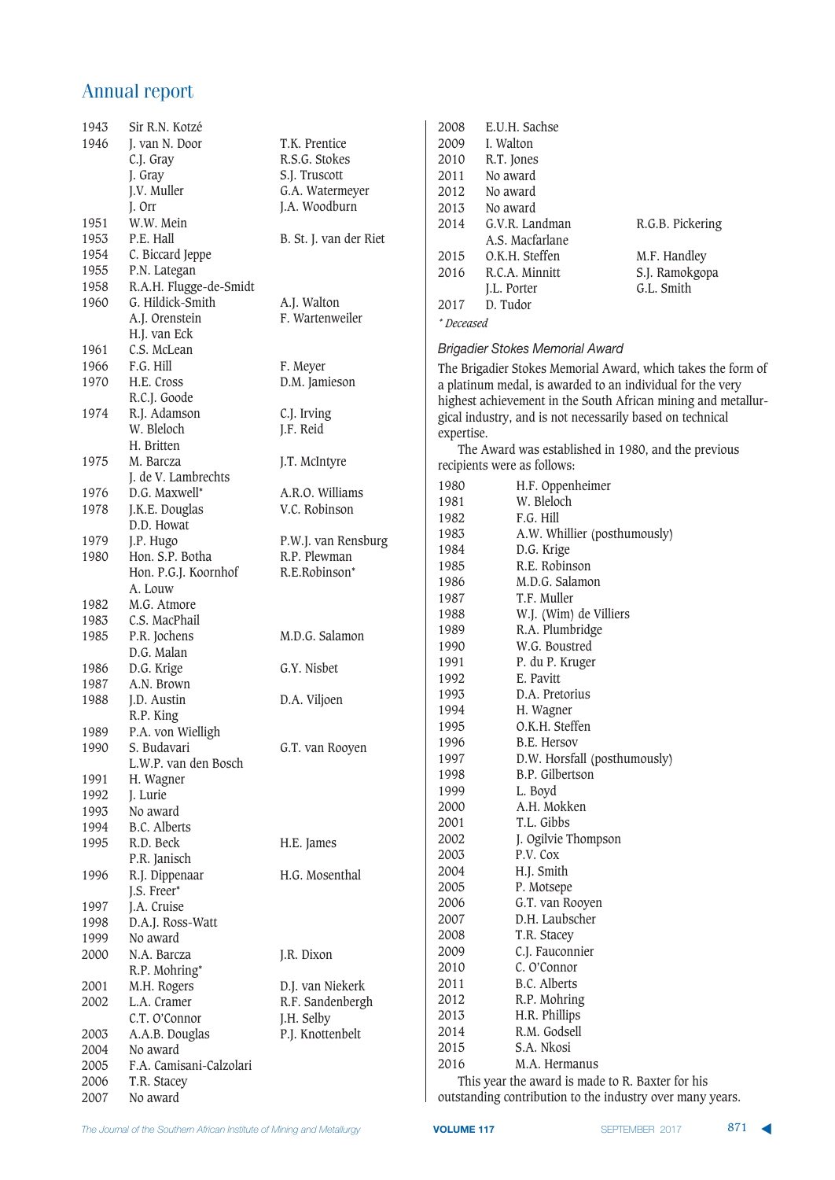## Annual report

| Year | Recipient | Recipient |
|---|---|---|
| 1943 | Sir R.N. Kotzé | |
| 1946 | J. van N. Door | T.K. Prentice |
| | C.J. Gray | R.S.G. Stokes |
| | J. Gray | S.J. Truscott |
| | J.V. Muller | G.A. Watermeyer |
| | J. Orr | J.A. Woodburn |
| 1951 | W.W. Mein | |
| 1953 | P.E. Hall | B. St. J. van der Riet |
| 1954 | C. Biccard Jeppe | |
| 1955 | P.N. Lategan | |
| 1958 | R.A.H. Flugge-de-Smidt | |
| 1960 | G. Hildick-Smith | A.J. Walton |
| | A.J. Orenstein | F. Wartenweiler |
| | H.J. van Eck | |
| 1961 | C.S. McLean | |
| 1966 | F.G. Hill | F. Meyer |
| 1970 | H.E. Cross | D.M. Jamieson |
| | R.C.J. Goode | |
| 1974 | R.J. Adamson | C.J. Irving |
| | W. Bleloch | J.F. Reid |
| | H. Britten | |
| 1975 | M. Barcza | J.T. McIntyre |
| | J. de V. Lambrechts | |
| 1976 | D.G. Maxwell* | A.R.O. Williams |
| 1978 | J.K.E. Douglas | V.C. Robinson |
| | D.D. Howat | |
| 1979 | J.P. Hugo | P.W.J. van Rensburg |
| 1980 | Hon. S.P. Botha | R.P. Plewman |
| | Hon. P.G.J. Koornhof | R.E.Robinson* |
| | A. Louw | |
| 1982 | M.G. Atmore | |
| 1983 | C.S. MacPhail | |
| 1985 | P.R. Jochens | M.D.G. Salamon |
| | D.G. Malan | |
| 1986 | D.G. Krige | G.Y. Nisbet |
| 1987 | A.N. Brown | |
| 1988 | J.D. Austin | D.A. Viljoen |
| | R.P. King | |
| 1989 | P.A. von Wielligh | |
| 1990 | S. Budavari | G.T. van Rooyen |
| | L.W.P. van den Bosch | |
| 1991 | H. Wagner | |
| 1992 | J. Lurie | |
| 1993 | No award | |
| 1994 | B.C. Alberts | |
| 1995 | R.D. Beck | H.E. James |
| | P.R. Janisch | |
| 1996 | R.J. Dippenaar | H.G. Mosenthal |
| | J.S. Freer* | |
| 1997 | J.A. Cruise | |
| 1998 | D.A.J. Ross-Watt | |
| 1999 | No award | |
| 2000 | N.A. Barcza | J.R. Dixon |
| | R.P. Mohring* | |
| 2001 | M.H. Rogers | D.J. van Niekerk |
| 2002 | L.A. Cramer | R.F. Sandenbergh |
| | C.T. O'Connor | J.H. Selby |
| 2003 | A.A.B. Douglas | P.J. Knottenbelt |
| 2004 | No award | |
| 2005 | F.A. Camisani-Calzolari | |
| 2006 | T.R. Stacey | |
| 2007 | No award | |
| 2008 | E.U.H. Sachse | |
| 2009 | I. Walton | |
| 2010 | R.T. Jones | |
| 2011 | No award | |
| 2012 | No award | |
| 2013 | No award | |
| 2014 | G.V.R. Landman | R.G.B. Pickering |
| | A.S. Macfarlane | |
| 2015 | O.K.H. Steffen | M.F. Handley |
| 2016 | R.C.A. Minnitt | S.J. Ramokgopa |
| | J.L. Porter | G.L. Smith |
| 2017 | D. Tudor | |

*\* Deceased*

### *Brigadier Stokes Memorial Award*

The Brigadier Stokes Memorial Award, which takes the form of a platinum medal, is awarded to an individual for the very highest achievement in the South African mining and metallurgical industry, and is not necessarily based on technical expertise.

The Award was established in 1980, and the previous recipients were as follows:

| Year | Recipient |
|---|---|
| 1980 | H.F. Oppenheimer |
| 1981 | W. Bleloch |
| 1982 | F.G. Hill |
| 1983 | A.W. Whillier (posthumously) |
| 1984 | D.G. Krige |
| 1985 | R.E. Robinson |
| 1986 | M.D.G. Salamon |
| 1987 | T.F. Muller |
| 1988 | W.J. (Wim) de Villiers |
| 1989 | R.A. Plumbridge |
| 1990 | W.G. Boustred |
| 1991 | P. du P. Kruger |
| 1992 | E. Pavitt |
| 1993 | D.A. Pretorius |
| 1994 | H. Wagner |
| 1995 | O.K.H. Steffen |
| 1996 | B.E. Hersov |
| 1997 | D.W. Horsfall (posthumously) |
| 1998 | B.P. Gilbertson |
| 1999 | L. Boyd |
| 2000 | A.H. Mokken |
| 2001 | T.L. Gibbs |
| 2002 | J. Ogilvie Thompson |
| 2003 | P.V. Cox |
| 2004 | H.J. Smith |
| 2005 | P. Motsepe |
| 2006 | G.T. van Rooyen |
| 2007 | D.H. Laubscher |
| 2008 | T.R. Stacey |
| 2009 | C.J. Fauconnier |
| 2010 | C. O'Connor |
| 2011 | B.C. Alberts |
| 2012 | R.P. Mohring |
| 2013 | H.R. Phillips |
| 2014 | R.M. Godsell |
| 2015 | S.A. Nkosi |
| 2016 | M.A. Hermanus |

This year the award is made to R. Baxter for his outstanding contribution to the industry over many years.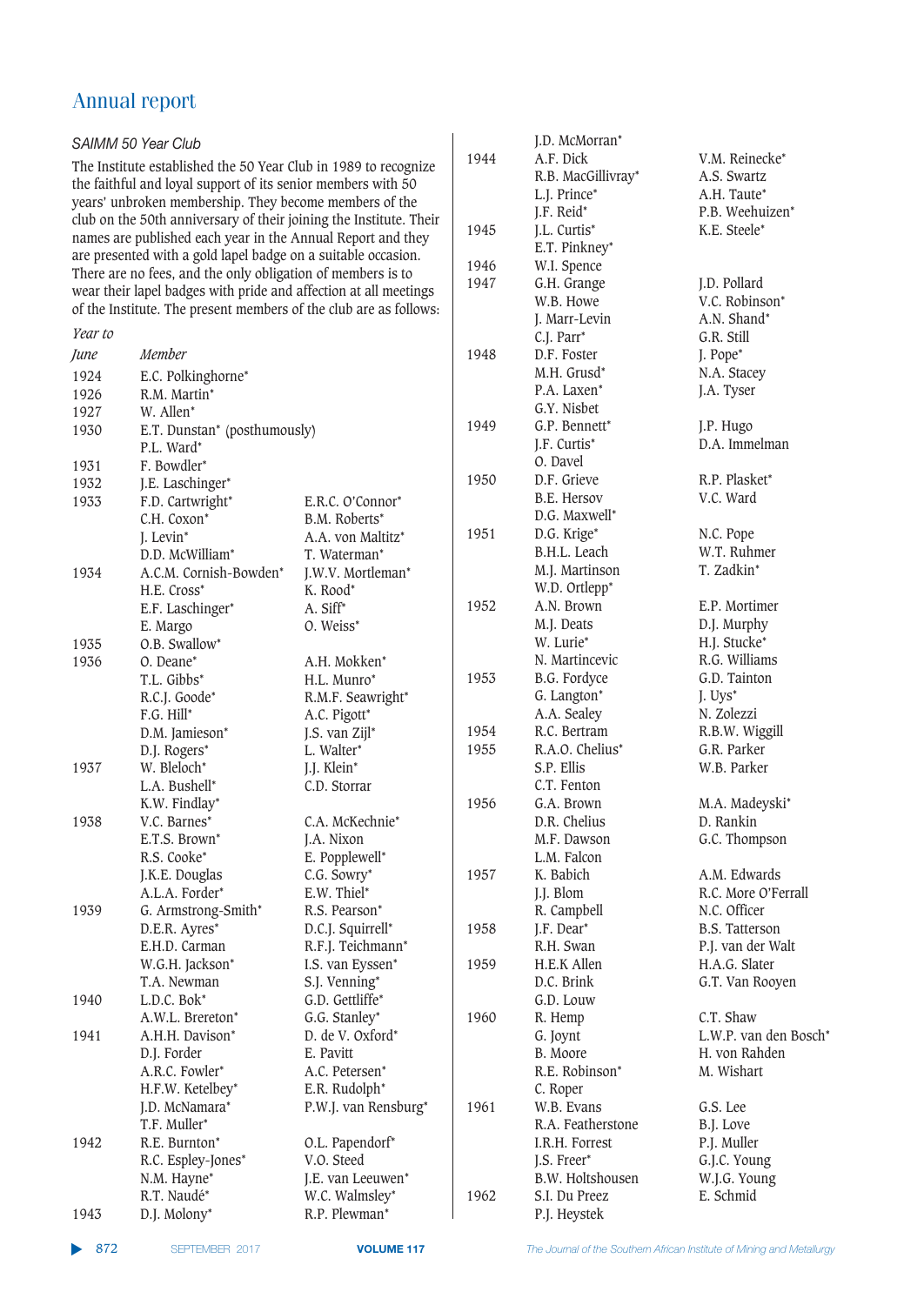# Annual report

### *SAIMM 50 Year Club*

The Institute established the 50 Year Club in 1989 to recognize the faithful and loyal support of its senior members with 50 years' unbroken membership. They become members of the club on the 50th anniversary of their joining the Institute. Their names are published each year in the Annual Report and they are presented with a gold lapel badge on a suitable occasion. There are no fees, and the only obligation of members is to wear their lapel badges with pride and affection at all meetings of the Institute. The present members of the club are as follows:

| *Year to June* | *Member* | |
|---|---|---|
| 1924 | E.C. Polkinghorne* | |
| 1926 | R.M. Martin* | |
| 1927 | W. Allen* | |
| 1930 | E.T. Dunstan* (posthumously) | |
| | P.L. Ward* | |
| 1931 | F. Bowdler* | |
| 1932 | J.E. Laschinger* | |
| 1933 | F.D. Cartwright* | E.R.C. O'Connor* |
| | C.H. Coxon* | B.M. Roberts* |
| | J. Levin* | A.A. von Maltitz* |
| | D.D. McWilliam* | T. Waterman* |
| 1934 | A.C.M. Cornish-Bowden* | J.W.V. Mortleman* |
| | H.E. Cross* | K. Rood* |
| | E.F. Laschinger* | A. Siff* |
| | E. Margo | O. Weiss* |
| 1935 | O.B. Swallow* | |
| 1936 | O. Deane* | A.H. Mokken* |
| | T.L. Gibbs* | H.L. Munro* |
| | R.C.J. Goode* | R.M.F. Seawright* |
| | F.G. Hill* | A.C. Pigott* |
| | D.M. Jamieson* | J.S. van Zijl* |
| | D.J. Rogers* | L. Walter* |
| 1937 | W. Bleloch* | J.J. Klein* |
| | L.A. Bushell* | C.D. Storrar |
| | K.W. Findlay* | |
| 1938 | V.C. Barnes* | C.A. McKechnie* |
| | E.T.S. Brown* | J.A. Nixon |
| | R.S. Cooke* | E. Popplewell* |
| | J.K.E. Douglas | C.G. Sowry* |
| | A.L.A. Forder* | E.W. Thiel* |
| 1939 | G. Armstrong-Smith* | R.S. Pearson* |
| | D.E.R. Ayres* | D.C.J. Squirrell* |
| | E.H.D. Carman | R.F.J. Teichmann* |
| | W.G.H. Jackson* | I.S. van Eyssen* |
| | T.A. Newman | S.J. Venning* |
| 1940 | L.D.C. Bok* | G.D. Gettliffe* |
| | A.W.L. Brereton* | G.G. Stanley* |
| 1941 | A.H.H. Davison* | D. de V. Oxford* |
| | D.J. Forder | E. Pavitt |
| | A.R.C. Fowler* | A.C. Petersen* |
| | H.F.W. Ketelbey* | E.R. Rudolph* |
| | J.D. McNamara* | P.W.J. van Rensburg* |
| | T.F. Muller* | |
| 1942 | R.E. Burnton* | O.L. Papendorf* |
| | R.C. Espley-Jones* | V.O. Steed |
| | N.M. Hayne* | J.E. van Leeuwen* |
| | R.T. Naudé* | W.C. Walmsley* |
| 1943 | D.J. Molony* | R.P. Plewman* |
| | J.D. McMorran* | |
| 1944 | A.F. Dick | V.M. Reinecke* |
| | R.B. MacGillivray* | A.S. Swartz |
| | L.J. Prince* | A.H. Taute* |
| | J.F. Reid* | P.B. Weehuizen* |
| 1945 | J.L. Curtis* | K.E. Steele* |
| | E.T. Pinkney* | |
| 1946 | W.I. Spence | |
| 1947 | G.H. Grange | J.D. Pollard |
| | W.B. Howe | V.C. Robinson* |
| | J. Marr-Levin | A.N. Shand* |
| | C.J. Parr* | G.R. Still |
| 1948 | D.F. Foster | J. Pope* |
| | M.H. Grusd* | N.A. Stacey |
| | P.A. Laxen* | J.A. Tyser |
| | G.Y. Nisbet | |
| 1949 | G.P. Bennett* | J.P. Hugo |
| | J.F. Curtis* | D.A. Immelman |
| | O. Davel | |
| 1950 | D.F. Grieve | R.P. Plasket* |
| | B.E. Hersov | V.C. Ward |
| | D.G. Maxwell* | |
| 1951 | D.G. Krige* | N.C. Pope |
| | B.H.L. Leach | W.T. Ruhmer |
| | M.J. Martinson | T. Zadkin* |
| | W.D. Ortlepp* | |
| 1952 | A.N. Brown | E.P. Mortimer |
| | M.J. Deats | D.J. Murphy |
| | W. Lurie* | H.J. Stucke* |
| | N. Martincevic | R.G. Williams |
| 1953 | B.G. Fordyce | G.D. Tainton |
| | G. Langton* | J. Uys* |
| | A.A. Sealey | N. Zolezzi |
| 1954 | R.C. Bertram | R.B.W. Wiggill |
| 1955 | R.A.O. Chelius* | G.R. Parker |
| | S.P. Ellis | W.B. Parker |
| | C.T. Fenton | |
| 1956 | G.A. Brown | M.A. Madeyski* |
| | D.R. Chelius | D. Rankin |
| | M.F. Dawson | G.C. Thompson |
| | L.M. Falcon | |
| 1957 | K. Babich | A.M. Edwards |
| | J.J. Blom | R.C. More O'Ferrall |
| | R. Campbell | N.C. Officer |
| 1958 | J.F. Dear* | B.S. Tatterson |
| | R.H. Swan | P.J. van der Walt |
| 1959 | H.E.K Allen | H.A.G. Slater |
| | D.C. Brink | G.T. Van Rooyen |
| | G.D. Louw | |
| 1960 | R. Hemp | C.T. Shaw |
| | G. Joynt | L.W.P. van den Bosch* |
| | B. Moore | H. von Rahden |
| | R.E. Robinson* | M. Wishart |
| | C. Roper | |
| 1961 | W.B. Evans | G.S. Lee |
| | R.A. Featherstone | B.J. Love |
| | I.R.H. Forrest | P.J. Muller |
| | J.S. Freer* | G.J.C. Young |
| | B.W. Holtshousen | W.J.G. Young |
| 1962 | S.I. Du Preez | E. Schmid |
| | P.J. Heystek | |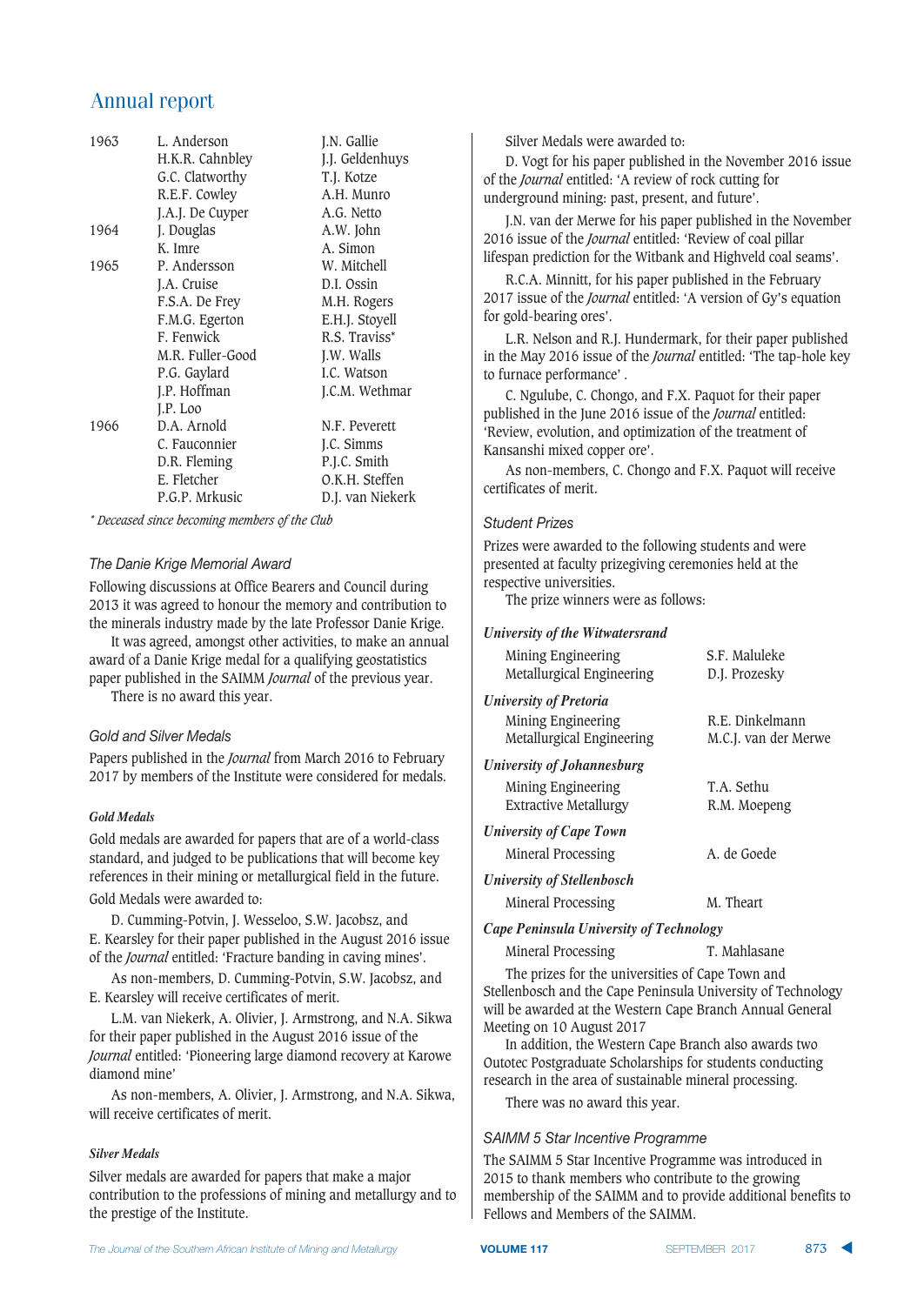| | | |
|---|---|---|
| 1963 | L. Anderson | J.N. Gallie |
| | H.K.R. Cahnbley | J.J. Geldenhuys |
| | G.C. Clatworthy | T.J. Kotze |
| | R.E.F. Cowley | A.H. Munro |
| | J.A.J. De Cuyper | A.G. Netto |
| 1964 | J. Douglas | A.W. John |
| | K. Imre | A. Simon |
| 1965 | P. Andersson | W. Mitchell |
| | J.A. Cruise | D.I. Ossin |
| | F.S.A. De Frey | M.H. Rogers |
| | F.M.G. Egerton | E.H.J. Stoyell |
| | F. Fenwick | R.S. Traviss* |
| | M.R. Fuller-Good | J.W. Walls |
| | P.G. Gaylard | I.C. Watson |
| | J.P. Hoffman | J.C.M. Wethmar |
| | J.P. Loo | |
| 1966 | D.A. Arnold | N.F. Peverett |
| | C. Fauconnier | J.C. Simms |
| | D.R. Fleming | P.J.C. Smith |
| | E. Fletcher | O.K.H. Steffen |
| | P.G.P. Mrkusic | D.J. van Niekerk |

*\* Deceased since becoming members of the Club*

### The Danie Krige Memorial Award

Following discussions at Office Bearers and Council during 2013 it was agreed to honour the memory and contribution to the minerals industry made by the late Professor Danie Krige.

It was agreed, amongst other activities, to make an annual award of a Danie Krige medal for a qualifying geostatistics paper published in the SAIMM *Journal* of the previous year.

There is no award this year.

### Gold and Silver Medals

Papers published in the *Journal* from March 2016 to February 2017 by members of the Institute were considered for medals.

#### Gold Medals

Gold medals are awarded for papers that are of a world-class standard, and judged to be publications that will become key references in their mining or metallurgical field in the future.

Gold Medals were awarded to:

D. Cumming-Potvin, J. Wesseloo, S.W. Jacobsz, and E. Kearsley for their paper published in the August 2016 issue of the *Journal* entitled: 'Fracture banding in caving mines'.

As non-members, D. Cumming-Potvin, S.W. Jacobsz, and E. Kearsley will receive certificates of merit.

L.M. van Niekerk, A. Olivier, J. Armstrong, and N.A. Sikwa for their paper published in the August 2016 issue of the *Journal* entitled: 'Pioneering large diamond recovery at Karowe diamond mine'

As non-members, A. Olivier, J. Armstrong, and N.A. Sikwa, will receive certificates of merit.

#### Silver Medals

Silver medals are awarded for papers that make a major contribution to the professions of mining and metallurgy and to the prestige of the Institute.

Silver Medals were awarded to:

D. Vogt for his paper published in the November 2016 issue of the *Journal* entitled: 'A review of rock cutting for underground mining: past, present, and future'.

J.N. van der Merwe for his paper published in the November 2016 issue of the *Journal* entitled: 'Review of coal pillar lifespan prediction for the Witbank and Highveld coal seams'.

R.C.A. Minnitt, for his paper published in the February 2017 issue of the *Journal* entitled: 'A version of Gy's equation for gold-bearing ores'.

L.R. Nelson and R.J. Hundermark, for their paper published in the May 2016 issue of the *Journal* entitled: 'The tap-hole key to furnace performance' .

C. Ngulube, C. Chongo, and F.X. Paquot for their paper published in the June 2016 issue of the *Journal* entitled: 'Review, evolution, and optimization of the treatment of Kansanshi mixed copper ore'.

As non-members, C. Chongo and F.X. Paquot will receive certificates of merit.

### Student Prizes

Prizes were awarded to the following students and were presented at faculty prizegiving ceremonies held at the respective universities.

The prize winners were as follows:

| | |
|---|---|
| ***University of the Witwatersrand*** | |
| Mining Engineering | S.F. Maluleke |
| Metallurgical Engineering | D.J. Prozesky |
| ***University of Pretoria*** | |
| Mining Engineering | R.E. Dinkelmann |
| Metallurgical Engineering | M.C.J. van der Merwe |
| ***University of Johannesburg*** | |
| Mining Engineering | T.A. Sethu |
| Extractive Metallurgy | R.M. Moepeng |
| ***University of Cape Town*** | |
| Mineral Processing | A. de Goede |
| ***University of Stellenbosch*** | |
| Mineral Processing | M. Theart |
| ***Cape Peninsula University of Technology*** | |
| Mineral Processing | T. Mahlasane |

The prizes for the universities of Cape Town and Stellenbosch and the Cape Peninsula University of Technology will be awarded at the Western Cape Branch Annual General Meeting on 10 August 2017

In addition, the Western Cape Branch also awards two Outotec Postgraduate Scholarships for students conducting research in the area of sustainable mineral processing.

There was no award this year.

### SAIMM 5 Star Incentive Programme

The SAIMM 5 Star Incentive Programme was introduced in 2015 to thank members who contribute to the growing membership of the SAIMM and to provide additional benefits to Fellows and Members of the SAIMM.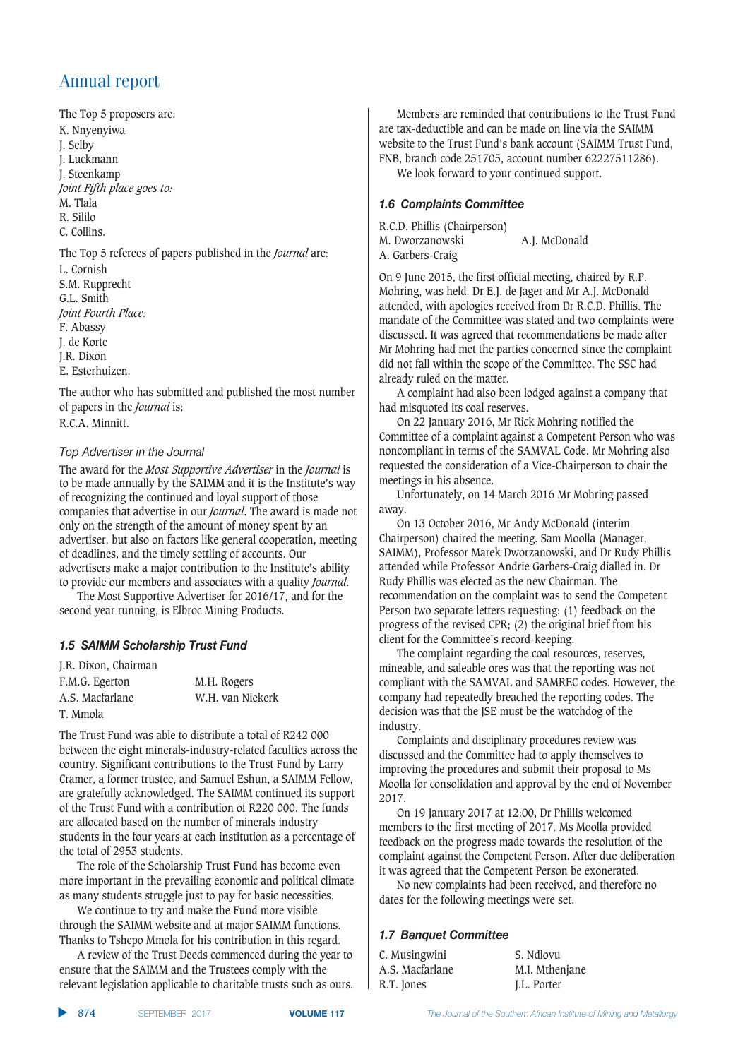The Top 5 proposers are:
K. Nnyenyiwa
J. Selby
J. Luckmann
J. Steenkamp
*Joint Fifth place goes to:*
M. Tlala
R. Sililo
C. Collins.

The Top 5 referees of papers published in the *Journal* are:
L. Cornish
S.M. Rupprecht
G.L. Smith
*Joint Fourth Place:*
F. Abassy
J. de Korte
J.R. Dixon
E. Esterhuizen.

The author who has submitted and published the most number of papers in the *Journal* is:
R.C.A. Minnitt.

*Top Advertiser in the Journal*

The award for the *Most Supportive Advertiser* in the *Journal* is to be made annually by the SAIMM and it is the Institute's way of recognizing the continued and loyal support of those companies that advertise in our *Journal*. The award is made not only on the strength of the amount of money spent by an advertiser, but also on factors like general cooperation, meeting of deadlines, and the timely settling of accounts. Our advertisers make a major contribution to the Institute's ability to provide our members and associates with a quality *Journal*.

The Most Supportive Advertiser for 2016/17, and for the second year running, is Elbroc Mining Products.

### *1.5 SAIMM Scholarship Trust Fund*

J.R. Dixon, Chairman

| | |
|---|---|
| F.M.G. Egerton | M.H. Rogers |
| A.S. Macfarlane | W.H. van Niekerk |
| T. Mmola | |

The Trust Fund was able to distribute a total of R242 000 between the eight minerals-industry-related faculties across the country. Significant contributions to the Trust Fund by Larry Cramer, a former trustee, and Samuel Eshun, a SAIMM Fellow, are gratefully acknowledged. The SAIMM continued its support of the Trust Fund with a contribution of R220 000. The funds are allocated based on the number of minerals industry students in the four years at each institution as a percentage of the total of 2953 students.

The role of the Scholarship Trust Fund has become even more important in the prevailing economic and political climate as many students struggle just to pay for basic necessities.

We continue to try and make the Fund more visible through the SAIMM website and at major SAIMM functions. Thanks to Tshepo Mmola for his contribution in this regard.

A review of the Trust Deeds commenced during the year to ensure that the SAIMM and the Trustees comply with the relevant legislation applicable to charitable trusts such as ours.

Members are reminded that contributions to the Trust Fund are tax-deductible and can be made on line via the SAIMM website to the Trust Fund's bank account (SAIMM Trust Fund, FNB, branch code 251705, account number 62227511286).

We look forward to your continued support.

### *1.6 Complaints Committee*

R.C.D. Phillis (Chairperson)

| | |
|---|---|
| M. Dworzanowski | A.J. McDonald |
| A. Garbers-Craig | |

On 9 June 2015, the first official meeting, chaired by R.P. Mohring, was held. Dr E.J. de Jager and Mr A.J. McDonald attended, with apologies received from Dr R.C.D. Phillis. The mandate of the Committee was stated and two complaints were discussed. It was agreed that recommendations be made after Mr Mohring had met the parties concerned since the complaint did not fall within the scope of the Committee. The SSC had already ruled on the matter.

A complaint had also been lodged against a company that had misquoted its coal reserves.

On 22 January 2016, Mr Rick Mohring notified the Committee of a complaint against a Competent Person who was noncompliant in terms of the SAMVAL Code. Mr Mohring also requested the consideration of a Vice-Chairperson to chair the meetings in his absence.

Unfortunately, on 14 March 2016 Mr Mohring passed away.

On 13 October 2016, Mr Andy McDonald (interim Chairperson) chaired the meeting. Sam Moolla (Manager, SAIMM), Professor Marek Dworzanowski, and Dr Rudy Phillis attended while Professor Andrie Garbers-Craig dialled in. Dr Rudy Phillis was elected as the new Chairman. The recommendation on the complaint was to send the Competent Person two separate letters requesting: (1) feedback on the progress of the revised CPR; (2) the original brief from his client for the Committee's record-keeping.

The complaint regarding the coal resources, reserves, mineable, and saleable ores was that the reporting was not compliant with the SAMVAL and SAMREC codes. However, the company had repeatedly breached the reporting codes. The decision was that the JSE must be the watchdog of the industry.

Complaints and disciplinary procedures review was discussed and the Committee had to apply themselves to improving the procedures and submit their proposal to Ms Moolla for consolidation and approval by the end of November 2017.

On 19 January 2017 at 12:00, Dr Phillis welcomed members to the first meeting of 2017. Ms Moolla provided feedback on the progress made towards the resolution of the complaint against the Competent Person. After due deliberation it was agreed that the Competent Person be exonerated.

No new complaints had been received, and therefore no dates for the following meetings were set.

### *1.7 Banquet Committee*

| | |
|---|---|
| C. Musingwini | S. Ndlovu |
| A.S. Macfarlane | M.I. Mthenjane |
| R.T. Jones | J.L. Porter |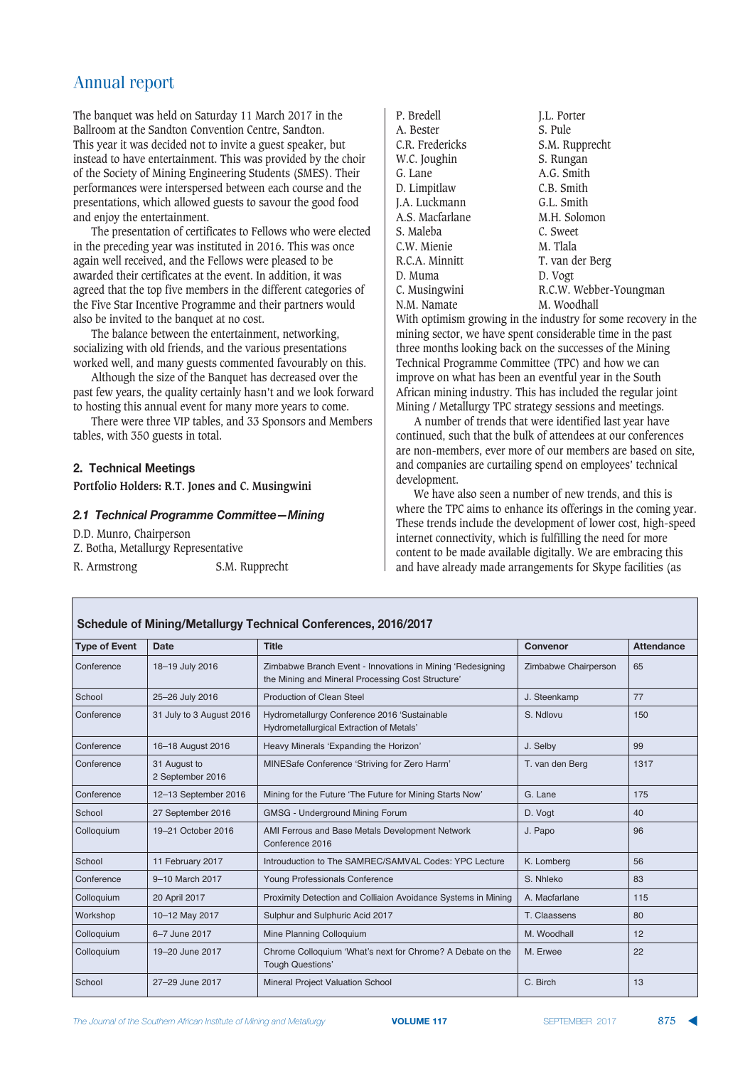# Annual report

The banquet was held on Saturday 11 March 2017 in the Ballroom at the Sandton Convention Centre, Sandton. This year it was decided not to invite a guest speaker, but instead to have entertainment. This was provided by the choir of the Society of Mining Engineering Students (SMES). Their performances were interspersed between each course and the presentations, which allowed guests to savour the good food and enjoy the entertainment.

The presentation of certificates to Fellows who were elected in the preceding year was instituted in 2016. This was once again well received, and the Fellows were pleased to be awarded their certificates at the event. In addition, it was agreed that the top five members in the different categories of the Five Star Incentive Programme and their partners would also be invited to the banquet at no cost.

The balance between the entertainment, networking, socializing with old friends, and the various presentations worked well, and many guests commented favourably on this.

Although the size of the Banquet has decreased over the past few years, the quality certainly hasn't and we look forward to hosting this annual event for many more years to come.

There were three VIP tables, and 33 Sponsors and Members tables, with 350 guests in total.

## 2. Technical Meetings

**Portfolio Holders: R.T. Jones and C. Musingwini**

### *2.1 Technical Programme Committee—Mining*

D.D. Munro, Chairperson
Z. Botha, Metallurgy Representative

| | |
|---|---|
| R. Armstrong | S.M. Rupprecht |
| P. Bredell | J.L. Porter |
| A. Bester | S. Pule |
| C.R. Fredericks | S.M. Rupprecht |
| W.C. Joughin | S. Rungan |
| G. Lane | A.G. Smith |
| D. Limpitlaw | C.B. Smith |
| J.A. Luckmann | G.L. Smith |
| A.S. Macfarlane | M.H. Solomon |
| S. Maleba | C. Sweet |
| C.W. Mienie | M. Tlala |
| R.C.A. Minnitt | T. van der Berg |
| D. Muma | D. Vogt |
| C. Musingwini | R.C.W. Webber-Youngman |
| N.M. Namate | M. Woodhall |

With optimism growing in the industry for some recovery in the mining sector, we have spent considerable time in the past three months looking back on the successes of the Mining Technical Programme Committee (TPC) and how we can improve on what has been an eventful year in the South African mining industry. This has included the regular joint Mining / Metallurgy TPC strategy sessions and meetings.

A number of trends that were identified last year have continued, such that the bulk of attendees at our conferences are non-members, ever more of our members are based on site, and companies are curtailing spend on employees' technical development.

We have also seen a number of new trends, and this is where the TPC aims to enhance its offerings in the coming year. These trends include the development of lower cost, high-speed internet connectivity, which is fulfilling the need for more content to be made available digitally. We are embracing this and have already made arrangements for Skype facilities (as

**Schedule of Mining/Metallurgy Technical Conferences, 2016/2017**

| Type of Event | Date | Title | Convenor | Attendance |
|---|---|---|---|---|
| Conference | 18–19 July 2016 | Zimbabwe Branch Event - Innovations in Mining 'Redesigning the Mining and Mineral Processing Cost Structure' | Zimbabwe Chairperson | 65 |
| School | 25–26 July 2016 | Production of Clean Steel | J. Steenkamp | 77 |
| Conference | 31 July to 3 August 2016 | Hydrometallurgy Conference 2016 'Sustainable Hydrometallurgical Extraction of Metals' | S. Ndlovu | 150 |
| Conference | 16–18 August 2016 | Heavy Minerals 'Expanding the Horizon' | J. Selby | 99 |
| Conference | 31 August to 2 September 2016 | MINESafe Conference 'Striving for Zero Harm' | T. van den Berg | 1317 |
| Conference | 12–13 September 2016 | Mining for the Future 'The Future for Mining Starts Now' | G. Lane | 175 |
| School | 27 September 2016 | GMSG - Underground Mining Forum | D. Vogt | 40 |
| Colloquium | 19–21 October 2016 | AMI Ferrous and Base Metals Development Network Conference 2016 | J. Papo | 96 |
| School | 11 February 2017 | Introuduction to The SAMREC/SAMVAL Codes: YPC Lecture | K. Lomberg | 56 |
| Conference | 9–10 March 2017 | Young Professionals Conference | S. Nhleko | 83 |
| Colloquium | 20 April 2017 | Proximity Detection and Colliaion Avoidance Systems in Mining | A. Macfarlane | 115 |
| Workshop | 10–12 May 2017 | Sulphur and Sulphuric Acid 2017 | T. Claassens | 80 |
| Colloquium | 6–7 June 2017 | Mine Planning Colloquium | M. Woodhall | 12 |
| Colloquium | 19–20 June 2017 | Chrome Colloquium 'What's next for Chrome? A Debate on the Tough Questions' | M. Erwee | 22 |
| School | 27–29 June 2017 | Mineral Project Valuation School | C. Birch | 13 |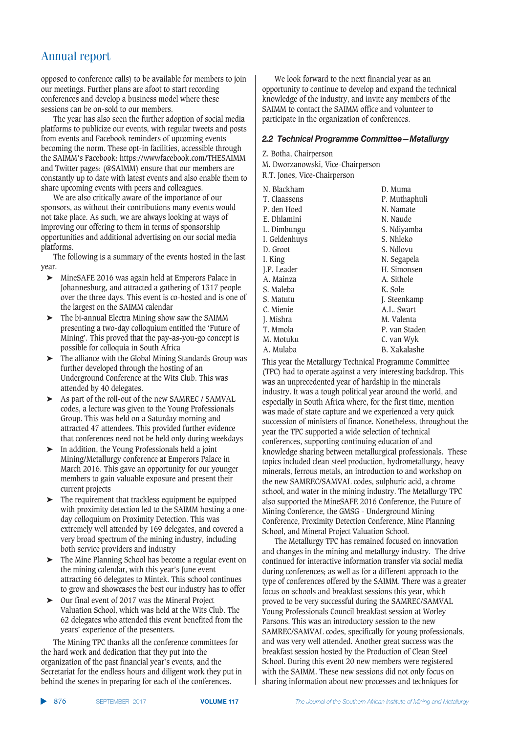opposed to conference calls) to be available for members to join our meetings. Further plans are afoot to start recording conferences and develop a business model where these sessions can be on-sold to our members.

The year has also seen the further adoption of social media platforms to publicize our events, with regular tweets and posts from events and Facebook reminders of upcoming events becoming the norm. These opt-in facilities, accessible through the SAIMM's Facebook: https://wwwfacebook.com/THESAIMM and Twitter pages: (@SAIMM) ensure that our members are constantly up to date with latest events and also enable them to share upcoming events with peers and colleagues.

We are also critically aware of the importance of our sponsors, as without their contributions many events would not take place. As such, we are always looking at ways of improving our offering to them in terms of sponsorship opportunities and additional advertising on our social media platforms.

The following is a summary of the events hosted in the last year.

- MineSAFE 2016 was again held at Emperors Palace in Johannesburg, and attracted a gathering of 1317 people over the three days. This event is co-hosted and is one of the largest on the SAIMM calendar
- The bi-annual Electra Mining show saw the SAIMM presenting a two-day colloquium entitled the 'Future of Mining'. This proved that the pay-as-you-go concept is possible for colloquia in South Africa
- The alliance with the Global Mining Standards Group was further developed through the hosting of an Underground Conference at the Wits Club. This was attended by 40 delegates.
- As part of the roll-out of the new SAMREC / SAMVAL codes, a lecture was given to the Young Professionals Group. This was held on a Saturday morning and attracted 47 attendees. This provided further evidence that conferences need not be held only during weekdays
- In addition, the Young Professionals held a joint Mining/Metallurgy conference at Emperors Palace in March 2016. This gave an opportunity for our younger members to gain valuable exposure and present their current projects
- The requirement that trackless equipment be equipped with proximity detection led to the SAIMM hosting a one-day colloquium on Proximity Detection. This was extremely well attended by 169 delegates, and covered a very broad spectrum of the mining industry, including both service providers and industry
- The Mine Planning School has become a regular event on the mining calendar, with this year's June event attracting 66 delegates to Mintek. This school continues to grow and showcases the best our industry has to offer
- Our final event of 2017 was the Mineral Project Valuation School, which was held at the Wits Club. The 62 delegates who attended this event benefited from the years' experience of the presenters.

The Mining TPC thanks all the conference committees for the hard work and dedication that they put into the organization of the past financial year's events, and the Secretariat for the endless hours and diligent work they put in behind the scenes in preparing for each of the conferences.

We look forward to the next financial year as an opportunity to continue to develop and expand the technical knowledge of the industry, and invite any members of the SAIMM to contact the SAIMM office and volunteer to participate in the organization of conferences.

### *2.2 Technical Programme Committee—Metallurgy*

Z. Botha, Chairperson
M. Dworzanowski, Vice-Chairperson
R.T. Jones, Vice-Chairperson

| | |
|---|---|
| N. Blackham | D. Muma |
| T. Claassens | P. Muthaphuli |
| P. den Hoed | N. Namate |
| E. Dhlamini | N. Naude |
| L. Dimbungu | S. Ndiyamba |
| I. Geldenhuys | S. Nhleko |
| D. Groot | S. Ndlovu |
| I. King | N. Segapela |
| J.P. Leader | H. Simonsen |
| A. Mainza | A. Sithole |
| S. Maleba | K. Sole |
| S. Matutu | J. Steenkamp |
| C. Mienie | A.L. Swart |
| J. Mishra | M. Valenta |
| T. Mmola | P. van Staden |
| M. Motuku | C. van Wyk |
| A. Mulaba | B. Xakalashe |

This year the Metallurgy Technical Programme Committee (TPC) had to operate against a very interesting backdrop. This was an unprecedented year of hardship in the minerals industry. It was a tough political year around the world, and especially in South Africa where, for the first time, mention was made of state capture and we experienced a very quick succession of ministers of finance. Nonetheless, throughout the year the TPC supported a wide selection of technical conferences, supporting continuing education of and knowledge sharing between metallurgical professionals. These topics included clean steel production, hydrometallurgy, heavy minerals, ferrous metals, an introduction to and workshop on the new SAMREC/SAMVAL codes, sulphuric acid, a chrome school, and water in the mining industry. The Metallurgy TPC also supported the MineSAFE 2016 Conference, the Future of Mining Conference, the GMSG - Underground Mining Conference, Proximity Detection Conference, Mine Planning School, and Mineral Project Valuation School.

The Metallurgy TPC has remained focused on innovation and changes in the mining and metallurgy industry. The drive continued for interactive information transfer via social media during conferences; as well as for a different approach to the type of conferences offered by the SAIMM. There was a greater focus on schools and breakfast sessions this year, which proved to be very successful during the SAMREC/SAMVAL Young Professionals Council breakfast session at Worley Parsons. This was an introductory session to the new SAMREC/SAMVAL codes, specifically for young professionals, and was very well attended. Another great success was the breakfast session hosted by the Production of Clean Steel School. During this event 20 new members were registered with the SAIMM. These new sessions did not only focus on sharing information about new processes and techniques for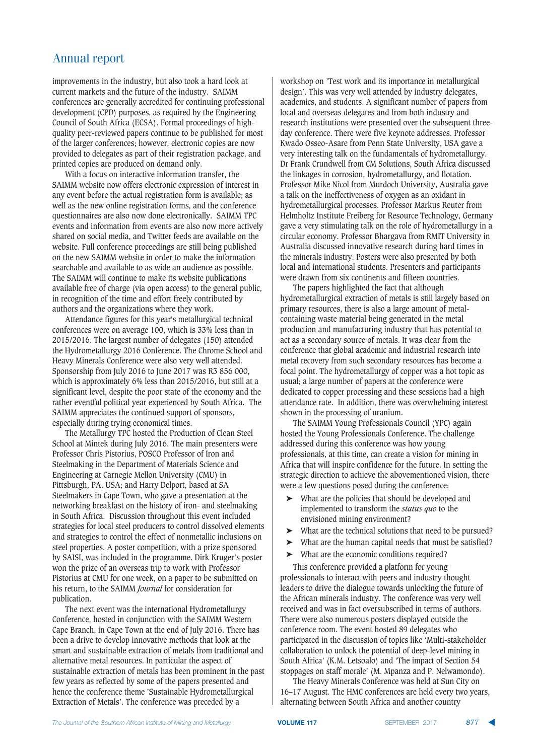improvements in the industry, but also took a hard look at current markets and the future of the industry. SAIMM conferences are generally accredited for continuing professional development (CPD) purposes, as required by the Engineering Council of South Africa (ECSA). Formal proceedings of high-quality peer-reviewed papers continue to be published for most of the larger conferences; however, electronic copies are now provided to delegates as part of their registration package, and printed copies are produced on demand only.

With a focus on interactive information transfer, the SAIMM website now offers electronic expression of interest in any event before the actual registration form is available; as well as the new online registration forms, and the conference questionnaires are also now done electronically. SAIMM TPC events and information from events are also now more actively shared on social media, and Twitter feeds are available on the website. Full conference proceedings are still being published on the new SAIMM website in order to make the information searchable and available to as wide an audience as possible. The SAIMM will continue to make its website publications available free of charge (via open access) to the general public, in recognition of the time and effort freely contributed by authors and the organizations where they work.

Attendance figures for this year's metallurgical technical conferences were on average 100, which is 33% less than in 2015/2016. The largest number of delegates (150) attended the Hydrometallurgy 2016 Conference. The Chrome School and Heavy Minerals Conference were also very well attended. Sponsorship from July 2016 to June 2017 was R3 856 000, which is approximately 6% less than 2015/2016, but still at a significant level, despite the poor state of the economy and the rather eventful political year experienced by South Africa. The SAIMM appreciates the continued support of sponsors, especially during trying economical times.

The Metallurgy TPC hosted the Production of Clean Steel School at Mintek during July 2016. The main presenters were Professor Chris Pistorius, POSCO Professor of Iron and Steelmaking in the Department of Materials Science and Engineering at Carnegie Mellon University (CMU) in Pittsburgh, PA, USA; and Harry Delport, based at SA Steelmakers in Cape Town, who gave a presentation at the networking breakfast on the history of iron- and steelmaking in South Africa. Discussion throughout this event included strategies for local steel producers to control dissolved elements and strategies to control the effect of nonmetallic inclusions on steel properties. A poster competition, with a prize sponsored by SAISI, was included in the programme. Dirk Kruger's poster won the prize of an overseas trip to work with Professor Pistorius at CMU for one week, on a paper to be submitted on his return, to the SAIMM *Journal* for consideration for publication.

The next event was the international Hydrometallurgy Conference, hosted in conjunction with the SAIMM Western Cape Branch, in Cape Town at the end of July 2016. There has been a drive to develop innovative methods that look at the smart and sustainable extraction of metals from traditional and alternative metal resources. In particular the aspect of sustainable extraction of metals has been prominent in the past few years as reflected by some of the papers presented and hence the conference theme 'Sustainable Hydrometallurgical Extraction of Metals'. The conference was preceded by a workshop on 'Test work and its importance in metallurgical design'. This was very well attended by industry delegates, academics, and students. A significant number of papers from local and overseas delegates and from both industry and research institutions were presented over the subsequent three-day conference. There were five keynote addresses. Professor Kwado Osseo-Asare from Penn State University, USA gave a very interesting talk on the fundamentals of hydrometallurgy. Dr Frank Crundwell from CM Solutions, South Africa discussed the linkages in corrosion, hydrometallurgy, and flotation. Professor Mike Nicol from Murdoch University, Australia gave a talk on the ineffectiveness of oxygen as an oxidant in hydrometallurgical processes. Professor Markus Reuter from Helmholtz Institute Freiberg for Resource Technology, Germany gave a very stimulating talk on the role of hydrometallurgy in a circular economy. Professor Bhargava from RMIT University in Australia discussed innovative research during hard times in the minerals industry. Posters were also presented by both local and international students. Presenters and participants were drawn from six continents and fifteen countries.

The papers highlighted the fact that although hydrometallurgical extraction of metals is still largely based on primary resources, there is also a large amount of metal-containing waste material being generated in the metal production and manufacturing industry that has potential to act as a secondary source of metals. It was clear from the conference that global academic and industrial research into metal recovery from such secondary resources has become a focal point. The hydrometallurgy of copper was a hot topic as usual; a large number of papers at the conference were dedicated to copper processing and these sessions had a high attendance rate. In addition, there was overwhelming interest shown in the processing of uranium.

The SAIMM Young Professionals Council (YPC) again hosted the Young Professionals Conference. The challenge addressed during this conference was how young professionals, at this time, can create a vision for mining in Africa that will inspire confidence for the future. In setting the strategic direction to achieve the abovementioned vision, there were a few questions posed during the conference:

- What are the policies that should be developed and implemented to transform the *status quo* to the envisioned mining environment?
- What are the technical solutions that need to be pursued?
- What are the human capital needs that must be satisfied?
- What are the economic conditions required?

This conference provided a platform for young professionals to interact with peers and industry thought leaders to drive the dialogue towards unlocking the future of the African minerals industry. The conference was very well received and was in fact oversubscribed in terms of authors. There were also numerous posters displayed outside the conference room. The event hosted 89 delegates who participated in the discussion of topics like 'Multi-stakeholder collaboration to unlock the potential of deep-level mining in South Africa' (K.M. Letsoalo) and 'The impact of Section 54 stoppages on staff morale' (M. Mpanza and P. Nelwamondo).

The Heavy Minerals Conference was held at Sun City on 16–17 August. The HMC conferences are held every two years, alternating between South Africa and another country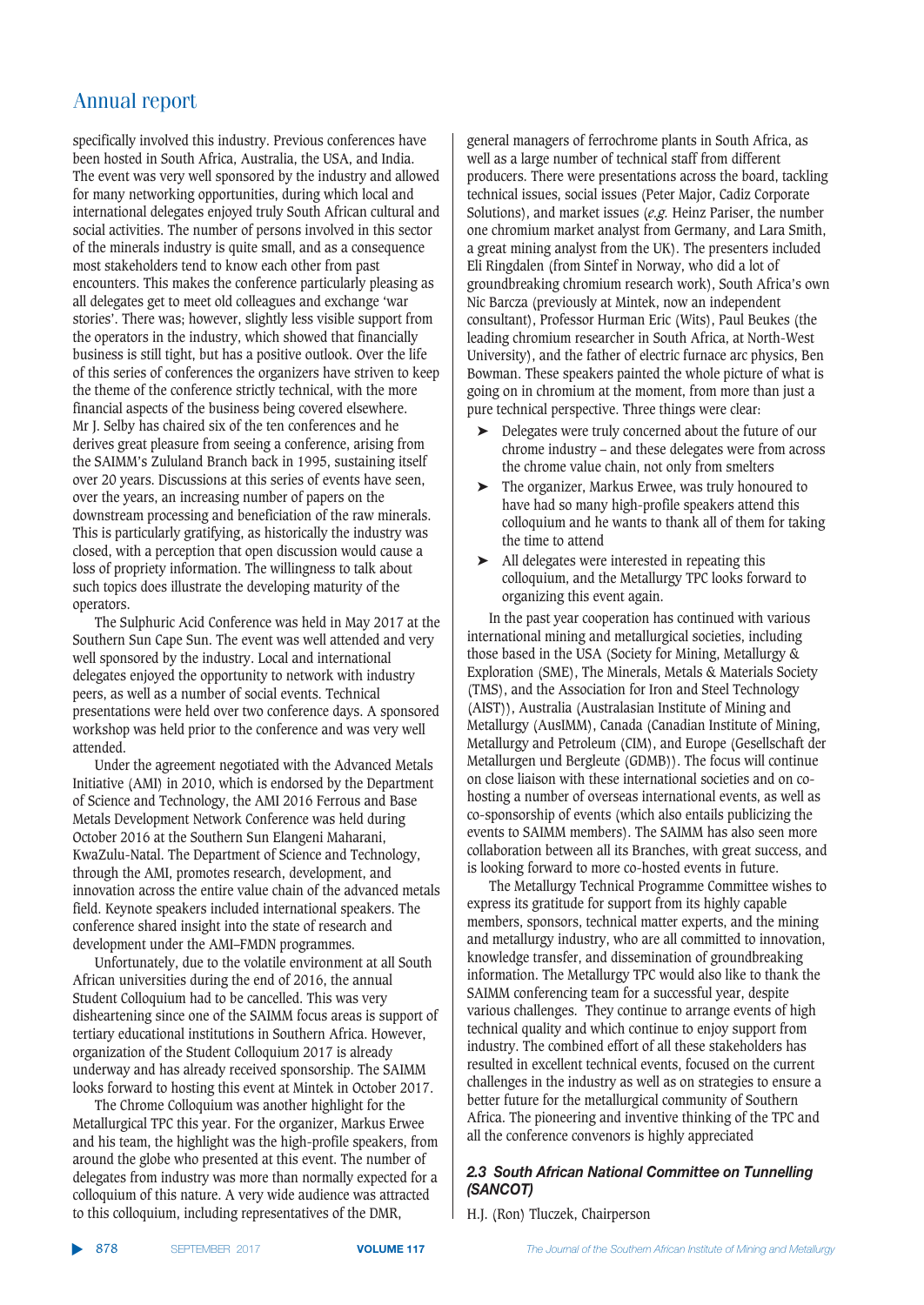specifically involved this industry. Previous conferences have been hosted in South Africa, Australia, the USA, and India. The event was very well sponsored by the industry and allowed for many networking opportunities, during which local and international delegates enjoyed truly South African cultural and social activities. The number of persons involved in this sector of the minerals industry is quite small, and as a consequence most stakeholders tend to know each other from past encounters. This makes the conference particularly pleasing as all delegates get to meet old colleagues and exchange 'war stories'. There was; however, slightly less visible support from the operators in the industry, which showed that financially business is still tight, but has a positive outlook. Over the life of this series of conferences the organizers have striven to keep the theme of the conference strictly technical, with the more financial aspects of the business being covered elsewhere. Mr J. Selby has chaired six of the ten conferences and he derives great pleasure from seeing a conference, arising from the SAIMM's Zululand Branch back in 1995, sustaining itself over 20 years. Discussions at this series of events have seen, over the years, an increasing number of papers on the downstream processing and beneficiation of the raw minerals. This is particularly gratifying, as historically the industry was closed, with a perception that open discussion would cause a loss of propriety information. The willingness to talk about such topics does illustrate the developing maturity of the operators.

The Sulphuric Acid Conference was held in May 2017 at the Southern Sun Cape Sun. The event was well attended and very well sponsored by the industry. Local and international delegates enjoyed the opportunity to network with industry peers, as well as a number of social events. Technical presentations were held over two conference days. A sponsored workshop was held prior to the conference and was very well attended.

Under the agreement negotiated with the Advanced Metals Initiative (AMI) in 2010, which is endorsed by the Department of Science and Technology, the AMI 2016 Ferrous and Base Metals Development Network Conference was held during October 2016 at the Southern Sun Elangeni Maharani, KwaZulu-Natal. The Department of Science and Technology, through the AMI, promotes research, development, and innovation across the entire value chain of the advanced metals field. Keynote speakers included international speakers. The conference shared insight into the state of research and development under the AMI–FMDN programmes.

Unfortunately, due to the volatile environment at all South African universities during the end of 2016, the annual Student Colloquium had to be cancelled. This was very disheartening since one of the SAIMM focus areas is support of tertiary educational institutions in Southern Africa. However, organization of the Student Colloquium 2017 is already underway and has already received sponsorship. The SAIMM looks forward to hosting this event at Mintek in October 2017.

The Chrome Colloquium was another highlight for the Metallurgical TPC this year. For the organizer, Markus Erwee and his team, the highlight was the high-profile speakers, from around the globe who presented at this event. The number of delegates from industry was more than normally expected for a colloquium of this nature. A very wide audience was attracted to this colloquium, including representatives of the DMR, general managers of ferrochrome plants in South Africa, as well as a large number of technical staff from different producers. There were presentations across the board, tackling technical issues, social issues (Peter Major, Cadiz Corporate Solutions), and market issues (*e.g.* Heinz Pariser, the number one chromium market analyst from Germany, and Lara Smith, a great mining analyst from the UK). The presenters included Eli Ringdalen (from Sintef in Norway, who did a lot of groundbreaking chromium research work), South Africa's own Nic Barcza (previously at Mintek, now an independent consultant), Professor Hurman Eric (Wits), Paul Beukes (the leading chromium researcher in South Africa, at North-West University), and the father of electric furnace arc physics, Ben Bowman. These speakers painted the whole picture of what is going on in chromium at the moment, from more than just a pure technical perspective. Three things were clear:

- Delegates were truly concerned about the future of our chrome industry – and these delegates were from across the chrome value chain, not only from smelters
- The organizer, Markus Erwee, was truly honoured to have had so many high-profile speakers attend this colloquium and he wants to thank all of them for taking the time to attend
- All delegates were interested in repeating this colloquium, and the Metallurgy TPC looks forward to organizing this event again.

In the past year cooperation has continued with various international mining and metallurgical societies, including those based in the USA (Society for Mining, Metallurgy & Exploration (SME), The Minerals, Metals & Materials Society (TMS), and the Association for Iron and Steel Technology (AIST)), Australia (Australasian Institute of Mining and Metallurgy (AusIMM), Canada (Canadian Institute of Mining, Metallurgy and Petroleum (CIM), and Europe (Gesellschaft der Metallurgen und Bergleute (GDMB)). The focus will continue on close liaison with these international societies and on co-hosting a number of overseas international events, as well as co-sponsorship of events (which also entails publicizing the events to SAIMM members). The SAIMM has also seen more collaboration between all its Branches, with great success, and is looking forward to more co-hosted events in future.

The Metallurgy Technical Programme Committee wishes to express its gratitude for support from its highly capable members, sponsors, technical matter experts, and the mining and metallurgy industry, who are all committed to innovation, knowledge transfer, and dissemination of groundbreaking information. The Metallurgy TPC would also like to thank the SAIMM conferencing team for a successful year, despite various challenges. They continue to arrange events of high technical quality and which continue to enjoy support from industry. The combined effort of all these stakeholders has resulted in excellent technical events, focused on the current challenges in the industry as well as on strategies to ensure a better future for the metallurgical community of Southern Africa. The pioneering and inventive thinking of the TPC and all the conference convenors is highly appreciated

### *2.3 South African National Committee on Tunnelling (SANCOT)*

H.J. (Ron) Tluczek, Chairperson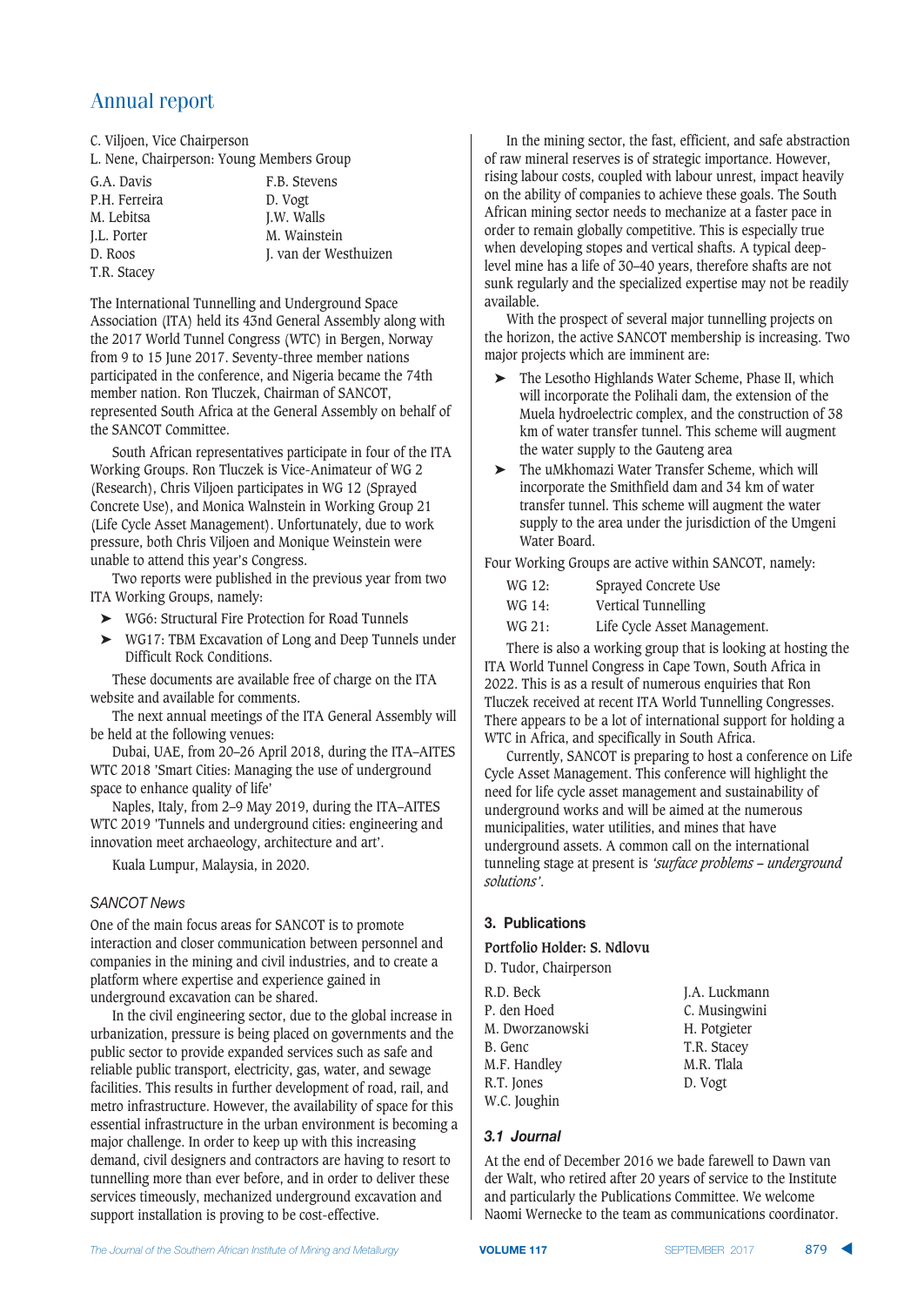C. Viljoen, Vice Chairperson
L. Nene, Chairperson: Young Members Group

| | |
|---|---|
| G.A. Davis | F.B. Stevens |
| P.H. Ferreira | D. Vogt |
| M. Lebitsa | J.W. Walls |
| J.L. Porter | M. Wainstein |
| D. Roos | J. van der Westhuizen |
| T.R. Stacey | |

The International Tunnelling and Underground Space Association (ITA) held its 43nd General Assembly along with the 2017 World Tunnel Congress (WTC) in Bergen, Norway from 9 to 15 June 2017. Seventy-three member nations participated in the conference, and Nigeria became the 74th member nation. Ron Tluczek, Chairman of SANCOT, represented South Africa at the General Assembly on behalf of the SANCOT Committee.

South African representatives participate in four of the ITA Working Groups. Ron Tluczek is Vice-Animateur of WG 2 (Research), Chris Viljoen participates in WG 12 (Sprayed Concrete Use), and Monica Walnstein in Working Group 21 (Life Cycle Asset Management). Unfortunately, due to work pressure, both Chris Viljoen and Monique Weinstein were unable to attend this year's Congress.

Two reports were published in the previous year from two ITA Working Groups, namely:

- WG6: Structural Fire Protection for Road Tunnels
- WG17: TBM Excavation of Long and Deep Tunnels under Difficult Rock Conditions.

These documents are available free of charge on the ITA website and available for comments.

The next annual meetings of the ITA General Assembly will be held at the following venues:

Dubai, UAE, from 20–26 April 2018, during the ITA–AITES WTC 2018 'Smart Cities: Managing the use of underground space to enhance quality of life'

Naples, Italy, from 2–9 May 2019, during the ITA–AITES WTC 2019 'Tunnels and underground cities: engineering and innovation meet archaeology, architecture and art'.

Kuala Lumpur, Malaysia, in 2020.

### *SANCOT News*

One of the main focus areas for SANCOT is to promote interaction and closer communication between personnel and companies in the mining and civil industries, and to create a platform where expertise and experience gained in underground excavation can be shared.

In the civil engineering sector, due to the global increase in urbanization, pressure is being placed on governments and the public sector to provide expanded services such as safe and reliable public transport, electricity, gas, water, and sewage facilities. This results in further development of road, rail, and metro infrastructure. However, the availability of space for this essential infrastructure in the urban environment is becoming a major challenge. In order to keep up with this increasing demand, civil designers and contractors are having to resort to tunnelling more than ever before, and in order to deliver these services timeously, mechanized underground excavation and support installation is proving to be cost-effective.

In the mining sector, the fast, efficient, and safe abstraction of raw mineral reserves is of strategic importance. However, rising labour costs, coupled with labour unrest, impact heavily on the ability of companies to achieve these goals. The South African mining sector needs to mechanize at a faster pace in order to remain globally competitive. This is especially true when developing stopes and vertical shafts. A typical deep-level mine has a life of 30–40 years, therefore shafts are not sunk regularly and the specialized expertise may not be readily available.

With the prospect of several major tunnelling projects on the horizon, the active SANCOT membership is increasing. Two major projects which are imminent are:

- The Lesotho Highlands Water Scheme, Phase II, which will incorporate the Polihali dam, the extension of the Muela hydroelectric complex, and the construction of 38 km of water transfer tunnel. This scheme will augment the water supply to the Gauteng area
- The uMkhomazi Water Transfer Scheme, which will incorporate the Smithfield dam and 34 km of water transfer tunnel. This scheme will augment the water supply to the area under the jurisdiction of the Umgeni Water Board.

Four Working Groups are active within SANCOT, namely:

| | |
|---|---|
| WG 12: | Sprayed Concrete Use |
| WG 14: | Vertical Tunnelling |
| WG 21: | Life Cycle Asset Management. |

There is also a working group that is looking at hosting the ITA World Tunnel Congress in Cape Town, South Africa in 2022. This is as a result of numerous enquiries that Ron Tluczek received at recent ITA World Tunnelling Congresses. There appears to be a lot of international support for holding a WTC in Africa, and specifically in South Africa.

Currently, SANCOT is preparing to host a conference on Life Cycle Asset Management. This conference will highlight the need for life cycle asset management and sustainability of underground works and will be aimed at the numerous municipalities, water utilities, and mines that have underground assets. A common call on the international tunneling stage at present is *'surface problems – underground solutions'*.

## 3. Publications

**Portfolio Holder: S. Ndlovu**

D. Tudor, Chairperson

| | |
|---|---|
| R.D. Beck | J.A. Luckmann |
| P. den Hoed | C. Musingwini |
| M. Dworzanowski | H. Potgieter |
| B. Genc | T.R. Stacey |
| M.F. Handley | M.R. Tlala |
| R.T. Jones | D. Vogt |
| W.C. Joughin | |

### *3.1 Journal*

At the end of December 2016 we bade farewell to Dawn van der Walt, who retired after 20 years of service to the Institute and particularly the Publications Committee. We welcome Naomi Wernecke to the team as communications coordinator.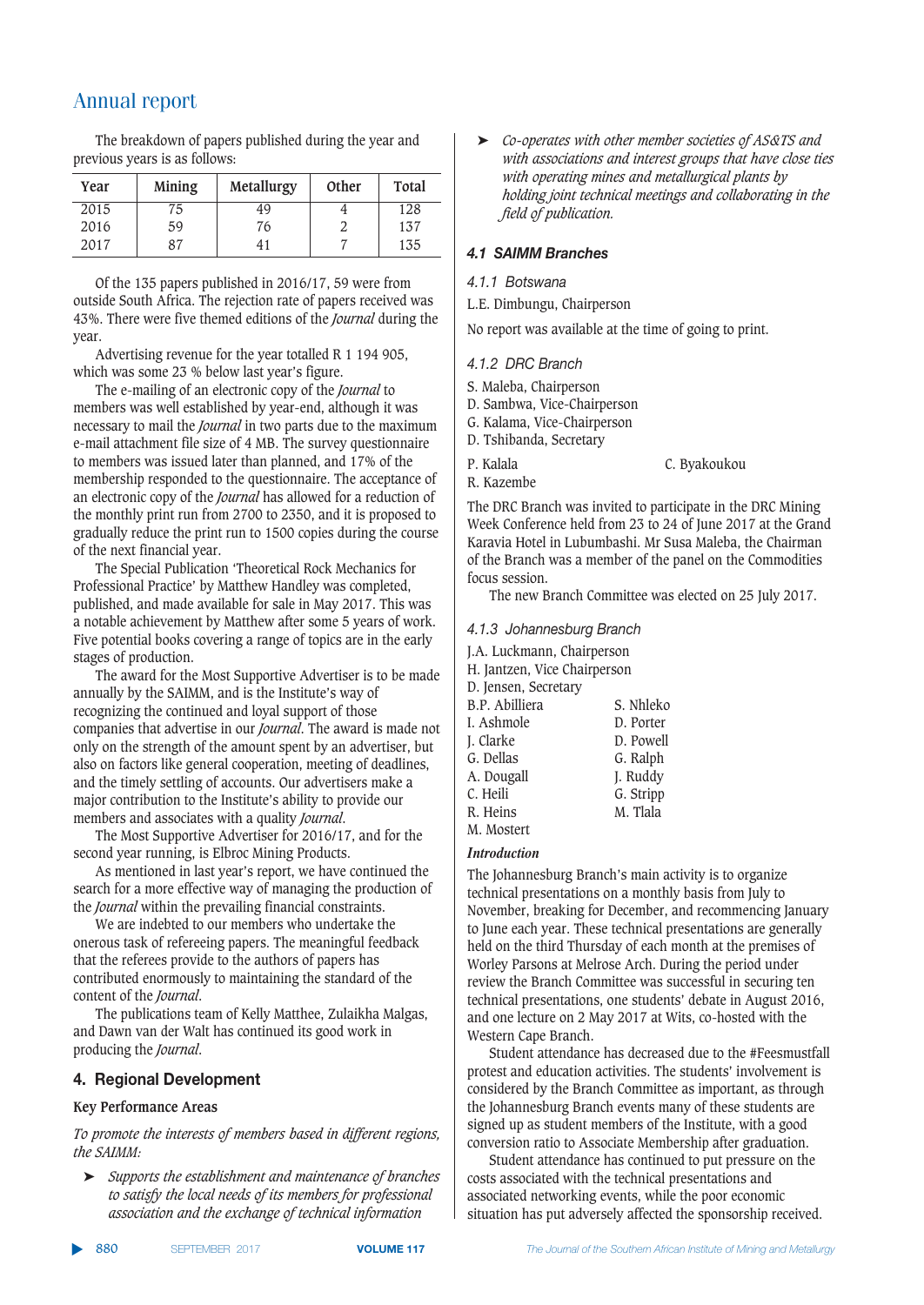# Annual report

The breakdown of papers published during the year and previous years is as follows:

| Year | Mining | Metallurgy | Other | Total |
|---|---|---|---|---|
| 2015 | 75 | 49 | 4 | 128 |
| 2016 | 59 | 76 | 2 | 137 |
| 2017 | 87 | 41 | 7 | 135 |

Of the 135 papers published in 2016/17, 59 were from outside South Africa. The rejection rate of papers received was 43%. There were five themed editions of the *Journal* during the year.

Advertising revenue for the year totalled R 1 194 905, which was some 23 % below last year's figure.

The e-mailing of an electronic copy of the *Journal* to members was well established by year-end, although it was necessary to mail the *Journal* in two parts due to the maximum e-mail attachment file size of 4 MB. The survey questionnaire to members was issued later than planned, and 17% of the membership responded to the questionnaire. The acceptance of an electronic copy of the *Journal* has allowed for a reduction of the monthly print run from 2700 to 2350, and it is proposed to gradually reduce the print run to 1500 copies during the course of the next financial year.

The Special Publication 'Theoretical Rock Mechanics for Professional Practice' by Matthew Handley was completed, published, and made available for sale in May 2017. This was a notable achievement by Matthew after some 5 years of work. Five potential books covering a range of topics are in the early stages of production.

The award for the Most Supportive Advertiser is to be made annually by the SAIMM, and is the Institute's way of recognizing the continued and loyal support of those companies that advertise in our *Journal*. The award is made not only on the strength of the amount spent by an advertiser, but also on factors like general cooperation, meeting of deadlines, and the timely settling of accounts. Our advertisers make a major contribution to the Institute's ability to provide our members and associates with a quality *Journal*.

The Most Supportive Advertiser for 2016/17, and for the second year running, is Elbroc Mining Products.

As mentioned in last year's report, we have continued the search for a more effective way of managing the production of the *Journal* within the prevailing financial constraints.

We are indebted to our members who undertake the onerous task of refereeing papers. The meaningful feedback that the referees provide to the authors of papers has contributed enormously to maintaining the standard of the content of the *Journal*.

The publications team of Kelly Matthee, Zulaikha Malgas, and Dawn van der Walt has continued its good work in producing the *Journal*.

## 4. Regional Development

**Key Performance Areas**

*To promote the interests of members based in different regions, the SAIMM:*

- *Supports the establishment and maintenance of branches to satisfy the local needs of its members for professional association and the exchange of technical information*
- *Co-operates with other member societies of AS&TS and with associations and interest groups that have close ties with operating mines and metallurgical plants by holding joint technical meetings and collaborating in the field of publication.*

### 4.1 SAIMM Branches

#### 4.1.1 Botswana

L.E. Dimbungu, Chairperson

No report was available at the time of going to print.

#### 4.1.2 DRC Branch

S. Maleba, Chairperson
D. Sambwa, Vice-Chairperson
G. Kalama, Vice-Chairperson
D. Tshibanda, Secretary

P. Kalala
C. Byakoukou
R. Kazembe

The DRC Branch was invited to participate in the DRC Mining Week Conference held from 23 to 24 of June 2017 at the Grand Karavia Hotel in Lubumbashi. Mr Susa Maleba, the Chairman of the Branch was a member of the panel on the Commodities focus session.

The new Branch Committee was elected on 25 July 2017.

#### 4.1.3 Johannesburg Branch

J.A. Luckmann, Chairperson
H. Jantzen, Vice Chairperson
D. Jensen, Secretary

B.P. Abilliera
I. Ashmole
J. Clarke
G. Dellas
A. Dougall
C. Heili
R. Heins
M. Mostert
S. Nhleko
D. Porter
D. Powell
G. Ralph
J. Ruddy
G. Stripp
M. Tlala

***Introduction***

The Johannesburg Branch's main activity is to organize technical presentations on a monthly basis from July to November, breaking for December, and recommencing January to June each year. These technical presentations are generally held on the third Thursday of each month at the premises of Worley Parsons at Melrose Arch. During the period under review the Branch Committee was successful in securing ten technical presentations, one students' debate in August 2016, and one lecture on 2 May 2017 at Wits, co-hosted with the Western Cape Branch.

Student attendance has decreased due to the #Feesmustfall protest and education activities. The students' involvement is considered by the Branch Committee as important, as through the Johannesburg Branch events many of these students are signed up as student members of the Institute, with a good conversion ratio to Associate Membership after graduation.

Student attendance has continued to put pressure on the costs associated with the technical presentations and associated networking events, while the poor economic situation has put adversely affected the sponsorship received.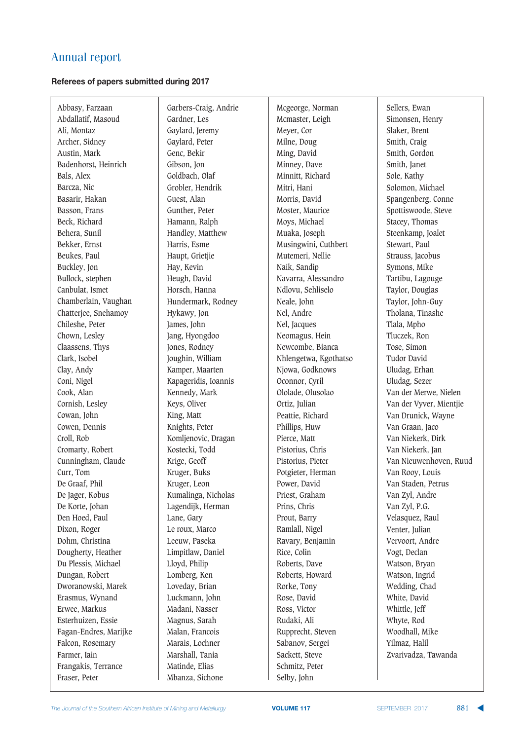# Annual report

### Referees of papers submitted during 2017

Abbasy, Farzaan
Abdallatif, Masoud
Ali, Montaz
Archer, Sidney
Austin, Mark
Badenhorst, Heinrich
Bals, Alex
Barcza, Nic
Basarir, Hakan
Basson, Frans
Beck, Richard
Behera, Sunil
Bekker, Ernst
Beukes, Paul
Buckley, Jon
Bullock, stephen
Canbulat, Ismet
Chamberlain, Vaughan
Chatterjee, Snehamoy
Chileshe, Peter
Chown, Lesley
Claassens, Thys
Clark, Isobel
Clay, Andy
Coni, Nigel
Cook, Alan
Cornish, Lesley
Cowan, John
Cowen, Dennis
Croll, Rob
Cromarty, Robert
Cunningham, Claude
Curr, Tom
De Graaf, Phil
De Jager, Kobus
De Korte, Johan
Den Hoed, Paul
Dixon, Roger
Dohm, Christina
Dougherty, Heather
Du Plessis, Michael
Dungan, Robert
Dworanowski, Marek
Erasmus, Wynand
Erwee, Markus
Esterhuizen, Essie
Fagan-Endres, Marijke
Falcon, Rosemary
Farmer, Iain
Frangakis, Terrance
Fraser, Peter
Garbers-Craig, Andrie
Gardner, Les
Gaylard, Jeremy
Gaylard, Peter
Genc, Bekir
Gibson, Jon
Goldbach, Olaf
Grobler, Hendrik
Guest, Alan
Gunther, Peter
Hamann, Ralph
Handley, Matthew
Harris, Esme
Haupt, Grietjie
Hay, Kevin
Heugh, David
Horsch, Hanna
Hundermark, Rodney
Hykawy, Jon
James, John
Jang, Hyongdoo
Jones, Rodney
Joughin, William
Kamper, Maarten
Kapageridis, Ioannis
Kennedy, Mark
Keys, Oliver
King, Matt
Knights, Peter
Komljenovic, Dragan
Kostecki, Todd
Krige, Geoff
Kruger, Buks
Kruger, Leon
Kumalinga, Nicholas
Lagendijk, Herman
Lane, Gary
Le roux, Marco
Leeuw, Paseka
Limpitlaw, Daniel
Lloyd, Philip
Lomberg, Ken
Loveday, Brian
Luckmann, John
Madani, Nasser
Magnus, Sarah
Malan, Francois
Marais, Lochner
Marshall, Tania
Matinde, Elias
Mbanza, Sichone
Mcgeorge, Norman
Mcmaster, Leigh
Meyer, Cor
Milne, Doug
Ming, David
Minney, Dave
Minnitt, Richard
Mitri, Hani
Morris, David
Moster, Maurice
Moys, Michael
Muaka, Joseph
Musingwini, Cuthbert
Mutemeri, Nellie
Naik, Sandip
Navarra, Alessandro
Ndlovu, Sehliselo
Neale, John
Nel, Andre
Nel, Jacques
Neomagus, Hein
Newcombe, Bianca
Nhlengetwa, Kgothatso
Njowa, Godknows
Oconnor, Cyril
Ololade, Olusolao
Ortiz, Julian
Peattie, Richard
Phillips, Huw
Pierce, Matt
Pistorius, Chris
Pistorius, Pieter
Potgieter, Herman
Power, David
Priest, Graham
Prins, Chris
Prout, Barry
Ramlall, Nigel
Ravary, Benjamin
Rice, Colin
Roberts, Dave
Roberts, Howard
Rorke, Tony
Rose, David
Ross, Victor
Rudaki, Ali
Rupprecht, Steven
Sabanov, Sergei
Sackett, Steve
Schmitz, Peter
Selby, John
Sellers, Ewan
Simonsen, Henry
Slaker, Brent
Smith, Craig
Smith, Gordon
Smith, Janet
Sole, Kathy
Solomon, Michael
Spangenberg, Conne
Spottiswoode, Steve
Stacey, Thomas
Steenkamp, Joalet
Stewart, Paul
Strauss, Jacobus
Symons, Mike
Tartibu, Lagouge
Taylor, Douglas
Taylor, John-Guy
Tholana, Tinashe
Tlala, Mpho
Tluczek, Ron
Tose, Simon
Tudor David
Uludag, Erhan
Uludag, Sezer
Van der Merwe, Nielen
Van der Vyver, Mientjie
Van Drunick, Wayne
Van Graan, Jaco
Van Niekerk, Dirk
Van Niekerk, Jan
Van Nieuwenhoven, Ruud
Van Rooy, Louis
Van Staden, Petrus
Van Zyl, Andre
Van Zyl, P.G.
Velasquez, Raul
Venter, Julian
Vervoort, Andre
Vogt, Declan
Watson, Bryan
Watson, Ingrid
Wedding, Chad
White, David
Whittle, Jeff
Whyte, Rod
Woodhall, Mike
Yilmaz, Halil
Zvarivadza, Tawanda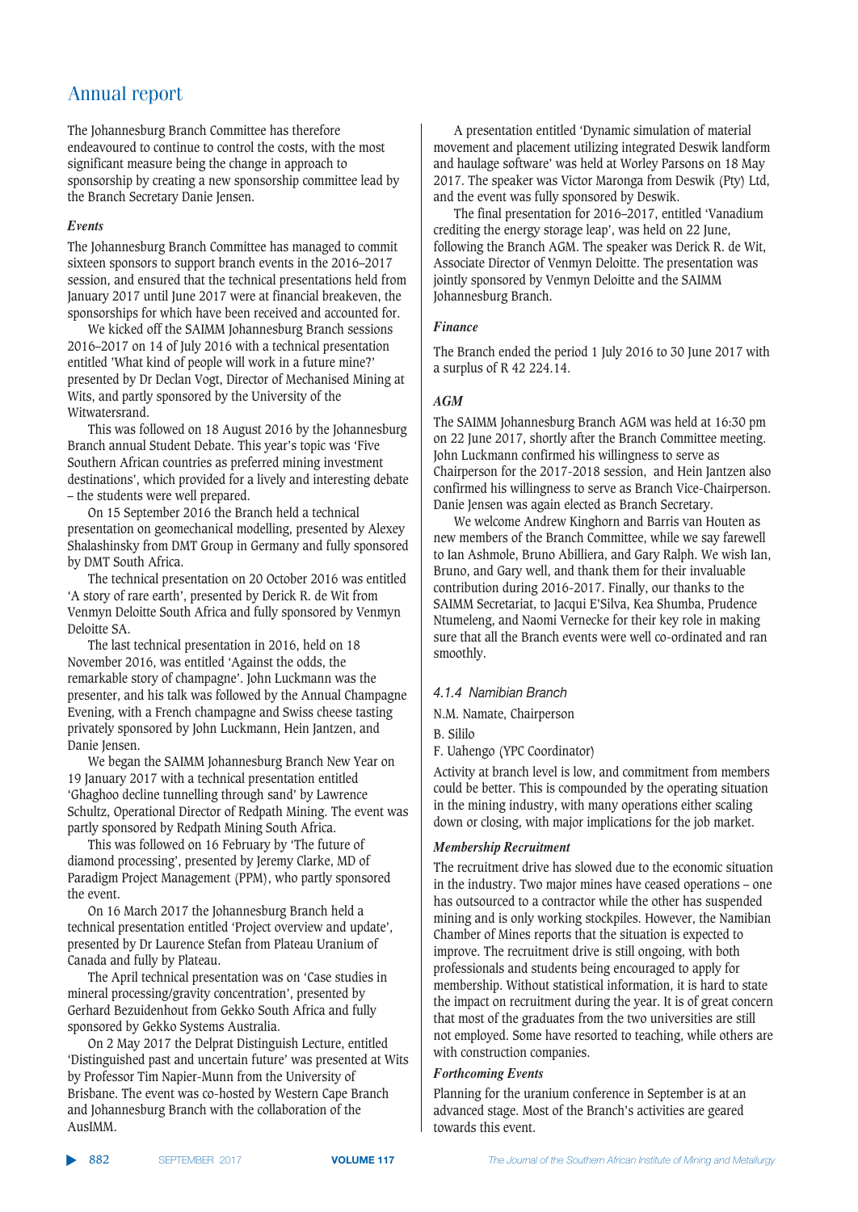The Johannesburg Branch Committee has therefore endeavoured to continue to control the costs, with the most significant measure being the change in approach to sponsorship by creating a new sponsorship committee lead by the Branch Secretary Danie Jensen.

### *Events*

The Johannesburg Branch Committee has managed to commit sixteen sponsors to support branch events in the 2016–2017 session, and ensured that the technical presentations held from January 2017 until June 2017 were at financial breakeven, the sponsorships for which have been received and accounted for.

We kicked off the SAIMM Johannesburg Branch sessions 2016–2017 on 14 of July 2016 with a technical presentation entitled 'What kind of people will work in a future mine?' presented by Dr Declan Vogt, Director of Mechanised Mining at Wits, and partly sponsored by the University of the Witwatersrand.

This was followed on 18 August 2016 by the Johannesburg Branch annual Student Debate. This year's topic was 'Five Southern African countries as preferred mining investment destinations', which provided for a lively and interesting debate – the students were well prepared.

On 15 September 2016 the Branch held a technical presentation on geomechanical modelling, presented by Alexey Shalashinsky from DMT Group in Germany and fully sponsored by DMT South Africa.

The technical presentation on 20 October 2016 was entitled 'A story of rare earth', presented by Derick R. de Wit from Venmyn Deloitte South Africa and fully sponsored by Venmyn Deloitte SA.

The last technical presentation in 2016, held on 18 November 2016, was entitled 'Against the odds, the remarkable story of champagne'. John Luckmann was the presenter, and his talk was followed by the Annual Champagne Evening, with a French champagne and Swiss cheese tasting privately sponsored by John Luckmann, Hein Jantzen, and Danie Jensen.

We began the SAIMM Johannesburg Branch New Year on 19 January 2017 with a technical presentation entitled 'Ghaghoo decline tunnelling through sand' by Lawrence Schultz, Operational Director of Redpath Mining. The event was partly sponsored by Redpath Mining South Africa.

This was followed on 16 February by 'The future of diamond processing', presented by Jeremy Clarke, MD of Paradigm Project Management (PPM), who partly sponsored the event.

On 16 March 2017 the Johannesburg Branch held a technical presentation entitled 'Project overview and update', presented by Dr Laurence Stefan from Plateau Uranium of Canada and fully by Plateau.

The April technical presentation was on 'Case studies in mineral processing/gravity concentration', presented by Gerhard Bezuidenhout from Gekko South Africa and fully sponsored by Gekko Systems Australia.

On 2 May 2017 the Delprat Distinguish Lecture, entitled 'Distinguished past and uncertain future' was presented at Wits by Professor Tim Napier-Munn from the University of Brisbane. The event was co-hosted by Western Cape Branch and Johannesburg Branch with the collaboration of the AusIMM.

A presentation entitled 'Dynamic simulation of material movement and placement utilizing integrated Deswik landform and haulage software' was held at Worley Parsons on 18 May 2017. The speaker was Victor Maronga from Deswik (Pty) Ltd, and the event was fully sponsored by Deswik.

The final presentation for 2016–2017, entitled 'Vanadium crediting the energy storage leap', was held on 22 June, following the Branch AGM. The speaker was Derick R. de Wit, Associate Director of Venmyn Deloitte. The presentation was jointly sponsored by Venmyn Deloitte and the SAIMM Johannesburg Branch.

### *Finance*

The Branch ended the period 1 July 2016 to 30 June 2017 with a surplus of R 42 224.14.

### *AGM*

The SAIMM Johannesburg Branch AGM was held at 16:30 pm on 22 June 2017, shortly after the Branch Committee meeting. John Luckmann confirmed his willingness to serve as Chairperson for the 2017-2018 session, and Hein Jantzen also confirmed his willingness to serve as Branch Vice-Chairperson. Danie Jensen was again elected as Branch Secretary.

We welcome Andrew Kinghorn and Barris van Houten as new members of the Branch Committee, while we say farewell to Ian Ashmole, Bruno Abilliera, and Gary Ralph. We wish Ian, Bruno, and Gary well, and thank them for their invaluable contribution during 2016-2017. Finally, our thanks to the SAIMM Secretariat, to Jacqui E'Silva, Kea Shumba, Prudence Ntumeleng, and Naomi Vernecke for their key role in making sure that all the Branch events were well co-ordinated and ran smoothly.

### *4.1.4 Namibian Branch*

N.M. Namate, Chairperson

B. Sililo

F. Uahengo (YPC Coordinator)

Activity at branch level is low, and commitment from members could be better. This is compounded by the operating situation in the mining industry, with many operations either scaling down or closing, with major implications for the job market.

### *Membership Recruitment*

The recruitment drive has slowed due to the economic situation in the industry. Two major mines have ceased operations – one has outsourced to a contractor while the other has suspended mining and is only working stockpiles. However, the Namibian Chamber of Mines reports that the situation is expected to improve. The recruitment drive is still ongoing, with both professionals and students being encouraged to apply for membership. Without statistical information, it is hard to state the impact on recruitment during the year. It is of great concern that most of the graduates from the two universities are still not employed. Some have resorted to teaching, while others are with construction companies.

### *Forthcoming Events*

Planning for the uranium conference in September is at an advanced stage. Most of the Branch's activities are geared towards this event.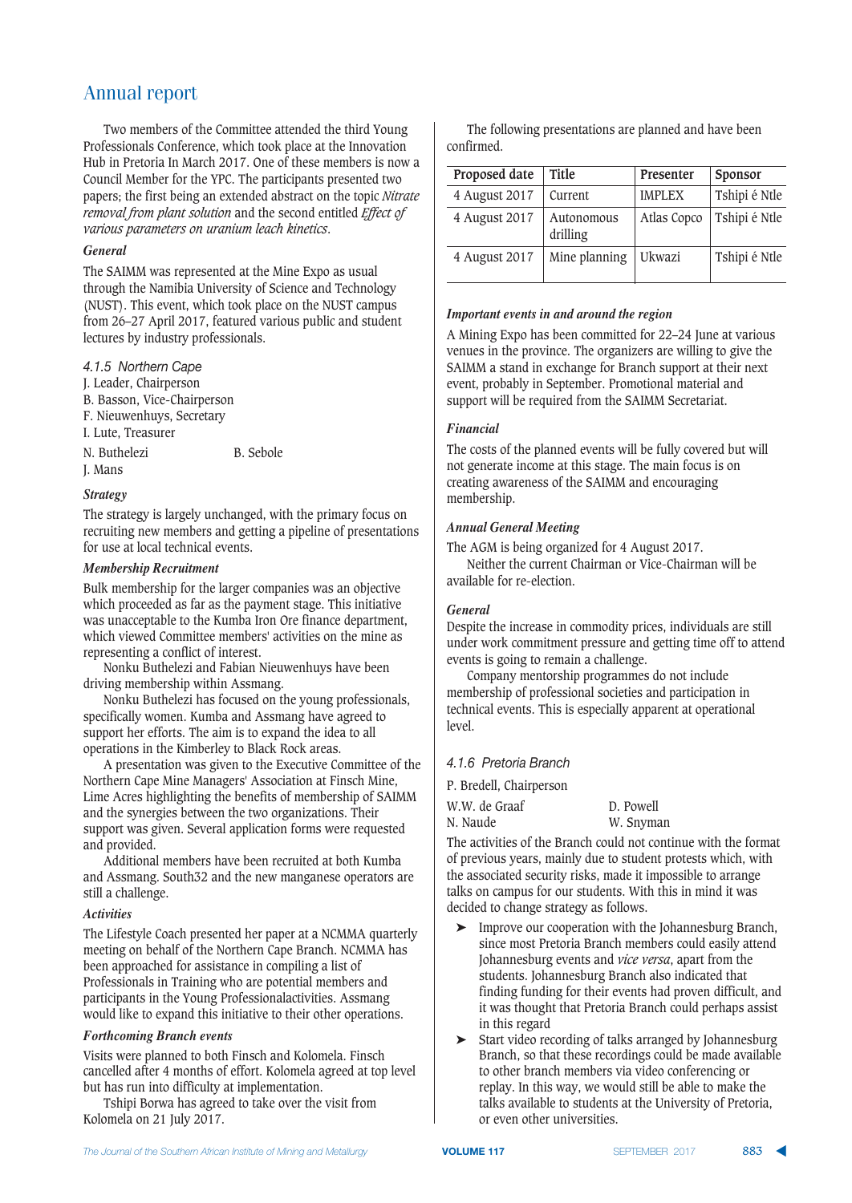Two members of the Committee attended the third Young Professionals Conference, which took place at the Innovation Hub in Pretoria In March 2017. One of these members is now a Council Member for the YPC. The participants presented two papers; the first being an extended abstract on the topic *Nitrate removal from plant solution* and the second entitled *Effect of various parameters on uranium leach kinetics*.

***General***

The SAIMM was represented at the Mine Expo as usual through the Namibia University of Science and Technology (NUST). This event, which took place on the NUST campus from 26–27 April 2017, featured various public and student lectures by industry professionals.

#### *4.1.5 Northern Cape*

J. Leader, Chairperson
B. Basson, Vice-Chairperson
F. Nieuwenhuys, Secretary
I. Lute, Treasurer

N. Buthelezi B. Sebole
J. Mans

***Strategy***

The strategy is largely unchanged, with the primary focus on recruiting new members and getting a pipeline of presentations for use at local technical events.

***Membership Recruitment***

Bulk membership for the larger companies was an objective which proceeded as far as the payment stage. This initiative was unacceptable to the Kumba Iron Ore finance department, which viewed Committee members' activities on the mine as representing a conflict of interest.

Nonku Buthelezi and Fabian Nieuwenhuys have been driving membership within Assmang.

Nonku Buthelezi has focused on the young professionals, specifically women. Kumba and Assmang have agreed to support her efforts. The aim is to expand the idea to all operations in the Kimberley to Black Rock areas.

A presentation was given to the Executive Committee of the Northern Cape Mine Managers' Association at Finsch Mine, Lime Acres highlighting the benefits of membership of SAIMM and the synergies between the two organizations. Their support was given. Several application forms were requested and provided.

Additional members have been recruited at both Kumba and Assmang. South32 and the new manganese operators are still a challenge.

***Activities***

The Lifestyle Coach presented her paper at a NCMMA quarterly meeting on behalf of the Northern Cape Branch. NCMMA has been approached for assistance in compiling a list of Professionals in Training who are potential members and participants in the Young Professionalactivities. Assmang would like to expand this initiative to their other operations.

***Forthcoming Branch events***

Visits were planned to both Finsch and Kolomela. Finsch cancelled after 4 months of effort. Kolomela agreed at top level but has run into difficulty at implementation.

Tshipi Borwa has agreed to take over the visit from Kolomela on 21 July 2017.

The following presentations are planned and have been confirmed.

| Proposed date | Title | Presenter | Sponsor |
|---|---|---|---|
| 4 August 2017 | Current | IMPLEX | Tshipi é Ntle |
| 4 August 2017 | Autonomous drilling | Atlas Copco | Tshipi é Ntle |
| 4 August 2017 | Mine planning | Ukwazi | Tshipi é Ntle |

***Important events in and around the region***

A Mining Expo has been committed for 22–24 June at various venues in the province. The organizers are willing to give the SAIMM a stand in exchange for Branch support at their next event, probably in September. Promotional material and support will be required from the SAIMM Secretariat.

***Financial***

The costs of the planned events will be fully covered but will not generate income at this stage. The main focus is on creating awareness of the SAIMM and encouraging membership.

***Annual General Meeting***

The AGM is being organized for 4 August 2017.

Neither the current Chairman or Vice-Chairman will be available for re-election.

***General***

Despite the increase in commodity prices, individuals are still under work commitment pressure and getting time off to attend events is going to remain a challenge.

Company mentorship programmes do not include membership of professional societies and participation in technical events. This is especially apparent at operational level.

#### *4.1.6 Pretoria Branch*

P. Bredell, Chairperson

W.W. de Graaf D. Powell
N. Naude W. Snyman

The activities of the Branch could not continue with the format of previous years, mainly due to student protests which, with the associated security risks, made it impossible to arrange talks on campus for our students. With this in mind it was decided to change strategy as follows.

- Improve our cooperation with the Johannesburg Branch, since most Pretoria Branch members could easily attend Johannesburg events and *vice versa*, apart from the students. Johannesburg Branch also indicated that finding funding for their events had proven difficult, and it was thought that Pretoria Branch could perhaps assist in this regard
- Start video recording of talks arranged by Johannesburg Branch, so that these recordings could be made available to other branch members via video conferencing or replay. In this way, we would still be able to make the talks available to students at the University of Pretoria, or even other universities.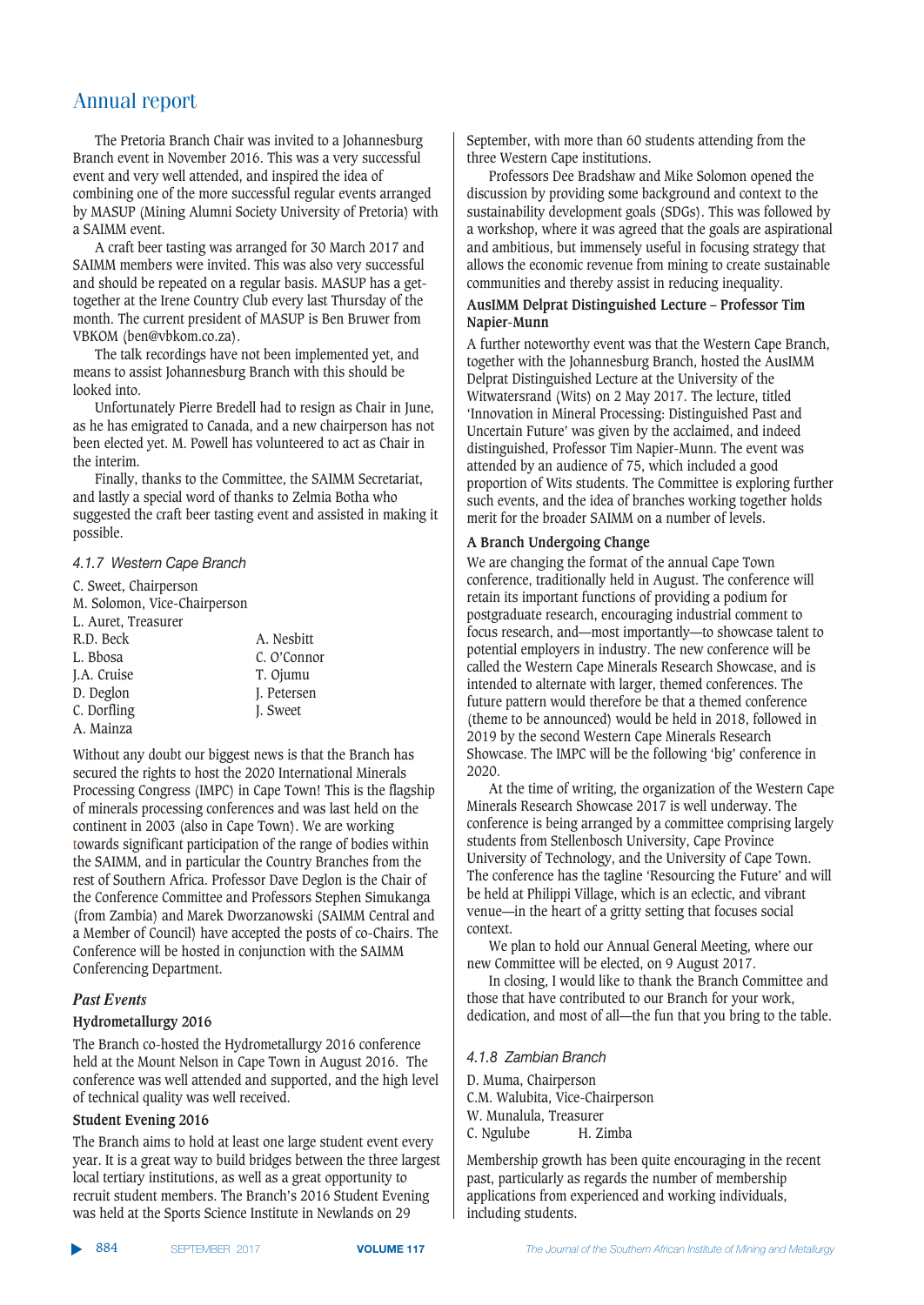The Pretoria Branch Chair was invited to a Johannesburg Branch event in November 2016. This was a very successful event and very well attended, and inspired the idea of combining one of the more successful regular events arranged by MASUP (Mining Alumni Society University of Pretoria) with a SAIMM event.

A craft beer tasting was arranged for 30 March 2017 and SAIMM members were invited. This was also very successful and should be repeated on a regular basis. MASUP has a get-together at the Irene Country Club every last Thursday of the month. The current president of MASUP is Ben Bruwer from VBKOM (ben@vbkom.co.za).

The talk recordings have not been implemented yet, and means to assist Johannesburg Branch with this should be looked into.

Unfortunately Pierre Bredell had to resign as Chair in June, as he has emigrated to Canada, and a new chairperson has not been elected yet. M. Powell has volunteered to act as Chair in the interim.

Finally, thanks to the Committee, the SAIMM Secretariat, and lastly a special word of thanks to Zelmia Botha who suggested the craft beer tasting event and assisted in making it possible.

### *4.1.7 Western Cape Branch*

C. Sweet, Chairperson
M. Solomon, Vice-Chairperson
L. Auret, Treasurer

| | |
|---|---|
| R.D. Beck | A. Nesbitt |
| L. Bbosa | C. O'Connor |
| J.A. Cruise | T. Ojumu |
| D. Deglon | J. Petersen |
| C. Dorfling | J. Sweet |
| A. Mainza | |

Without any doubt our biggest news is that the Branch has secured the rights to host the 2020 International Minerals Processing Congress (IMPC) in Cape Town! This is the flagship of minerals processing conferences and was last held on the continent in 2003 (also in Cape Town). We are working towards significant participation of the range of bodies within the SAIMM, and in particular the Country Branches from the rest of Southern Africa. Professor Dave Deglon is the Chair of the Conference Committee and Professors Stephen Simukanga (from Zambia) and Marek Dworzanowski (SAIMM Central and a Member of Council) have accepted the posts of co-Chairs. The Conference will be hosted in conjunction with the SAIMM Conferencing Department.

#### *Past Events*

**Hydrometallurgy 2016**

The Branch co-hosted the Hydrometallurgy 2016 conference held at the Mount Nelson in Cape Town in August 2016. The conference was well attended and supported, and the high level of technical quality was well received.

**Student Evening 2016**

The Branch aims to hold at least one large student event every year. It is a great way to build bridges between the three largest local tertiary institutions, as well as a great opportunity to recruit student members. The Branch's 2016 Student Evening was held at the Sports Science Institute in Newlands on 29 September, with more than 60 students attending from the three Western Cape institutions.

Professors Dee Bradshaw and Mike Solomon opened the discussion by providing some background and context to the sustainability development goals (SDGs). This was followed by a workshop, where it was agreed that the goals are aspirational and ambitious, but immensely useful in focusing strategy that allows the economic revenue from mining to create sustainable communities and thereby assist in reducing inequality.

**AusIMM Delprat Distinguished Lecture – Professor Tim Napier-Munn**

A further noteworthy event was that the Western Cape Branch, together with the Johannesburg Branch, hosted the AusIMM Delprat Distinguished Lecture at the University of the Witwatersrand (Wits) on 2 May 2017. The lecture, titled 'Innovation in Mineral Processing: Distinguished Past and Uncertain Future' was given by the acclaimed, and indeed distinguished, Professor Tim Napier-Munn. The event was attended by an audience of 75, which included a good proportion of Wits students. The Committee is exploring further such events, and the idea of branches working together holds merit for the broader SAIMM on a number of levels.

**A Branch Undergoing Change**

We are changing the format of the annual Cape Town conference, traditionally held in August. The conference will retain its important functions of providing a podium for postgraduate research, encouraging industrial comment to focus research, and—most importantly—to showcase talent to potential employers in industry. The new conference will be called the Western Cape Minerals Research Showcase, and is intended to alternate with larger, themed conferences. The future pattern would therefore be that a themed conference (theme to be announced) would be held in 2018, followed in 2019 by the second Western Cape Minerals Research Showcase. The IMPC will be the following 'big' conference in 2020.

At the time of writing, the organization of the Western Cape Minerals Research Showcase 2017 is well underway. The conference is being arranged by a committee comprising largely students from Stellenbosch University, Cape Province University of Technology, and the University of Cape Town. The conference has the tagline 'Resourcing the Future' and will be held at Philippi Village, which is an eclectic, and vibrant venue—in the heart of a gritty setting that focuses social context.

We plan to hold our Annual General Meeting, where our new Committee will be elected, on 9 August 2017.

In closing, I would like to thank the Branch Committee and those that have contributed to our Branch for your work, dedication, and most of all—the fun that you bring to the table.

### *4.1.8 Zambian Branch*

D. Muma, Chairperson
C.M. Walubita, Vice-Chairperson
W. Munalula, Treasurer
C. Ngulube H. Zimba

Membership growth has been quite encouraging in the recent past, particularly as regards the number of membership applications from experienced and working individuals, including students.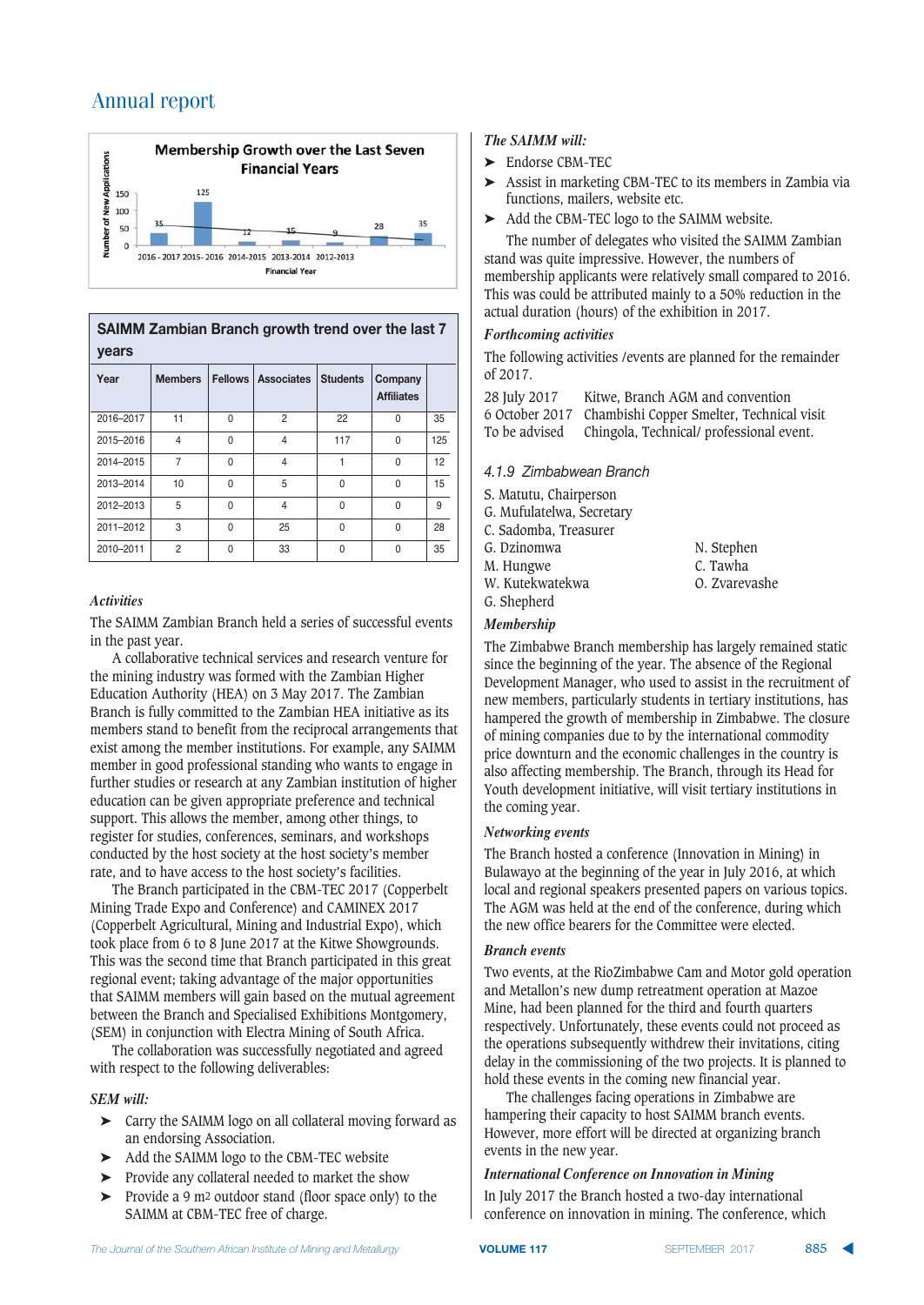# Annual report

**Membership Growth over the Last Seven Financial Years**

| Financial Year | 2016-2017 | 2015-2016 | 2014-2015 | 2013-2014 | 2012-2013 | | |
|---|---|---|---|---|---|---|---|
| Number of New Applications | 35 | 125 | 12 | 15 | 9 | 28 | 35 |

| SAIMM Zambian Branch growth trend over the last 7 years | | | | | | |
|---|---|---|---|---|---|---|
| **Year** | **Members** | **Fellows** | **Associates** | **Students** | **Company Affiliates** | |
| 2016–2017 | 11 | 0 | 2 | 22 | 0 | 35 |
| 2015–2016 | 4 | 0 | 4 | 117 | 0 | 125 |
| 2014–2015 | 7 | 0 | 4 | 1 | 0 | 12 |
| 2013–2014 | 10 | 0 | 5 | 0 | 0 | 15 |
| 2012–2013 | 5 | 0 | 4 | 0 | 0 | 9 |
| 2011–2012 | 3 | 0 | 25 | 0 | 0 | 28 |
| 2010–2011 | 2 | 0 | 33 | 0 | 0 | 35 |

*Activities*

The SAIMM Zambian Branch held a series of successful events in the past year.

A collaborative technical services and research venture for the mining industry was formed with the Zambian Higher Education Authority (HEA) on 3 May 2017. The Zambian Branch is fully committed to the Zambian HEA initiative as its members stand to benefit from the reciprocal arrangements that exist among the member institutions. For example, any SAIMM member in good professional standing who wants to engage in further studies or research at any Zambian institution of higher education can be given appropriate preference and technical support. This allows the member, among other things, to register for studies, conferences, seminars, and workshops conducted by the host society at the host society's member rate, and to have access to the host society's facilities.

The Branch participated in the CBM-TEC 2017 (Copperbelt Mining Trade Expo and Conference) and CAMINEX 2017 (Copperbelt Agricultural, Mining and Industrial Expo), which took place from 6 to 8 June 2017 at the Kitwe Showgrounds. This was the second time that Branch participated in this great regional event; taking advantage of the major opportunities that SAIMM members will gain based on the mutual agreement between the Branch and Specialised Exhibitions Montgomery, (SEM) in conjunction with Electra Mining of South Africa.

The collaboration was successfully negotiated and agreed with respect to the following deliverables:

*SEM will:*

- Carry the SAIMM logo on all collateral moving forward as an endorsing Association.
- Add the SAIMM logo to the CBM-TEC website
- Provide any collateral needed to market the show
- Provide a 9 m2 outdoor stand (floor space only) to the SAIMM at CBM-TEC free of charge.

*The SAIMM will:*

- Endorse CBM-TEC
- Assist in marketing CBM-TEC to its members in Zambia via functions, mailers, website etc.
- Add the CBM-TEC logo to the SAIMM website.

The number of delegates who visited the SAIMM Zambian stand was quite impressive. However, the numbers of membership applicants were relatively small compared to 2016. This was could be attributed mainly to a 50% reduction in the actual duration (hours) of the exhibition in 2017.

*Forthcoming activities*

The following activities /events are planned for the remainder of 2017.

28 July 2017 Kitwe, Branch AGM and convention
6 October 2017 Chambishi Copper Smelter, Technical visit
To be advised Chingola, Technical/ professional event.

### *4.1.9 Zimbabwean Branch*

S. Matutu, Chairperson
G. Mufulatelwa, Secretary
C. Sadomba, Treasurer
G. Dzinomwa
M. Hungwe
W. Kutekwatekwa
G. Shepherd
N. Stephen
C. Tawha
O. Zvarevashe

*Membership*

The Zimbabwe Branch membership has largely remained static since the beginning of the year. The absence of the Regional Development Manager, who used to assist in the recruitment of new members, particularly students in tertiary institutions, has hampered the growth of membership in Zimbabwe. The closure of mining companies due to by the international commodity price downturn and the economic challenges in the country is also affecting membership. The Branch, through its Head for Youth development initiative, will visit tertiary institutions in the coming year.

*Networking events*

The Branch hosted a conference (Innovation in Mining) in Bulawayo at the beginning of the year in July 2016, at which local and regional speakers presented papers on various topics. The AGM was held at the end of the conference, during which the new office bearers for the Committee were elected.

*Branch events*

Two events, at the RioZimbabwe Cam and Motor gold operation and Metallon's new dump retreatment operation at Mazoe Mine, had been planned for the third and fourth quarters respectively. Unfortunately, these events could not proceed as the operations subsequently withdrew their invitations, citing delay in the commissioning of the two projects. It is planned to hold these events in the coming new financial year.

The challenges facing operations in Zimbabwe are hampering their capacity to host SAIMM branch events. However, more effort will be directed at organizing branch events in the new year.

*International Conference on Innovation in Mining*

In July 2017 the Branch hosted a two-day international conference on innovation in mining. The conference, which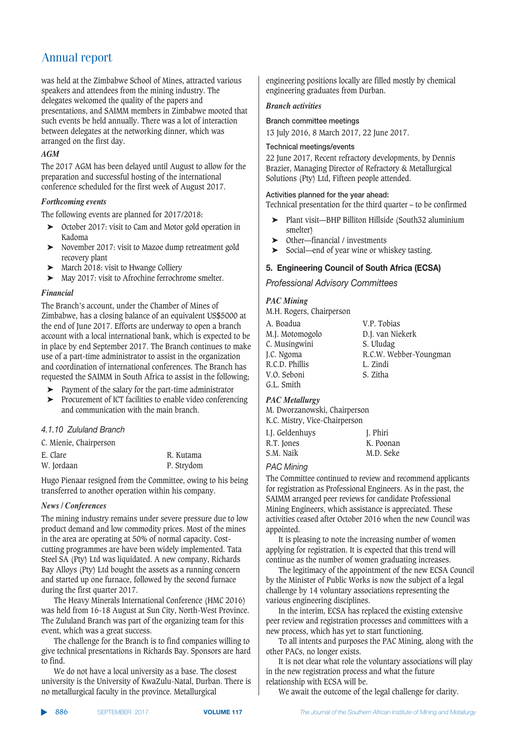was held at the Zimbabwe School of Mines, attracted various speakers and attendees from the mining industry. The delegates welcomed the quality of the papers and presentations, and SAIMM members in Zimbabwe mooted that such events be held annually. There was a lot of interaction between delegates at the networking dinner, which was arranged on the first day.

*AGM*

The 2017 AGM has been delayed until August to allow for the preparation and successful hosting of the international conference scheduled for the first week of August 2017.

*Forthcoming events*

The following events are planned for 2017/2018:

- October 2017: visit to Cam and Motor gold operation in Kadoma
- November 2017: visit to Mazoe dump retreatment gold recovery plant
- March 2018: visit to Hwange Colliery
- May 2017: visit to Afrochine ferrochrome smelter.

*Financial*

The Branch's account, under the Chamber of Mines of Zimbabwe, has a closing balance of an equivalent US$5000 at the end of June 2017. Efforts are underway to open a branch account with a local international bank, which is expected to be in place by end September 2017. The Branch continues to make use of a part-time administrator to assist in the organization and coordination of international conferences. The Branch has requested the SAIMM in South Africa to assist in the following;

- Payment of the salary for the part-time administrator
- Procurement of ICT facilities to enable video conferencing and communication with the main branch.

### *4.1.10 Zululand Branch*

C. Mienie, Chairperson

| | |
|---|---|
| E. Clare | R. Kutama |
| W. Jordaan | P. Strydom |

Hugo Pienaar resigned from the Committee, owing to his being transferred to another operation within his company.

*News / Conferences*

The mining industry remains under severe pressure due to low product demand and low commodity prices. Most of the mines in the area are operating at 50% of normal capacity. Cost-cutting programmes are have been widely implemented. Tata Steel SA (Pty) Ltd was liquidated. A new company, Richards Bay Alloys (Pty) Ltd bought the assets as a running concern and started up one furnace, followed by the second furnace during the first quarter 2017.

The Heavy Minerals International Conference (HMC 2016) was held from 16-18 August at Sun City, North-West Province. The Zululand Branch was part of the organizing team for this event, which was a great success.

The challenge for the Branch is to find companies willing to give technical presentations in Richards Bay. Sponsors are hard to find.

We do not have a local university as a base. The closest university is the University of KwaZulu-Natal, Durban. There is no metallurgical faculty in the province. Metallurgical engineering positions locally are filled mostly by chemical engineering graduates from Durban.

*Branch activities*

Branch committee meetings

13 July 2016, 8 March 2017, 22 June 2017.

Technical meetings/events

22 June 2017, Recent refractory developments, by Dennis Brazier, Managing Director of Refractory & Metallurgical Solutions (Pty) Ltd, Fifteen people attended.

Activities planned for the year ahead:

Technical presentation for the third quarter – to be confirmed

- Plant visit—BHP Billiton Hillside (South32 aluminium smelter)
- Other—financial / investments
- Social—end of year wine or whiskey tasting.

## 5. Engineering Council of South Africa (ECSA)

### *Professional Advisory Committees*

*PAC Mining*

M.H. Rogers, Chairperson

| | |
|---|---|
| A. Boadua | V.P. Tobias |
| M.J. Motomogolo | D.J. van Niekerk |
| C. Musingwini | S. Uludag |
| J.C. Ngoma | R.C.W. Webber-Youngman |
| R.C.D. Phillis | L. Zindi |
| V.O. Seboni | S. Zitha |
| G.L. Smith | |

*PAC Metallurgy*

M. Dworzanowski, Chairperson

K.C. Mistry, Vice-Chairperson

| | |
|---|---|
| I.J. Geldenhuys | J. Phiri |
| R.T. Jones | K. Poonan |
| S.M. Naik | M.D. Seke |

*PAC Mining*

The Committee continued to review and recommend applicants for registration as Professional Engineers. As in the past, the SAIMM arranged peer reviews for candidate Professional Mining Engineers, which assistance is appreciated. These activities ceased after October 2016 when the new Council was appointed.

It is pleasing to note the increasing number of women applying for registration. It is expected that this trend will continue as the number of women graduating increases.

The legitimacy of the appointment of the new ECSA Council by the Minister of Public Works is now the subject of a legal challenge by 14 voluntary associations representing the various engineering disciplines.

In the interim, ECSA has replaced the existing extensive peer review and registration processes and committees with a new process, which has yet to start functioning.

To all intents and purposes the PAC Mining, along with the other PACs, no longer exists.

It is not clear what role the voluntary associations will play in the new registration process and what the future relationship with ECSA will be.

We await the outcome of the legal challenge for clarity.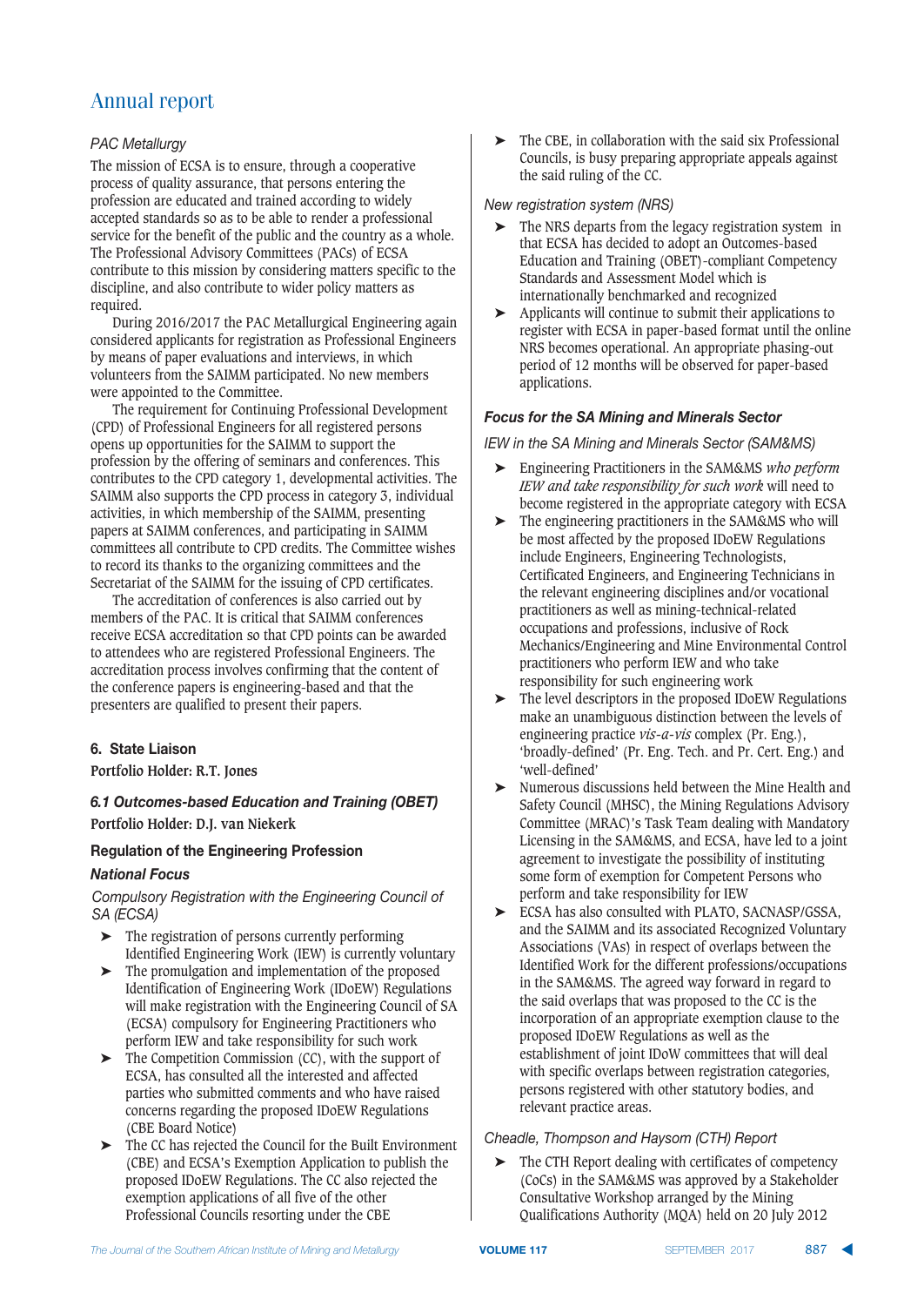# Annual report

*PAC Metallurgy*

The mission of ECSA is to ensure, through a cooperative process of quality assurance, that persons entering the profession are educated and trained according to widely accepted standards so as to be able to render a professional service for the benefit of the public and the country as a whole. The Professional Advisory Committees (PACs) of ECSA contribute to this mission by considering matters specific to the discipline, and also contribute to wider policy matters as required.

During 2016/2017 the PAC Metallurgical Engineering again considered applicants for registration as Professional Engineers by means of paper evaluations and interviews, in which volunteers from the SAIMM participated. No new members were appointed to the Committee.

The requirement for Continuing Professional Development (CPD) of Professional Engineers for all registered persons opens up opportunities for the SAIMM to support the profession by the offering of seminars and conferences. This contributes to the CPD category 1, developmental activities. The SAIMM also supports the CPD process in category 3, individual activities, in which membership of the SAIMM, presenting papers at SAIMM conferences, and participating in SAIMM committees all contribute to CPD credits. The Committee wishes to record its thanks to the organizing committees and the Secretariat of the SAIMM for the issuing of CPD certificates.

The accreditation of conferences is also carried out by members of the PAC. It is critical that SAIMM conferences receive ECSA accreditation so that CPD points can be awarded to attendees who are registered Professional Engineers. The accreditation process involves confirming that the content of the conference papers is engineering-based and that the presenters are qualified to present their papers.

## 6. State Liaison

**Portfolio Holder: R.T. Jones**

### *6.1 Outcomes-based Education and Training (OBET)*

**Portfolio Holder: D.J. van Niekerk**

#### Regulation of the Engineering Profession

#### *National Focus*

*Compulsory Registration with the Engineering Council of SA (ECSA)*

- The registration of persons currently performing Identified Engineering Work (IEW) is currently voluntary
- The promulgation and implementation of the proposed Identification of Engineering Work (IDoEW) Regulations will make registration with the Engineering Council of SA (ECSA) compulsory for Engineering Practitioners who perform IEW and take responsibility for such work
- The Competition Commission (CC), with the support of ECSA, has consulted all the interested and affected parties who submitted comments and who have raised concerns regarding the proposed IDoEW Regulations (CBE Board Notice)
- The CC has rejected the Council for the Built Environment (CBE) and ECSA's Exemption Application to publish the proposed IDoEW Regulations. The CC also rejected the exemption applications of all five of the other Professional Councils resorting under the CBE
- The CBE, in collaboration with the said six Professional Councils, is busy preparing appropriate appeals against the said ruling of the CC.

*New registration system (NRS)*

- The NRS departs from the legacy registration system in that ECSA has decided to adopt an Outcomes-based Education and Training (OBET)-compliant Competency Standards and Assessment Model which is internationally benchmarked and recognized
- Applicants will continue to submit their applications to register with ECSA in paper-based format until the online NRS becomes operational. An appropriate phasing-out period of 12 months will be observed for paper-based applications.

#### *Focus for the SA Mining and Minerals Sector*

*IEW in the SA Mining and Minerals Sector (SAM&MS)*

- Engineering Practitioners in the SAM&MS *who perform IEW and take responsibility for such work* will need to become registered in the appropriate category with ECSA
- The engineering practitioners in the SAM&MS who will be most affected by the proposed IDoEW Regulations include Engineers, Engineering Technologists, Certificated Engineers, and Engineering Technicians in the relevant engineering disciplines and/or vocational practitioners as well as mining-technical-related occupations and professions, inclusive of Rock Mechanics/Engineering and Mine Environmental Control practitioners who perform IEW and who take responsibility for such engineering work
- The level descriptors in the proposed IDoEW Regulations make an unambiguous distinction between the levels of engineering practice *vis-a-vis* complex (Pr. Eng.), 'broadly-defined' (Pr. Eng. Tech. and Pr. Cert. Eng.) and 'well-defined'
- Numerous discussions held between the Mine Health and Safety Council (MHSC), the Mining Regulations Advisory Committee (MRAC)'s Task Team dealing with Mandatory Licensing in the SAM&MS, and ECSA, have led to a joint agreement to investigate the possibility of instituting some form of exemption for Competent Persons who perform and take responsibility for IEW
- ECSA has also consulted with PLATO, SACNASP/GSSA, and the SAIMM and its associated Recognized Voluntary Associations (VAs) in respect of overlaps between the Identified Work for the different professions/occupations in the SAM&MS. The agreed way forward in regard to the said overlaps that was proposed to the CC is the incorporation of an appropriate exemption clause to the proposed IDoEW Regulations as well as the establishment of joint IDoW committees that will deal with specific overlaps between registration categories, persons registered with other statutory bodies, and relevant practice areas.

*Cheadle, Thompson and Haysom (CTH) Report*

- The CTH Report dealing with certificates of competency (CoCs) in the SAM&MS was approved by a Stakeholder Consultative Workshop arranged by the Mining Qualifications Authority (MQA) held on 20 July 2012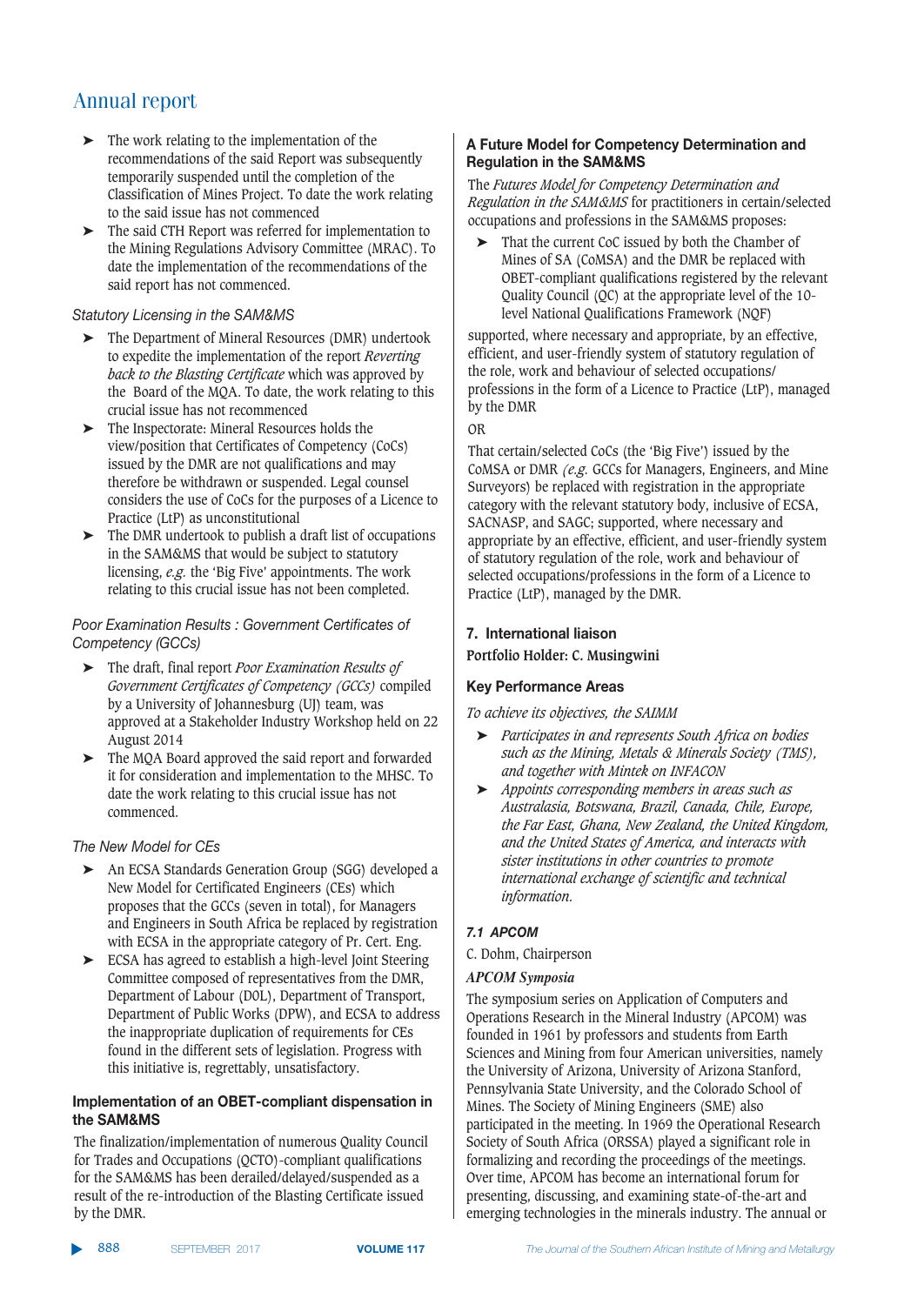- The work relating to the implementation of the recommendations of the said Report was subsequently temporarily suspended until the completion of the Classification of Mines Project. To date the work relating to the said issue has not commenced
- The said CTH Report was referred for implementation to the Mining Regulations Advisory Committee (MRAC). To date the implementation of the recommendations of the said report has not commenced.

*Statutory Licensing in the SAM&MS*

- The Department of Mineral Resources (DMR) undertook to expedite the implementation of the report *Reverting back to the Blasting Certificate* which was approved by the Board of the MQA. To date, the work relating to this crucial issue has not recommenced
- The Inspectorate: Mineral Resources holds the view/position that Certificates of Competency (CoCs) issued by the DMR are not qualifications and may therefore be withdrawn or suspended. Legal counsel considers the use of CoCs for the purposes of a Licence to Practice (LtP) as unconstitutional
- The DMR undertook to publish a draft list of occupations in the SAM&MS that would be subject to statutory licensing, *e.g.* the 'Big Five' appointments. The work relating to this crucial issue has not been completed.

*Poor Examination Results : Government Certificates of Competency (GCCs)*

- The draft, final report *Poor Examination Results of Government Certificates of Competency (GCCs)* compiled by a University of Johannesburg (UJ) team, was approved at a Stakeholder Industry Workshop held on 22 August 2014
- The MQA Board approved the said report and forwarded it for consideration and implementation to the MHSC. To date the work relating to this crucial issue has not commenced.

*The New Model for CEs*

- An ECSA Standards Generation Group (SGG) developed a New Model for Certificated Engineers (CEs) which proposes that the GCCs (seven in total), for Managers and Engineers in South Africa be replaced by registration with ECSA in the appropriate category of Pr. Cert. Eng.
- ECSA has agreed to establish a high-level Joint Steering Committee composed of representatives from the DMR, Department of Labour (DOL), Department of Transport, Department of Public Works (DPW), and ECSA to address the inappropriate duplication of requirements for CEs found in the different sets of legislation. Progress with this initiative is, regrettably, unsatisfactory.

**Implementation of an OBET-compliant dispensation in the SAM&MS**

The finalization/implementation of numerous Quality Council for Trades and Occupations (QCTO)-compliant qualifications for the SAM&MS has been derailed/delayed/suspended as a result of the re-introduction of the Blasting Certificate issued by the DMR.

**A Future Model for Competency Determination and Regulation in the SAM&MS**

The *Futures Model for Competency Determination and Regulation in the SAM&MS* for practitioners in certain/selected occupations and professions in the SAM&MS proposes:

- That the current CoC issued by both the Chamber of Mines of SA (CoMSA) and the DMR be replaced with OBET-compliant qualifications registered by the relevant Quality Council (QC) at the appropriate level of the 10-level National Qualifications Framework (NQF)

supported, where necessary and appropriate, by an effective, efficient, and user-friendly system of statutory regulation of the role, work and behaviour of selected occupations/professions in the form of a Licence to Practice (LtP), managed by the DMR

OR

That certain/selected CoCs (the 'Big Five') issued by the CoMSA or DMR *(e.g.* GCCs for Managers, Engineers, and Mine Surveyors) be replaced with registration in the appropriate category with the relevant statutory body, inclusive of ECSA, SACNASP, and SAGC; supported, where necessary and appropriate by an effective, efficient, and user-friendly system of statutory regulation of the role, work and behaviour of selected occupations/professions in the form of a Licence to Practice (LtP), managed by the DMR.

## 7. International liaison

**Portfolio Holder: C. Musingwini**

**Key Performance Areas**

*To achieve its objectives, the SAIMM*

- *Participates in and represents South Africa on bodies such as the Mining, Metals & Minerals Society (TMS), and together with Mintek on INFACON*
- *Appoints corresponding members in areas such as Australasia, Botswana, Brazil, Canada, Chile, Europe, the Far East, Ghana, New Zealand, the United Kingdom, and the United States of America, and interacts with sister institutions in other countries to promote international exchange of scientific and technical information.*

### *7.1 APCOM*

C. Dohm, Chairperson

***APCOM Symposia***

The symposium series on Application of Computers and Operations Research in the Mineral Industry (APCOM) was founded in 1961 by professors and students from Earth Sciences and Mining from four American universities, namely the University of Arizona, University of Arizona Stanford, Pennsylvania State University, and the Colorado School of Mines. The Society of Mining Engineers (SME) also participated in the meeting. In 1969 the Operational Research Society of South Africa (ORSSA) played a significant role in formalizing and recording the proceedings of the meetings. Over time, APCOM has become an international forum for presenting, discussing, and examining state-of-the-art and emerging technologies in the minerals industry. The annual or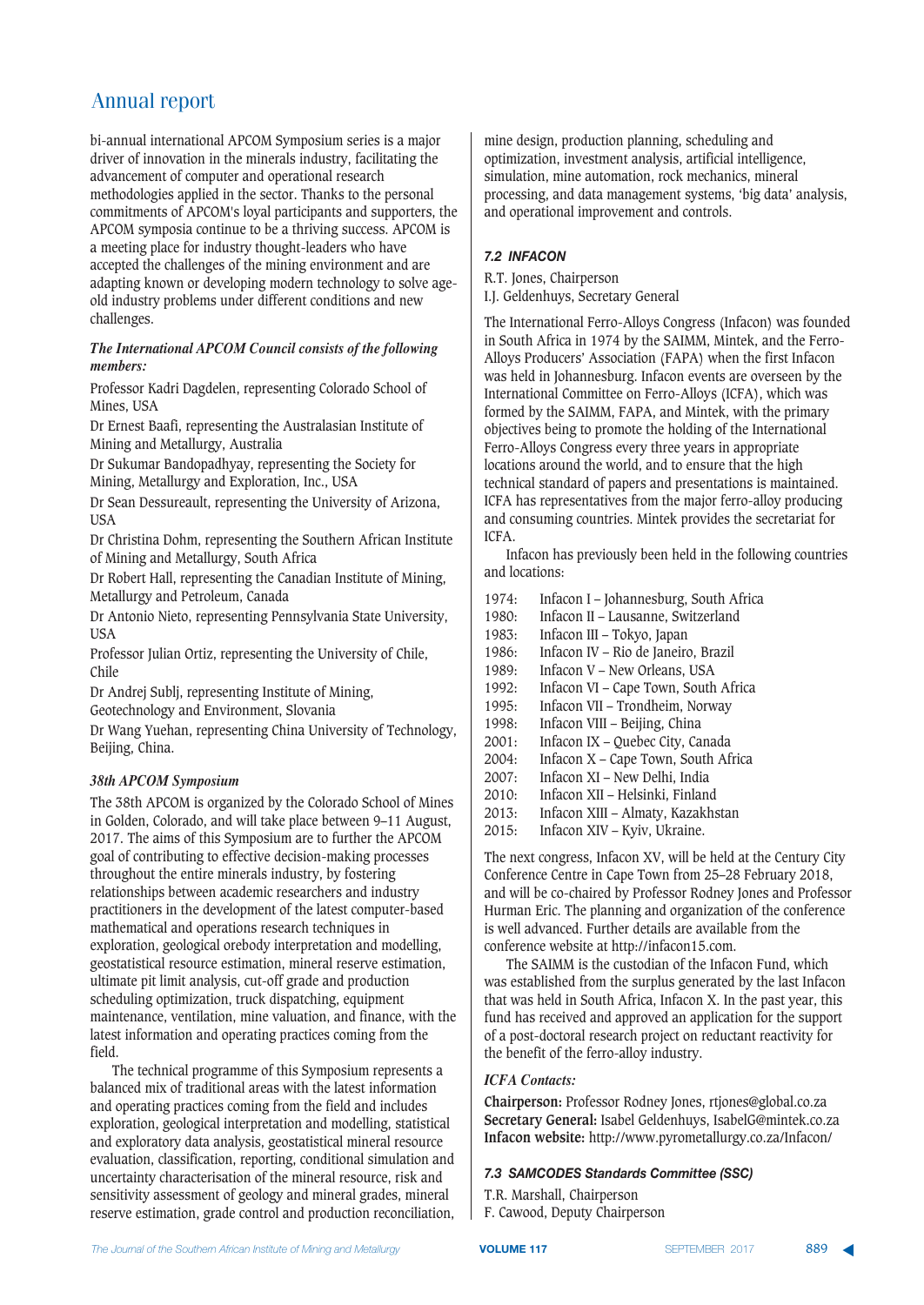bi-annual international APCOM Symposium series is a major driver of innovation in the minerals industry, facilitating the advancement of computer and operational research methodologies applied in the sector. Thanks to the personal commitments of APCOM's loyal participants and supporters, the APCOM symposia continue to be a thriving success. APCOM is a meeting place for industry thought-leaders who have accepted the challenges of the mining environment and are adapting known or developing modern technology to solve age-old industry problems under different conditions and new challenges.

*The International APCOM Council consists of the following members:*

Professor Kadri Dagdelen, representing Colorado School of Mines, USA

Dr Ernest Baafi, representing the Australasian Institute of Mining and Metallurgy, Australia

Dr Sukumar Bandopadhyay, representing the Society for Mining, Metallurgy and Exploration, Inc., USA

Dr Sean Dessureault, representing the University of Arizona, USA

Dr Christina Dohm, representing the Southern African Institute of Mining and Metallurgy, South Africa

Dr Robert Hall, representing the Canadian Institute of Mining, Metallurgy and Petroleum, Canada

Dr Antonio Nieto, representing Pennsylvania State University, USA

Professor Julian Ortiz, representing the University of Chile, Chile

Dr Andrej Sublj, representing Institute of Mining, Geotechnology and Environment, Slovania

Dr Wang Yuehan, representing China University of Technology, Beijing, China.

*38th APCOM Symposium*

The 38th APCOM is organized by the Colorado School of Mines in Golden, Colorado, and will take place between 9–11 August, 2017. The aims of this Symposium are to further the APCOM goal of contributing to effective decision-making processes throughout the entire minerals industry, by fostering relationships between academic researchers and industry practitioners in the development of the latest computer-based mathematical and operations research techniques in exploration, geological orebody interpretation and modelling, geostatistical resource estimation, mineral reserve estimation, ultimate pit limit analysis, cut-off grade and production scheduling optimization, truck dispatching, equipment maintenance, ventilation, mine valuation, and finance, with the latest information and operating practices coming from the field.

The technical programme of this Symposium represents a balanced mix of traditional areas with the latest information and operating practices coming from the field and includes exploration, geological interpretation and modelling, statistical and exploratory data analysis, geostatistical mineral resource evaluation, classification, reporting, conditional simulation and uncertainty characterisation of the mineral resource, risk and sensitivity assessment of geology and mineral grades, mineral reserve estimation, grade control and production reconciliation, mine design, production planning, scheduling and optimization, investment analysis, artificial intelligence, simulation, mine automation, rock mechanics, mineral processing, and data management systems, 'big data' analysis, and operational improvement and controls.

### 7.2 INFACON

R.T. Jones, Chairperson
I.J. Geldenhuys, Secretary General

The International Ferro-Alloys Congress (Infacon) was founded in South Africa in 1974 by the SAIMM, Mintek, and the Ferro-Alloys Producers' Association (FAPA) when the first Infacon was held in Johannesburg. Infacon events are overseen by the International Committee on Ferro-Alloys (ICFA), which was formed by the SAIMM, FAPA, and Mintek, with the primary objectives being to promote the holding of the International Ferro-Alloys Congress every three years in appropriate locations around the world, and to ensure that the high technical standard of papers and presentations is maintained. ICFA has representatives from the major ferro-alloy producing and consuming countries. Mintek provides the secretariat for ICFA.

Infacon has previously been held in the following countries and locations:

1974: Infacon I – Johannesburg, South Africa
1980: Infacon II – Lausanne, Switzerland
1983: Infacon III – Tokyo, Japan
1986: Infacon IV – Rio de Janeiro, Brazil
1989: Infacon V – New Orleans, USA
1992: Infacon VI – Cape Town, South Africa
1995: Infacon VII – Trondheim, Norway
1998: Infacon VIII – Beijing, China
2001: Infacon IX – Quebec City, Canada
2004: Infacon X – Cape Town, South Africa
2007: Infacon XI – New Delhi, India
2010: Infacon XII – Helsinki, Finland
2013: Infacon XIII – Almaty, Kazakhstan
2015: Infacon XIV – Kyiv, Ukraine.

The next congress, Infacon XV, will be held at the Century City Conference Centre in Cape Town from 25–28 February 2018, and will be co-chaired by Professor Rodney Jones and Professor Hurman Eric. The planning and organization of the conference is well advanced. Further details are available from the conference website at http://infacon15.com.

The SAIMM is the custodian of the Infacon Fund, which was established from the surplus generated by the last Infacon that was held in South Africa, Infacon X. In the past year, this fund has received and approved an application for the support of a post-doctoral research project on reductant reactivity for the benefit of the ferro-alloy industry.

*ICFA Contacts:*

**Chairperson:** Professor Rodney Jones, rtjones@global.co.za
**Secretary General:** Isabel Geldenhuys, IsabelG@mintek.co.za
**Infacon website:** http://www.pyrometallurgy.co.za/Infacon/

### 7.3 SAMCODES Standards Committee (SSC)

T.R. Marshall, Chairperson
F. Cawood, Deputy Chairperson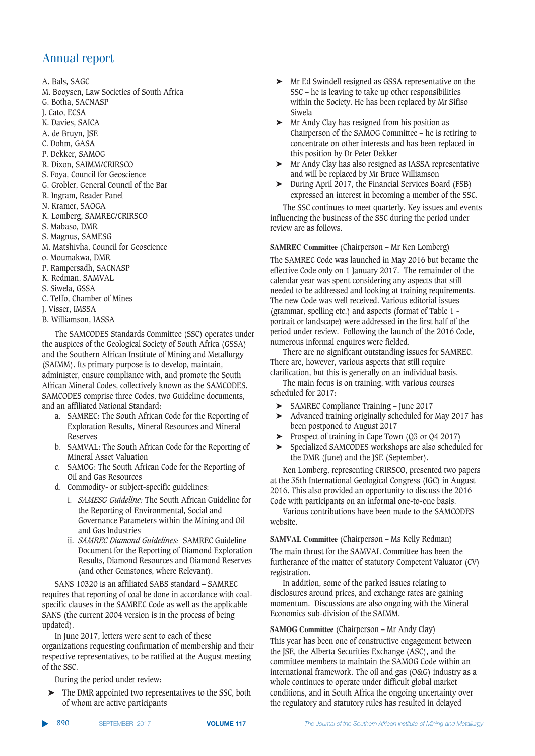A. Bals, SAGC
M. Booysen, Law Societies of South Africa
G. Botha, SACNASP
J. Cato, ECSA
K. Davies, SAICA
A. de Bruyn, JSE
C. Dohm, GASA
P. Dekker, SAMOG
R. Dixon, SAIMM/CRIRSCO
S. Foya, Council for Geoscience
G. Grobler, General Council of the Bar
R. Ingram, Reader Panel
N. Kramer, SAOGA
K. Lomberg, SAMREC/CRIRSCO
S. Mabaso, DMR
S. Magnus, SAMESG
M. Matshivha, Council for Geoscience
o. Moumakwa, DMR
P. Rampersadh, SACNASP
K. Redman, SAMVAL
S. Siwela, GSSA
C. Teffo, Chamber of Mines
J. Visser, IMSSA
B. Williamson, IASSA

The SAMCODES Standards Committee (SSC) operates under the auspices of the Geological Society of South Africa (GSSA) and the Southern African Institute of Mining and Metallurgy (SAIMM). Its primary purpose is to develop, maintain, administer, ensure compliance with, and promote the South African Mineral Codes, collectively known as the SAMCODES. SAMCODES comprise three Codes, two Guideline documents, and an affiliated National Standard:

a. SAMREC: The South African Code for the Reporting of Exploration Results, Mineral Resources and Mineral Reserves
b. SAMVAL: The South African Code for the Reporting of Mineral Asset Valuation
c. SAMOG: The South African Code for the Reporting of Oil and Gas Resources
d. Commodity- or subject-specific guidelines:
   i. *SAMESG Guideline:* The South African Guideline for the Reporting of Environmental, Social and Governance Parameters within the Mining and Oil and Gas Industries
   ii. *SAMREC Diamond Guidelines:* SAMREC Guideline Document for the Reporting of Diamond Exploration Results, Diamond Resources and Diamond Reserves (and other Gemstones, where Relevant).

SANS 10320 is an affiliated SABS standard – SAMREC requires that reporting of coal be done in accordance with coal-specific clauses in the SAMREC Code as well as the applicable SANS (the current 2004 version is in the process of being updated).

In June 2017, letters were sent to each of these organizations requesting confirmation of membership and their respective representatives, to be ratified at the August meeting of the SSC.

During the period under review:

- The DMR appointed two representatives to the SSC, both of whom are active participants
- Mr Ed Swindell resigned as GSSA representative on the SSC – he is leaving to take up other responsibilities within the Society. He has been replaced by Mr Sifiso Siwela
- Mr Andy Clay has resigned from his position as Chairperson of the SAMOG Committee – he is retiring to concentrate on other interests and has been replaced in this position by Dr Peter Dekker
- Mr Andy Clay has also resigned as IASSA representative and will be replaced by Mr Bruce Williamson
- During April 2017, the Financial Services Board (FSB) expressed an interest in becoming a member of the SSC.

The SSC continues to meet quarterly. Key issues and events influencing the business of the SSC during the period under review are as follows.

**SAMREC Committee** (Chairperson – Mr Ken Lomberg)

The SAMREC Code was launched in May 2016 but became the effective Code only on 1 January 2017. The remainder of the calendar year was spent considering any aspects that still needed to be addressed and looking at training requirements. The new Code was well received. Various editorial issues (grammar, spelling etc.) and aspects (format of Table 1 - portrait or landscape) were addressed in the first half of the period under review. Following the launch of the 2016 Code, numerous informal enquires were fielded.

There are no significant outstanding issues for SAMREC. There are, however, various aspects that still require clarification, but this is generally on an individual basis.

The main focus is on training, with various courses scheduled for 2017:

- SAMREC Compliance Training – June 2017
- Advanced training originally scheduled for May 2017 has been postponed to August 2017
- Prospect of training in Cape Town (Q3 or Q4 2017)
- Specialized SAMCODES workshops are also scheduled for the DMR (June) and the JSE (September).

Ken Lomberg, representing CRIRSCO, presented two papers at the 35th International Geological Congress (IGC) in August 2016. This also provided an opportunity to discuss the 2016 Code with participants on an informal one-to-one basis.

Various contributions have been made to the SAMCODES website.

**SAMVAL Committee** (Chairperson – Ms Kelly Redman)

The main thrust for the SAMVAL Committee has been the furtherance of the matter of statutory Competent Valuator (CV) registration.

In addition, some of the parked issues relating to disclosures around prices, and exchange rates are gaining momentum. Discussions are also ongoing with the Mineral Economics sub-division of the SAIMM.

**SAMOG Committee** (Chairperson – Mr Andy Clay)

This year has been one of constructive engagement between the JSE, the Alberta Securities Exchange (ASC), and the committee members to maintain the SAMOG Code within an international framework. The oil and gas (O&G) industry as a whole continues to operate under difficult global market conditions, and in South Africa the ongoing uncertainty over the regulatory and statutory rules has resulted in delayed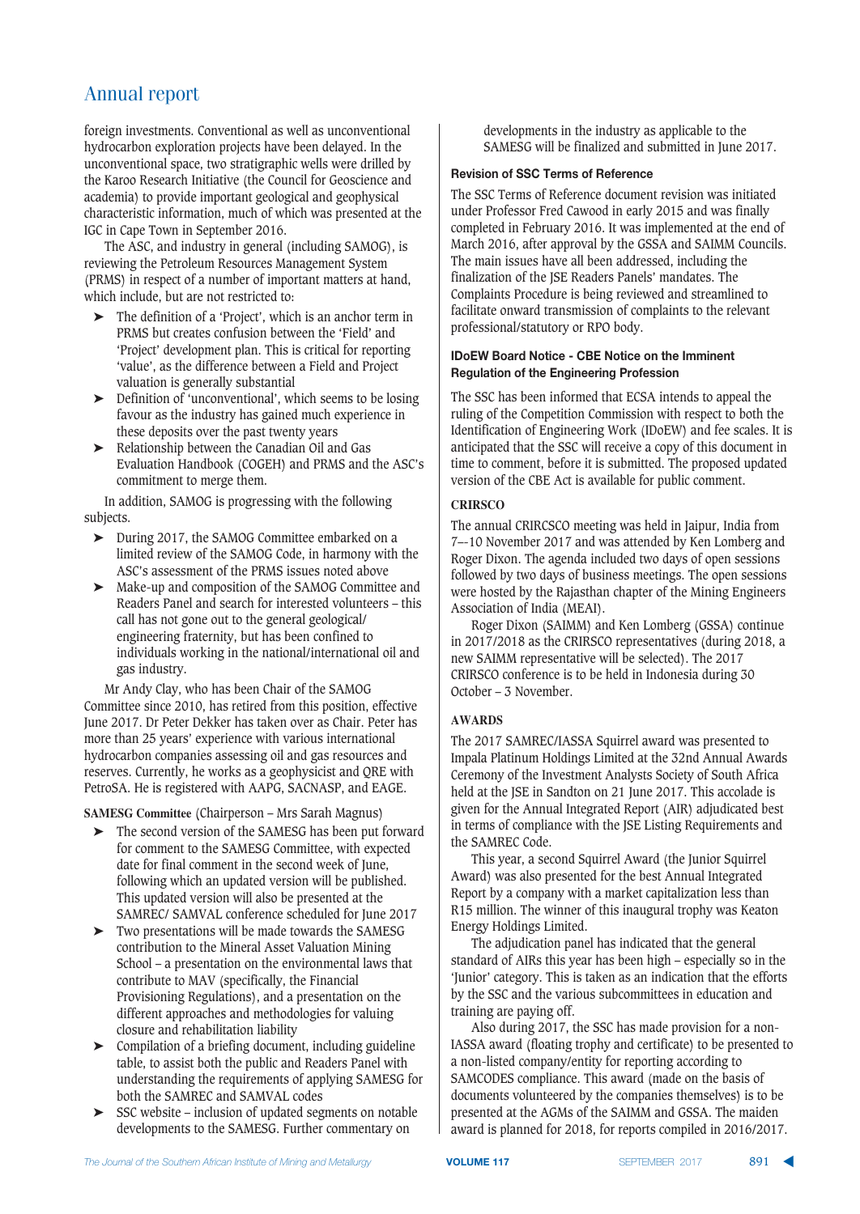foreign investments. Conventional as well as unconventional hydrocarbon exploration projects have been delayed. In the unconventional space, two stratigraphic wells were drilled by the Karoo Research Initiative (the Council for Geoscience and academia) to provide important geological and geophysical characteristic information, much of which was presented at the IGC in Cape Town in September 2016.

The ASC, and industry in general (including SAMOG), is reviewing the Petroleum Resources Management System (PRMS) in respect of a number of important matters at hand, which include, but are not restricted to:

- The definition of a 'Project', which is an anchor term in PRMS but creates confusion between the 'Field' and 'Project' development plan. This is critical for reporting 'value', as the difference between a Field and Project valuation is generally substantial
- Definition of 'unconventional', which seems to be losing favour as the industry has gained much experience in these deposits over the past twenty years
- Relationship between the Canadian Oil and Gas Evaluation Handbook (COGEH) and PRMS and the ASC's commitment to merge them.

In addition, SAMOG is progressing with the following subjects.

- During 2017, the SAMOG Committee embarked on a limited review of the SAMOG Code, in harmony with the ASC's assessment of the PRMS issues noted above
- Make-up and composition of the SAMOG Committee and Readers Panel and search for interested volunteers – this call has not gone out to the general geological/ engineering fraternity, but has been confined to individuals working in the national/international oil and gas industry.

Mr Andy Clay, who has been Chair of the SAMOG Committee since 2010, has retired from this position, effective June 2017. Dr Peter Dekker has taken over as Chair. Peter has more than 25 years' experience with various international hydrocarbon companies assessing oil and gas resources and reserves. Currently, he works as a geophysicist and QRE with PetroSA. He is registered with AAPG, SACNASP, and EAGE.

**SAMESG Committee** (Chairperson – Mrs Sarah Magnus)

- The second version of the SAMESG has been put forward for comment to the SAMESG Committee, with expected date for final comment in the second week of June, following which an updated version will be published. This updated version will also be presented at the SAMREC/ SAMVAL conference scheduled for June 2017
- Two presentations will be made towards the SAMESG contribution to the Mineral Asset Valuation Mining School – a presentation on the environmental laws that contribute to MAV (specifically, the Financial Provisioning Regulations), and a presentation on the different approaches and methodologies for valuing closure and rehabilitation liability
- Compilation of a briefing document, including guideline table, to assist both the public and Readers Panel with understanding the requirements of applying SAMESG for both the SAMREC and SAMVAL codes
- SSC website – inclusion of updated segments on notable developments to the SAMESG. Further commentary on developments in the industry as applicable to the SAMESG will be finalized and submitted in June 2017.

### Revision of SSC Terms of Reference

The SSC Terms of Reference document revision was initiated under Professor Fred Cawood in early 2015 and was finally completed in February 2016. It was implemented at the end of March 2016, after approval by the GSSA and SAIMM Councils. The main issues have all been addressed, including the finalization of the JSE Readers Panels' mandates. The Complaints Procedure is being reviewed and streamlined to facilitate onward transmission of complaints to the relevant professional/statutory or RPO body.

### IDoEW Board Notice - CBE Notice on the Imminent Regulation of the Engineering Profession

The SSC has been informed that ECSA intends to appeal the ruling of the Competition Commission with respect to both the Identification of Engineering Work (IDoEW) and fee scales. It is anticipated that the SSC will receive a copy of this document in time to comment, before it is submitted. The proposed updated version of the CBE Act is available for public comment.

### CRIRSCO

The annual CRIRCSCO meeting was held in Jaipur, India from 7–10 November 2017 and was attended by Ken Lomberg and Roger Dixon. The agenda included two days of open sessions followed by two days of business meetings. The open sessions were hosted by the Rajasthan chapter of the Mining Engineers Association of India (MEAI).

Roger Dixon (SAIMM) and Ken Lomberg (GSSA) continue in 2017/2018 as the CRIRSCO representatives (during 2018, a new SAIMM representative will be selected). The 2017 CRIRSCO conference is to be held in Indonesia during 30 October – 3 November.

### AWARDS

The 2017 SAMREC/IASSA Squirrel award was presented to Impala Platinum Holdings Limited at the 32nd Annual Awards Ceremony of the Investment Analysts Society of South Africa held at the JSE in Sandton on 21 June 2017. This accolade is given for the Annual Integrated Report (AIR) adjudicated best in terms of compliance with the JSE Listing Requirements and the SAMREC Code.

This year, a second Squirrel Award (the Junior Squirrel Award) was also presented for the best Annual Integrated Report by a company with a market capitalization less than R15 million. The winner of this inaugural trophy was Keaton Energy Holdings Limited.

The adjudication panel has indicated that the general standard of AIRs this year has been high – especially so in the 'Junior' category. This is taken as an indication that the efforts by the SSC and the various subcommittees in education and training are paying off.

Also during 2017, the SSC has made provision for a non-IASSA award (floating trophy and certificate) to be presented to a non-listed company/entity for reporting according to SAMCODES compliance. This award (made on the basis of documents volunteered by the companies themselves) is to be presented at the AGMs of the SAIMM and GSSA. The maiden award is planned for 2018, for reports compiled in 2016/2017.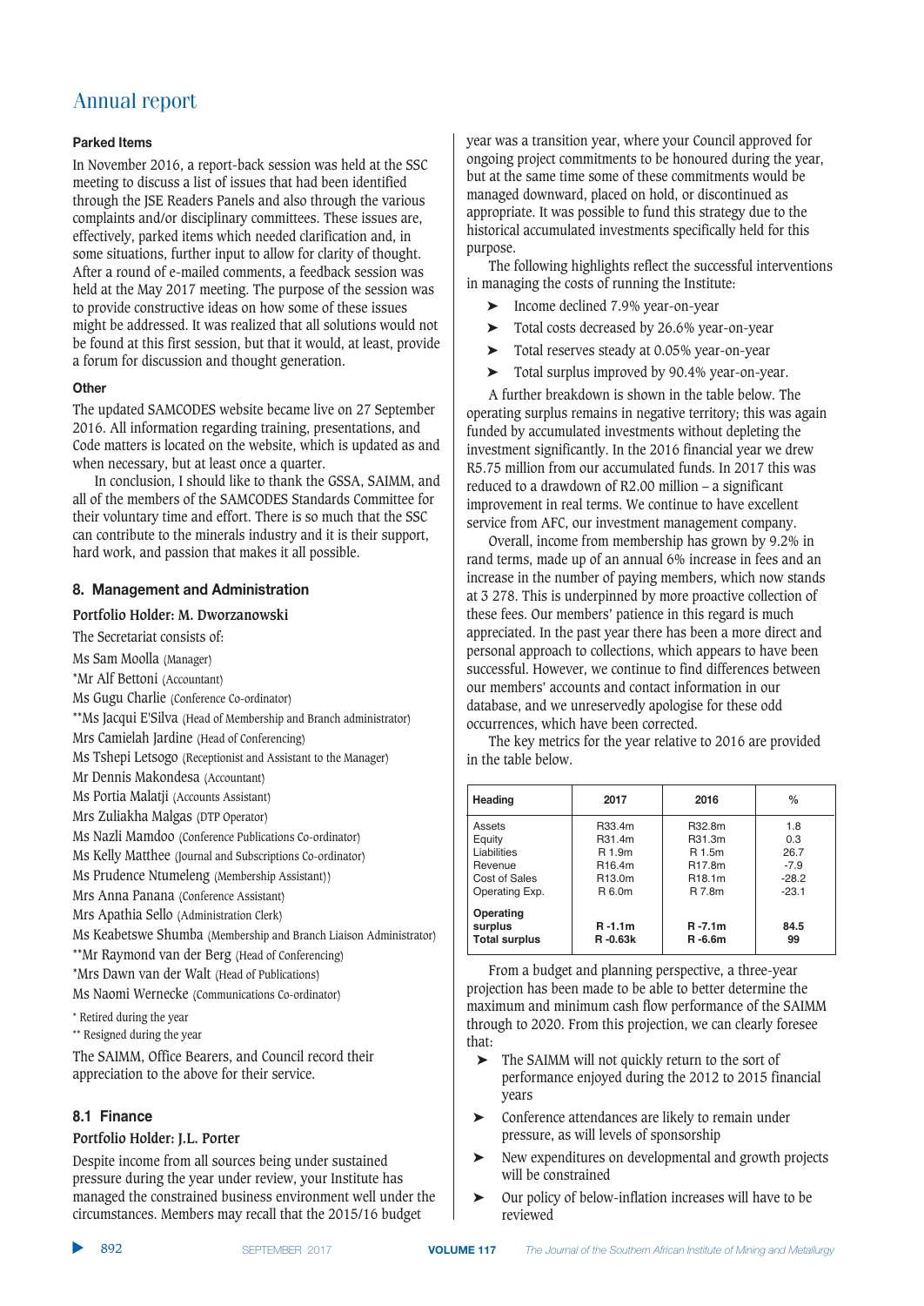### Parked Items

In November 2016, a report-back session was held at the SSC meeting to discuss a list of issues that had been identified through the JSE Readers Panels and also through the various complaints and/or disciplinary committees. These issues are, effectively, parked items which needed clarification and, in some situations, further input to allow for clarity of thought. After a round of e-mailed comments, a feedback session was held at the May 2017 meeting. The purpose of the session was to provide constructive ideas on how some of these issues might be addressed. It was realized that all solutions would not be found at this first session, but that it would, at least, provide a forum for discussion and thought generation.

### Other

The updated SAMCODES website became live on 27 September 2016. All information regarding training, presentations, and Code matters is located on the website, which is updated as and when necessary, but at least once a quarter.

In conclusion, I should like to thank the GSSA, SAIMM, and all of the members of the SAMCODES Standards Committee for their voluntary time and effort. There is so much that the SSC can contribute to the minerals industry and it is their support, hard work, and passion that makes it all possible.

## 8. Management and Administration

**Portfolio Holder: M. Dworzanowski**

The Secretariat consists of:

Ms Sam Moolla (Manager)
*Mr Alf Betttoni (Accountant)
Ms Gugu Charlie (Conference Co-ordinator)
**Ms Jacqui E'Silva (Head of Membership and Branch administrator)
Mrs Camielah Jardine (Head of Conferencing)
Ms Tshepi Letsogo (Receptionist and Assistant to the Manager)
Mr Dennis Makondesa (Accountant)
Ms Portia Malatji (Accounts Assistant)
Mrs Zuliakha Malgas (DTP Operator)
Ms Nazli Mamdoo (Conference Publications Co-ordinator)
Ms Kelly Matthee (Journal and Subscriptions Co-ordinator)
Ms Prudence Ntumeleng (Membership Assistant))
Mrs Anna Panana (Conference Assistant)
Mrs Apathia Sello (Administration Clerk)
Ms Keabetswe Shumba (Membership and Branch Liaison Administrator)
**Mr Raymond van der Berg (Head of Conferencing)
*Mrs Dawn van der Walt (Head of Publications)
Ms Naomi Wernecke (Communications Co-ordinator)

\* Retired during the year
\*\* Resigned during the year

The SAIMM, Office Bearers, and Council record their appreciation to the above for their service.

### 8.1 Finance

**Portfolio Holder: J.L. Porter**

Despite income from all sources being under sustained pressure during the year under review, your Institute has managed the constrained business environment well under the circumstances. Members may recall that the 2015/16 budget year was a transition year, where your Council approved for ongoing project commitments to be honoured during the year, but at the same time some of these commitments would be managed downward, placed on hold, or discontinued as appropriate. It was possible to fund this strategy due to the historical accumulated investments specifically held for this purpose.

The following highlights reflect the successful interventions in managing the costs of running the Institute:

- Income declined 7.9% year-on-year
- Total costs decreased by 26.6% year-on-year
- Total reserves steady at 0.05% year-on-year
- Total surplus improved by 90.4% year-on-year.

A further breakdown is shown in the table below. The operating surplus remains in negative territory; this was again funded by accumulated investments without depleting the investment significantly. In the 2016 financial year we drew R5.75 million from our accumulated funds. In 2017 this was reduced to a drawdown of R2.00 million – a significant improvement in real terms. We continue to have excellent service from AFC, our investment management company.

Overall, income from membership has grown by 9.2% in rand terms, made up of an annual 6% increase in fees and an increase in the number of paying members, which now stands at 3 278. This is underpinned by more proactive collection of these fees. Our members' patience in this regard is much appreciated. In the past year there has been a more direct and personal approach to collections, which appears to have been successful. However, we continue to find differences between our members' accounts and contact information in our database, and we unreservedly apologise for these odd occurrences, which have been corrected.

The key metrics for the year relative to 2016 are provided in the table below.

| Heading | 2017 | 2016 | % |
|---|---|---|---|
| Assets | R33.4m | R32.8m | 1.8 |
| Equity | R31.4m | R31.3m | 0.3 |
| Liabilities | R 1.9m | R 1.5m | 26.7 |
| Revenue | R16.4m | R17.8m | -7.9 |
| Cost of Sales | R13.0m | R18.1m | -28.2 |
| Operating Exp. | R 6.0m | R 7.8m | -23.1 |
| **Operating surplus** | **R -1.1m** | **R -7.1m** | **84.5** |
| **Total surplus** | **R -0.63k** | **R -6.6m** | **99** |

From a budget and planning perspective, a three-year projection has been made to be able to better determine the maximum and minimum cash flow performance of the SAIMM through to 2020. From this projection, we can clearly foresee that:

- The SAIMM will not quickly return to the sort of performance enjoyed during the 2012 to 2015 financial years
- Conference attendances are likely to remain under pressure, as will levels of sponsorship
- New expenditures on developmental and growth projects will be constrained
- Our policy of below-inflation increases will have to be reviewed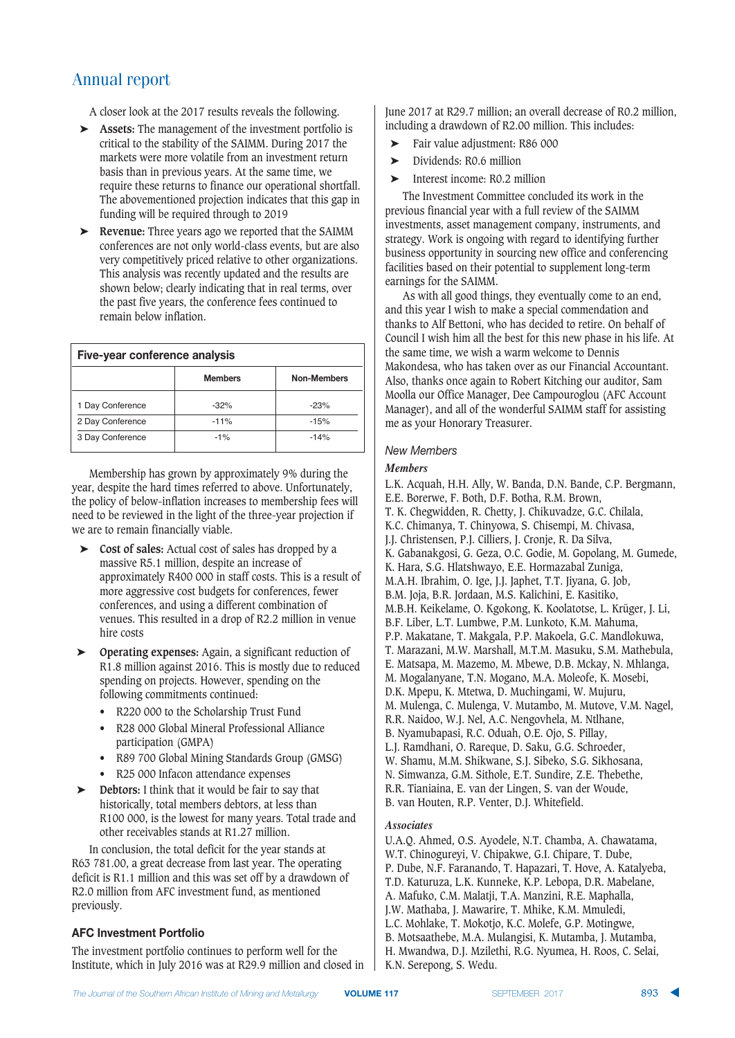## Annual report

A closer look at the 2017 results reveals the following.

- **Assets:** The management of the investment portfolio is critical to the stability of the SAIMM. During 2017 the markets were more volatile from an investment return basis than in previous years. At the same time, we require these returns to finance our operational shortfall. The abovementioned projection indicates that this gap in funding will be required through to 2019
- **Revenue:** Three years ago we reported that the SAIMM conferences are not only world-class events, but are also very competitively priced relative to other organizations. This analysis was recently updated and the results are shown below; clearly indicating that in real terms, over the past five years, the conference fees continued to remain below inflation.

**Five-year conference analysis**

| | Members | Non-Members |
|---|---|---|
| 1 Day Conference | -32% | -23% |
| 2 Day Conference | -11% | -15% |
| 3 Day Conference | -1% | -14% |

Membership has grown by approximately 9% during the year, despite the hard times referred to above. Unfortunately, the policy of below-inflation increases to membership fees will need to be reviewed in the light of the three-year projection if we are to remain financially viable.

- **Cost of sales:** Actual cost of sales has dropped by a massive R5.1 million, despite an increase of approximately R400 000 in staff costs. This is a result of more aggressive cost budgets for conferences, fewer conferences, and using a different combination of venues. This resulted in a drop of R2.2 million in venue hire costs
- **Operating expenses:** Again, a significant reduction of R1.8 million against 2016. This is mostly due to reduced spending on projects. However, spending on the following commitments continued:
  - R220 000 to the Scholarship Trust Fund
  - R28 000 Global Mineral Professional Alliance participation (GMPA)
  - R89 700 Global Mining Standards Group (GMSG)
  - R25 000 Infacon attendance expenses
- **Debtors:** I think that it would be fair to say that historically, total members debtors, at less than R100 000, is the lowest for many years. Total trade and other receivables stands at R1.27 million.

In conclusion, the total deficit for the year stands at R63 781.00, a great decrease from last year. The operating deficit is R1.1 million and this was set off by a drawdown of R2.0 million from AFC investment fund, as mentioned previously.

### AFC Investment Portfolio

The investment portfolio continues to perform well for the Institute, which in July 2016 was at R29.9 million and closed in June 2017 at R29.7 million; an overall decrease of R0.2 million, including a drawdown of R2.00 million. This includes:

- Fair value adjustment: R86 000
- Dividends: R0.6 million
- Interest income: R0.2 million

The Investment Committee concluded its work in the previous financial year with a full review of the SAIMM investments, asset management company, instruments, and strategy. Work is ongoing with regard to identifying further business opportunity in sourcing new office and conferencing facilities based on their potential to supplement long-term earnings for the SAIMM.

As with all good things, they eventually come to an end, and this year I wish to make a special commendation and thanks to Alf Bettoni, who has decided to retire. On behalf of Council I wish him all the best for this new phase in his life. At the same time, we wish a warm welcome to Dennis Makondesa, who has taken over as our Financial Accountant. Also, thanks once again to Robert Kitching our auditor, Sam Moolla our Office Manager, Dee Campouroglou (AFC Account Manager), and all of the wonderful SAIMM staff for assisting me as your Honorary Treasurer.

### *New Members*

#### *Members*

L.K. Acquah, H.H. Ally, W. Banda, D.N. Bande, C.P. Bergmann, E.E. Borerwe, F. Both, D.F. Botha, R.M. Brown, T. K. Chegwidden, R. Chetty, J. Chikuvadze, G.C. Chilala, K.C. Chimanya, T. Chinyowa, S. Chisempi, M. Chivasa, J.J. Christensen, P.J. Cilliers, J. Cronje, R. Da Silva, K. Gabanakgosi, G. Geza, O.C. Godie, M. Gopolang, M. Gumede, K. Hara, S.G. Hlatshwayo, E.E. Hormazabal Zuniga, M.A.H. Ibrahim, O. Ige, J.J. Japhet, T.T. Jiyana, G. Job, B.M. Joja, B.R. Jordaan, M.S. Kalichini, E. Kasitiko, M.B.H. Keikelame, O. Kgokong, K. Koolatotse, L. Krüger, J. Li, B.F. Liber, L.T. Lumbwe, P.M. Lunkoto, K.M. Mahuma, P.P. Makatane, T. Makgala, P.P. Makoela, G.C. Mandlokuwa, T. Marazani, M.W. Marshall, M.T.M. Masuku, S.M. Mathebula, E. Matsapa, M. Mazemo, M. Mbewe, D.B. Mckay, N. Mhlanga, M. Mogalanyane, T.N. Mogano, M.A. Moleofe, K. Mosebi, D.K. Mpepu, K. Mtetwa, D. Muchingami, W. Mujuru, M. Mulenga, C. Mulenga, V. Mutambo, M. Mutove, V.M. Nagel, R.R. Naidoo, W.J. Nel, A.C. Nengovhela, M. Ntlhane, B. Nyamubapasi, R.C. Oduah, O.E. Ojo, S. Pillay, L.J. Ramdhani, O. Rareque, D. Saku, G.G. Schroeder, W. Shamu, M.M. Shikwane, S.J. Sibeko, S.G. Sikhosana, N. Simwanza, G.M. Sithole, E.T. Sundire, Z.E. Thebethe, R.R. Tianiaina, E. van der Lingen, S. van der Woude, B. van Houten, R.P. Venter, D.J. Whitefield.

#### *Associates*

U.A.Q. Ahmed, O.S. Ayodele, N.T. Chamba, A. Chawatama, W.T. Chinogureyi, V. Chipakwe, G.I. Chipare, T. Dube, P. Dube, N.F. Faranando, T. Hapazari, T. Hove, A. Katalyeba, T.D. Katuruza, L.K. Kunneke, K.P. Lebopa, D.R. Mabelane, A. Mafuko, C.M. Malatji, T.A. Manzini, R.E. Maphalla, J.W. Mathaba, J. Mawarire, T. Mhike, K.M. Mmuledi, L.C. Mohlake, T. Mokotjo, K.C. Molefe, G.P. Motingwe, B. Motsaathebe, M.A. Mulangisi, K. Mutamba, J. Mutamba, H. Mwandwa, D.J. Mzilethi, R.G. Nyumea, H. Roos, C. Selai, K.N. Serepong, S. Wedu.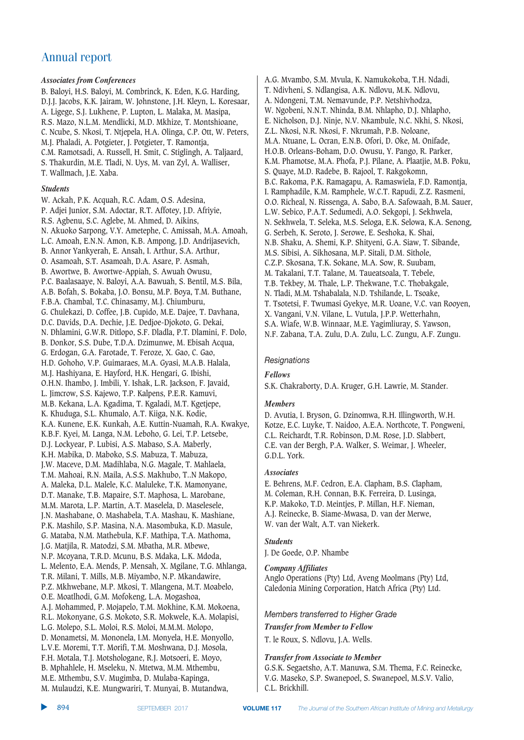## Annual report

### *Associates from Conferences*

B. Baloyi, H.S. Baloyi, M. Combrinck, K. Eden, K.G. Harding, D.J.J. Jacobs, K.K. Jairam, W. Johnstone, J.H. Kleyn, L. Koresaar, A. Ligege, S.J. Lukhene, P. Lupton, L. Malaka, M. Masipa, R.S. Mazo, N.L.M. Mendlicki, M.D. Mkhize, T. Montshioane, C. Ncube, S. Nkosi, T. Ntjepela, H.A. Olinga, C.P. Ott, W. Peters, M.J. Phaladi, A. Potgieter, J. Potgieter, T. Ramontja, C.M. Ramotsadi, A. Russell, H. Smit, C. Stiglingh, A. Taljaard, S. Thakurdin, M.E. Tladi, N. Uys, M. van Zyl, A. Walliser, T. Wallmach, J.E. Xaba.

### *Students*

W. Ackah, P.K. Acquah, R.C. Adam, O.S. Adesina, P. Adjei Junior, S.M. Adoctar, R.T. Affotey, J.D. Afriyie, R.S. Agbenu, S.C. Aglebe, M. Ahmed, D. Aikins, N. Akuoko Sarpong, V.Y. Ametephe, C. Amissah, M.A. Amoah, L.C. Amoah, E.N.N. Amon, K.B. Ampong, J.D. Andrijasevich, B. Annor Yankyerah, E. Ansah, I. Arthur, S.A. Arthur, O. Asamoah, S.T. Asamoah, D.A. Asare, P. Asmah, B. Awortwe, B. Awortwe-Appiah, S. Awuah Owusu, P.C. Baalasaaye, N. Baloyi, A.A. Bawuah, S. Bentil, M.S. Bila, A.B. Bofah, S. Bokaba, J.O. Bonsu, M.P. Boya, T.M. Buthane, F.B.A. Chambal, T.C. Chinasamy, M.J. Chiumburu, G. Chulekazi, D. Coffee, J.B. Cupido, M.E. Dajee, T. Davhana, D.C. Davids, D.A. Dechie, J.E. Dedjoe-Djokoto, G. Dekai, N. Dhlamini, G.W.R. Ditlopo, S.F. Dladla, P.T. Dlamini, F. Dolo, B. Donkor, S.S. Dube, T.D.A. Dzimunwe, M. Ebisah Acqua, G. Erdogan, G.A. Farotade, T. Feroze, X. Gao, C. Gao, H.D. Gohoho, V.P. Guimaraes, M.A. Gyasi, M.A.B. Halala, M.J. Hashiyana, E. Hayford, H.K. Hengari, G. Ibishi, O.H.N. Ihambo, J. Imbili, Y. Ishak, L.R. Jackson, F. Javaid, L. Jimcrow, S.S. Kajewo, T.P. Kalpens, P.E.R. Kamuvi, M.B. Kekana, L.A. Kgadima, T. Kgaladi, M.T. Kgetjepe, K. Khuduga, S.L. Khumalo, A.T. Kiiga, N.K. Kodie, K.A. Kunene, E.K. Kunkah, A.E. Kuttin-Nuamah, R.A. Kwakye, K.B.F. Kyei, M. Langa, N.M. Leboho, G. Lei, T.P. Letsebe, D.J. Lockyear, P. Lubisi, A.S. Mabaso, S.A. Maberly, K.H. Mabika, D. Maboko, S.S. Mabuza, T. Mabuza, J.W. Maceve, D.M. Madihlaba, N.G. Magale, T. Mahlaela, T.M. Mahoai, R.N. Maila, A.S.S. Makhubo, T..N Makopo, A. Maleka, D.L. Malele, K.C. Maluleke, T.K. Mamonyane, D.T. Manake, T.B. Mapaire, S.T. Maphosa, L. Marobane, M.M. Marota, L.P. Martin, A.T. Maselela, D. Maselesele, J.N. Mashabane, O. Mashabela, T.A. Mashau, K. Mashiane, P.K. Mashilo, S.P. Masina, N.A. Masombuka, K.D. Masule, G. Mataba, N.M. Mathebula, K.F. Mathipa, T.A. Mathoma, J.G. Matjila, R. Matodzi, S.M. Mbatha, M.R. Mbewe, N.P. Mcoyana, T.R.D. Mcunu, B.S. Mdaka, L.K. Mdoda, L. Melento, E.A. Mends, P. Mensah, X. Mgilane, T.G. Mhlanga, T.R. Milani, T. Mills, M.B. Miyambo, N.P. Mkandawire, P.Z. Mkhwebane, M.P. Mkosi, T. Mlangena, M.T. Moabelo, O.E. Moatlhodi, G.M. Mofokeng, L.A. Mogashoa, A.J. Mohammed, P. Mojapelo, T.M. Mokhine, K.M. Mokoena, R.L. Mokonyane, G.S. Mokoto, S.R. Mokwele, K.A. Molapisi, L.G. Molepo, S.L. Moloi, R.S. Moloi, M.M.M. Molopo, D. Monametsi, M. Mononela, I.M. Monyela, H.E. Monyollo, L.V.E. Moremi, T.T. Morifi, T.M. Moshwana, D.J. Mosola, F.H. Motala, T.J. Motshologane, R.J. Motsoeri, E. Moyo, B. Mphahlele, H. Mseleku, N. Mtetwa, M.M. Mthembu, M.E. Mthembu, S.V. Mugimba, D. Mulaba-Kapinga, M. Mulaudzi, K.E. Mungwariri, T. Munyai, B. Mutandwa, A.G. Mvambo, S.M. Mvula, K. Namukokoba, T.H. Ndadi, T. Ndivheni, S. Ndlangisa, A.K. Ndlovu, M.K. Ndlovu, A. Ndongeni, T.M. Nemavunde, P.P. Netshivhodza, W. Ngobeni, N.N.T. Nhinda, B.M. Nhlapho, D.J. Nhlapho, E. Nicholson, D.J. Ninje, N.V. Nkambule, N.C. Nkhi, S. Nkosi, Z.L. Nkosi, N.R. Nkosi, F. Nkrumah, P.B. Noloane, M.A. Ntuane, L. Ocran, E.N.B. Ofori, D. Oke, M. Onifade, H.O.B. Orleans-Boham, D.O. Owusu, Y. Pango, R. Parker, K.M. Phamotse, M.A. Phofa, P.J. Pilane, A. Plaatjie, M.B. Poku, S. Quaye, M.D. Radebe, B. Rajool, T. Rakgokomn, B.C. Rakoma, P.K. Ramagapu, A. Ramaswiela, F.D. Ramontja, I. Ramphadile, K.M. Ramphele, W.C.T. Rapudi, Z.Z. Rasmeni, O.O. Richeal, N. Rissenga, A. Sabo, B.A. Safowaah, B.M. Sauer, L.W. Sebico, P.A.T. Sedumedi, A.O. Sekgopi, J. Sekhwela, N. Sekhwela, T. Seleka, M.S. Seloga, E.K. Selowa, K.A. Senong, G. Serbeh, K. Seroto, J. Serowe, E. Seshoka, K. Shai, N.B. Shaku, A. Shemi, K.P. Shityeni, G.A. Siaw, T. Sibande, M.S. Sibisi, A. Sikhosana, M.P. Sitali, D.M. Sithole, C.Z.P. Skosana, T.K. Sokane, M.A. Sow, R. Suubam, M. Takalani, T.T. Talane, M. Taueatsoala, T. Tebele, T.B. Tekbey, M. Thale, L.P. Thekwane, T.C. Thobakgale, N. Tladi, M.M. Tshabalala, N.D. Tshilande, L. Tsoake, T. Tsotetsi, F. Twumasi Gyekye, M.R. Uoane, V.C. van Rooyen, X. Vangani, V.N. Vilane, L. Vutula, J.P.P. Wetterhahn, S.A. Wiafe, W.B. Winnaar, M.E. Yagimliuray, S. Yawson, N.F. Zabana, T.A. Zulu, D.A. Zulu, L.C. Zungu, A.F. Zungu.

## Resignations

### *Fellows*

S.K. Chakraborty, D.A. Kruger, G.H. Lawrie, M. Stander.

### *Members*

D. Avutia, I. Bryson, G. Dzinomwa, R.H. Illingworth, W.H. Kotze, E.C. Luyke, T. Naidoo, A.E.A. Northcote, T. Pongweni, C.L. Reichardt, T.R. Robinson, D.M. Rose, J.D. Slabbert, C.E. van der Bergh, P.A. Walker, S. Weimar, J. Wheeler, G.D.L. York.

### *Associates*

E. Behrens, M.F. Cedron, E.A. Clapham, B.S. Clapham, M. Coleman, R.H. Connan, B.K. Ferreira, D. Lusinga, K.P. Makoko, T.D. Meintjes, P. Millan, H.F. Nieman, A.J. Reinecke, B. Siame-Mwasa, D. van der Merwe, W. van der Walt, A.T. van Niekerk.

### *Students*

J. De Goede, O.P. Nhambe

### *Company Affiliates*

Anglo Operations (Pty) Ltd, Aveng Moolmans (Pty) Ltd, Caledonia Mining Corporation, Hatch Africa (Pty) Ltd.

## Members transferred to Higher Grade

### *Transfer from Member to Fellow*

T. le Roux, S. Ndlovu, J.A. Wells.

### *Transfer from Associate to Member*

G.S.K. Segaetsho, A.T. Manuwa, S.M. Thema, F.C. Reinecke, V.G. Maseko, S.P. Swanepoel, S. Swanepoel, M.S.V. Valio, C.L. Brickhill.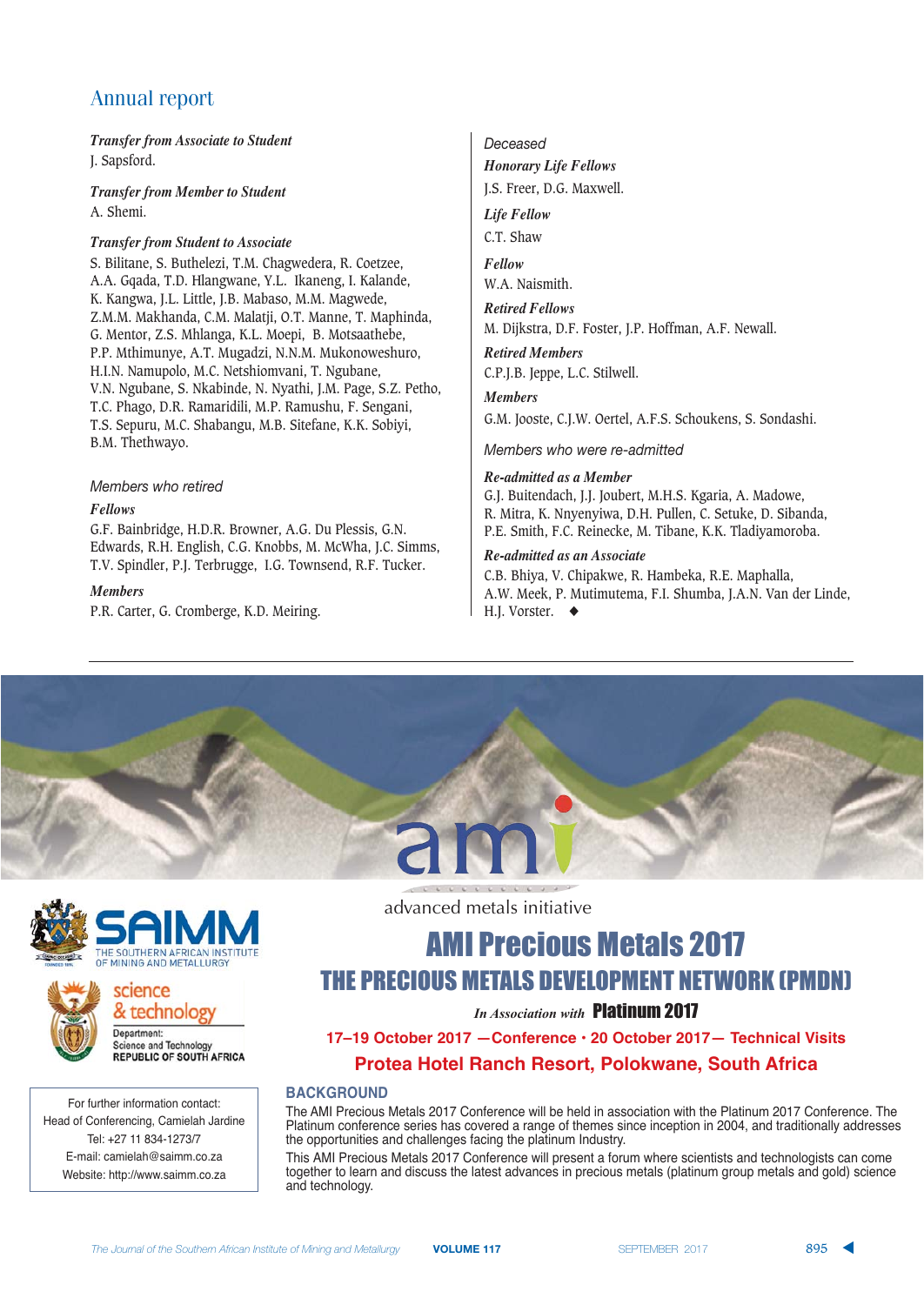## Annual report

*Transfer from Associate to Student*
J. Sapsford.

*Transfer from Member to Student*
A. Shemi.

*Transfer from Student to Associate*
S. Bilitane, S. Buthelezi, T.M. Chagwedera, R. Coetzee, A.A. Gqada, T.D. Hlangwane, Y.L. Ikaneng, I. Kalande, K. Kangwa, J.L. Little, J.B. Mabaso, M.M. Magwede, Z.M.M. Makhanda, C.M. Malatji, O.T. Manne, T. Maphinda, G. Mentor, Z.S. Mhlanga, K.L. Moepi, B. Motsaathebe, P.P. Mthimunye, A.T. Mugadzi, N.N.M. Mukonoweshuro, H.I.N. Namupolo, M.C. Netshiomvani, T. Ngubane, V.N. Ngubane, S. Nkabinde, N. Nyathi, J.M. Page, S.Z. Petho, T.C. Phago, D.R. Ramaridili, M.P. Ramushu, F. Sengani, T.S. Sepuru, M.C. Shabangu, M.B. Sitefane, K.K. Sobiyi, B.M. Thethwayo.

### Members who retired

*Fellows*
G.F. Bainbridge, H.D.R. Browner, A.G. Du Plessis, G.N. Edwards, R.H. English, C.G. Knobbs, M. McWha, J.C. Simms, T.V. Spindler, P.J. Terbrugge, I.G. Townsend, R.F. Tucker.

*Members*
P.R. Carter, G. Cromberge, K.D. Meiring.

### Deceased

*Honorary Life Fellows*
J.S. Freer, D.G. Maxwell.

*Life Fellow*
C.T. Shaw

*Fellow*
W.A. Naismith.

*Retired Fellows*
M. Dijkstra, D.F. Foster, J.P. Hoffman, A.F. Newall.

*Retired Members*
C.P.J.B. Jeppe, L.C. Stilwell.

*Members*
G.M. Jooste, C.J.W. Oertel, A.F.S. Schoukens, S. Sondashi.

### Members who were re-admitted

*Re-admitted as a Member*
G.J. Buitendach, J.J. Joubert, M.H.S. Kgaria, A. Madowe, R. Mitra, K. Nnyenyiwa, D.H. Pullen, C. Setuke, D. Sibanda, P.E. Smith, F.C. Reinecke, M. Tibane, K.K. Tladiyamoroba.

*Re-admitted as an Associate*
C.B. Bhiya, V. Chipakwe, R. Hambeka, R.E. Maphalla, A.W. Meek, P. Mutimutema, F.I. Shumba, J.A.N. Van der Linde, H.J. Vorster. ◆

---

ami
advanced metals initiative

SAIMM
THE SOUTHERN AFRICAN INSTITUTE OF MINING AND METALLURGY

science & technology
Department: Science and Technology
REPUBLIC OF SOUTH AFRICA

# AMI Precious Metals 2017

## THE PRECIOUS METALS DEVELOPMENT NETWORK (PMDN)

*In Association with* **Platinum 2017**

**17–19 October 2017 —Conference · 20 October 2017— Technical Visits**

**Protea Hotel Ranch Resort, Polokwane, South Africa**

### BACKGROUND

The AMI Precious Metals 2017 Conference will be held in association with the Platinum 2017 Conference. The Platinum conference series has covered a range of themes since inception in 2004, and traditionally addresses the opportunities and challenges facing the platinum Industry.

This AMI Precious Metals 2017 Conference will present a forum where scientists and technologists can come together to learn and discuss the latest advances in precious metals (platinum group metals and gold) science and technology.

For further information contact:
Head of Conferencing, Camielah Jardine
Tel: +27 11 834-1273/7
E-mail: camielah@saimm.co.za
Website: http://www.saimm.co.za